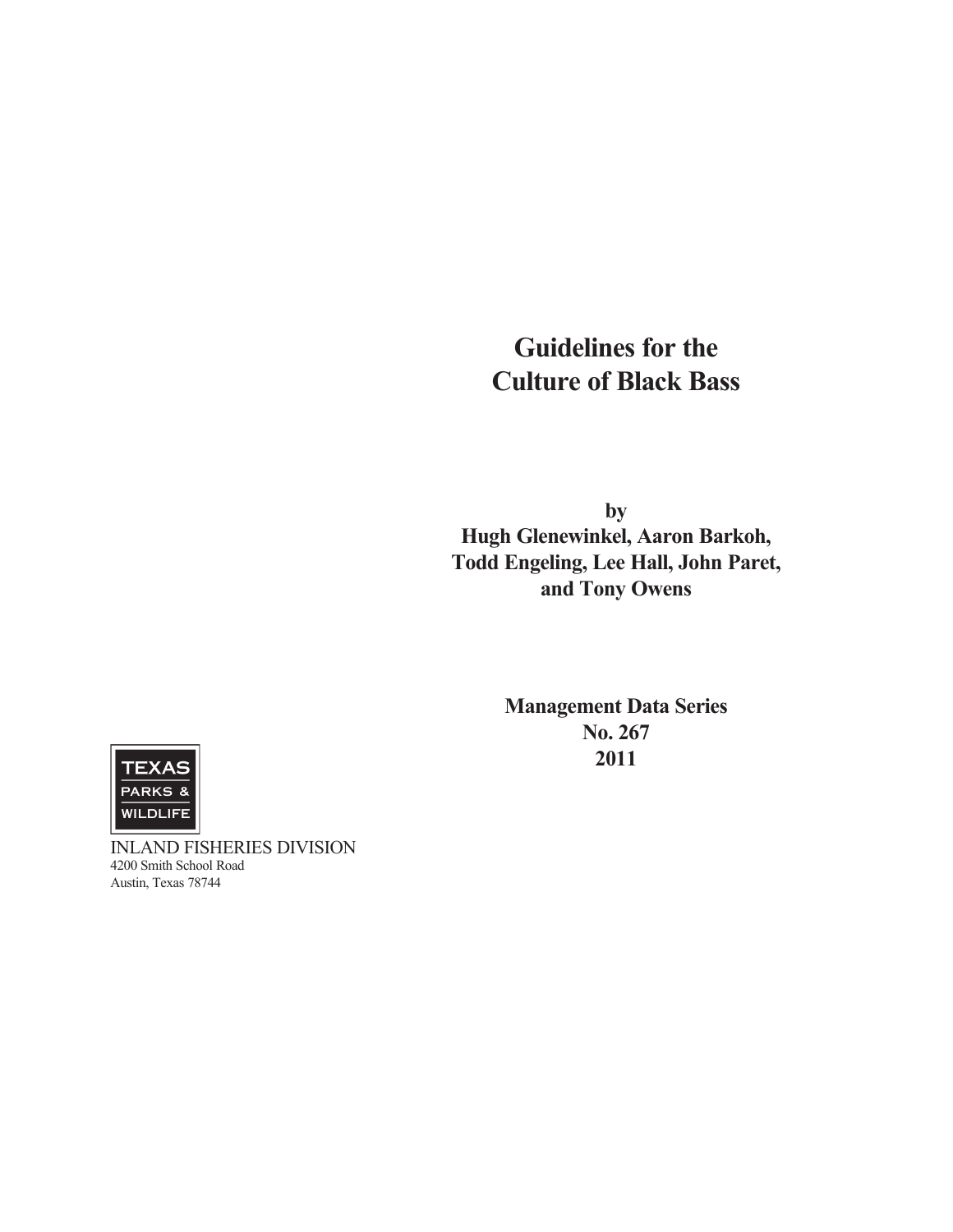# Guidelines for the Culture of Black Bass

**by**
**Hugh Glenewinkel, Aaron Barkoh, Todd Engeling, Lee Hall, John Paret, and Tony Owens**

**Management Data Series**
**No. 267**
**2011**

TEXAS PARKS & WILDLIFE

INLAND FISHERIES DIVISION
4200 Smith School Road
Austin, Texas 78744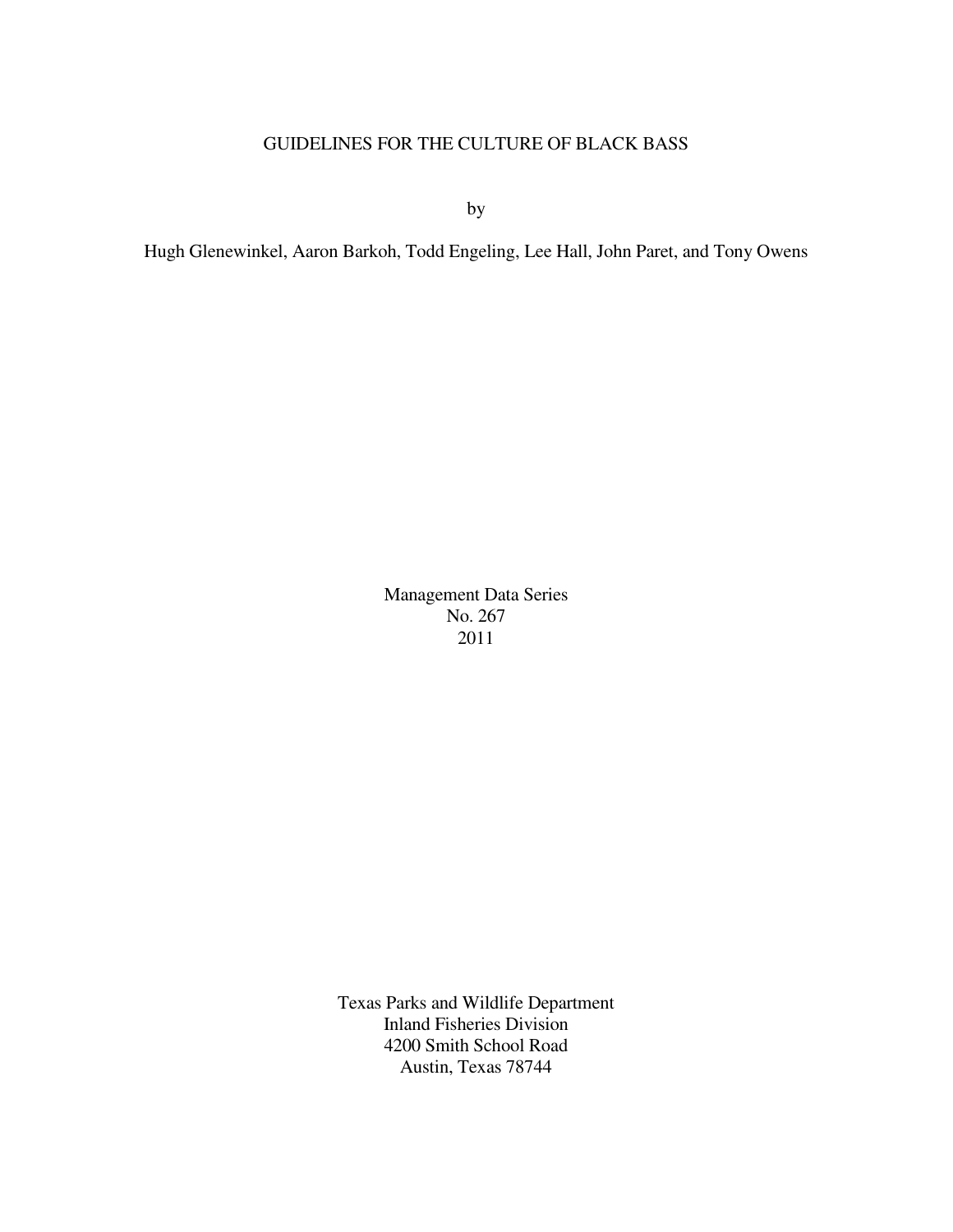# GUIDELINES FOR THE CULTURE OF BLACK BASS

by

Hugh Glenewinkel, Aaron Barkoh, Todd Engeling, Lee Hall, John Paret, and Tony Owens

Management Data Series
No. 267
2011

Texas Parks and Wildlife Department
Inland Fisheries Division
4200 Smith School Road
Austin, Texas 78744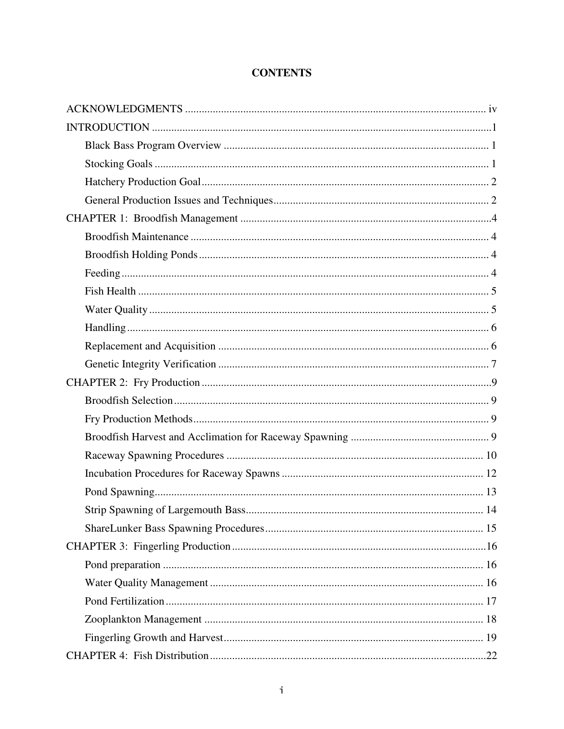# CONTENTS

ACKNOWLEDGMENTS ........................................................................................................ iv

INTRODUCTION ..........................................................................................................1

- Black Bass Program Overview ............................................................................... 1
- Stocking Goals ....................................................................................................... 1
- Hatchery Production Goal ...................................................................................... 2
- General Production Issues and Techniques ............................................................ 2

CHAPTER 1: Broodfish Management ..........................................................................4

- Broodfish Maintenance .......................................................................................... 4
- Broodfish Holding Ponds ....................................................................................... 4
- Feeding ................................................................................................................... 4
- Fish Health ............................................................................................................. 5
- Water Quality ......................................................................................................... 5
- Handling ................................................................................................................. 6
- Replacement and Acquisition ................................................................................ 6
- Genetic Integrity Verification ................................................................................ 7

CHAPTER 2: Fry Production ........................................................................................9

- Broodfish Selection ................................................................................................ 9
- Fry Production Methods ......................................................................................... 9
- Broodfish Harvest and Acclimation for Raceway Spawning ................................. 9
- Raceway Spawning Procedures ........................................................................... 10
- Incubation Procedures for Raceway Spawns ........................................................ 12
- Pond Spawning ..................................................................................................... 13
- Strip Spawning of Largemouth Bass .................................................................... 14
- ShareLunker Bass Spawning Procedures ............................................................. 15

CHAPTER 3: Fingerling Production ...........................................................................16

- Pond preparation .................................................................................................. 16
- Water Quality Management ................................................................................. 16
- Pond Fertilization ................................................................................................. 17
- Zooplankton Management ................................................................................... 18
- Fingerling Growth and Harvest ............................................................................ 19

CHAPTER 4: Fish Distribution ...................................................................................22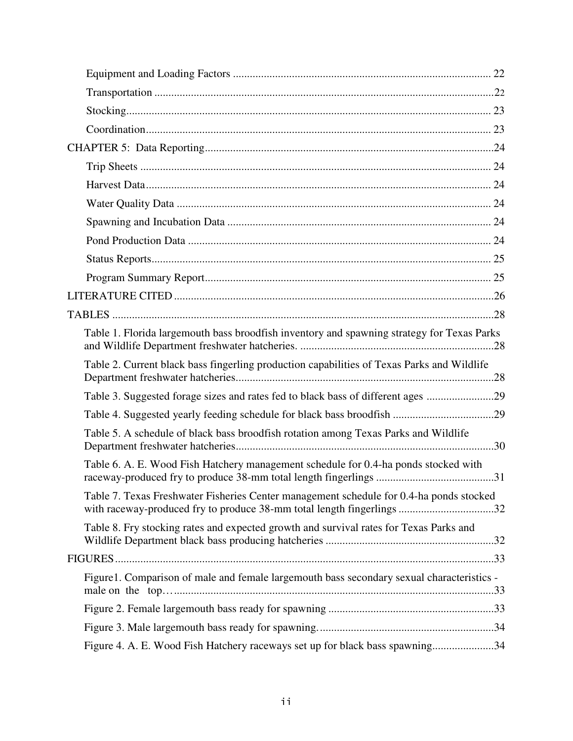Equipment and Loading Factors ........................................................................................... 22

Transportation ........................................................................................................................22

Stocking.................................................................................................................................. 23

Coordination........................................................................................................................... 23

CHAPTER 5: Data Reporting......................................................................................................24

Trip Sheets ............................................................................................................................. 24

Harvest Data........................................................................................................................... 24

Water Quality Data ................................................................................................................ 24

Spawning and Incubation Data .............................................................................................. 24

Pond Production Data ............................................................................................................ 24

Status Reports......................................................................................................................... 25

Program Summary Report...................................................................................................... 25

LITERATURE CITED .................................................................................................................26

TABLES ........................................................................................................................................28

Table 1. Florida largemouth bass broodfish inventory and spawning strategy for Texas Parks and Wildlife Department freshwater hatcheries. .....................................................................28

Table 2. Current black bass fingerling production capabilities of Texas Parks and Wildlife Department freshwater hatcheries............................................................................................28

Table 3. Suggested forage sizes and rates fed to black bass of different ages ........................29

Table 4. Suggested yearly feeding schedule for black bass broodfish ....................................29

Table 5. A schedule of black bass broodfish rotation among Texas Parks and Wildlife Department freshwater hatcheries............................................................................................30

Table 6. A. E. Wood Fish Hatchery management schedule for 0.4-ha ponds stocked with raceway-produced fry to produce 38-mm total length fingerlings ..........................................31

Table 7. Texas Freshwater Fisheries Center management schedule for 0.4-ha ponds stocked with raceway-produced fry to produce 38-mm total length fingerlings ..................................32

Table 8. Fry stocking rates and expected growth and survival rates for Texas Parks and Wildlife Department black bass producing hatcheries ............................................................32

FIGURES......................................................................................................................................33

Figure1. Comparison of male and female largemouth bass secondary sexual characteristics - male on the top….................................................................................................................33

Figure 2. Female largemouth bass ready for spawning ...........................................................33

Figure 3. Male largemouth bass ready for spawning...............................................................34

Figure 4. A. E. Wood Fish Hatchery raceways set up for black bass spawning......................34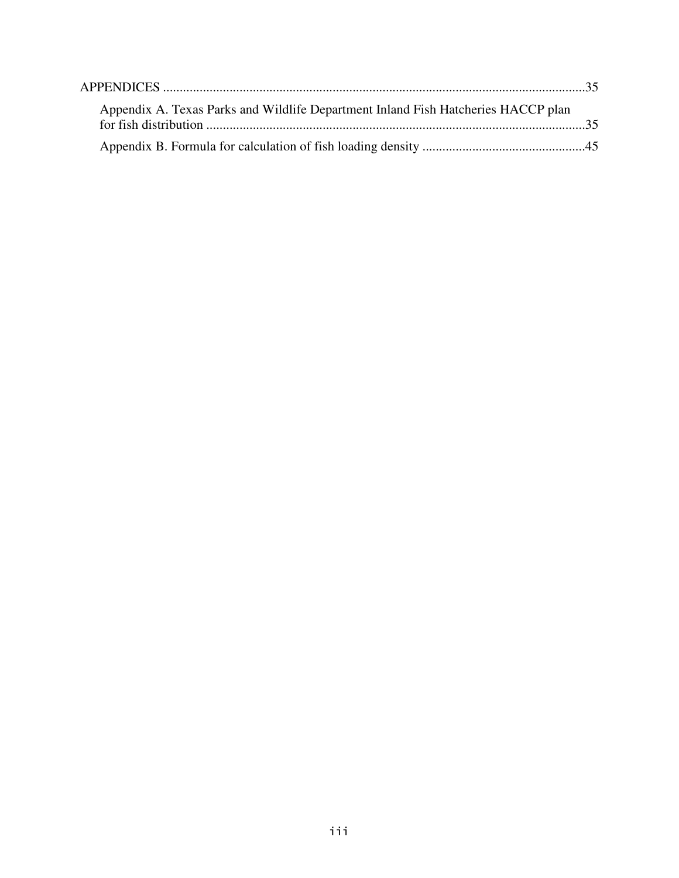APPENDICES ..............................................................................................................................35

Appendix A. Texas Parks and Wildlife Department Inland Fish Hatcheries HACCP plan for fish distribution .................................................................................................................35

Appendix B. Formula for calculation of fish loading density ................................................45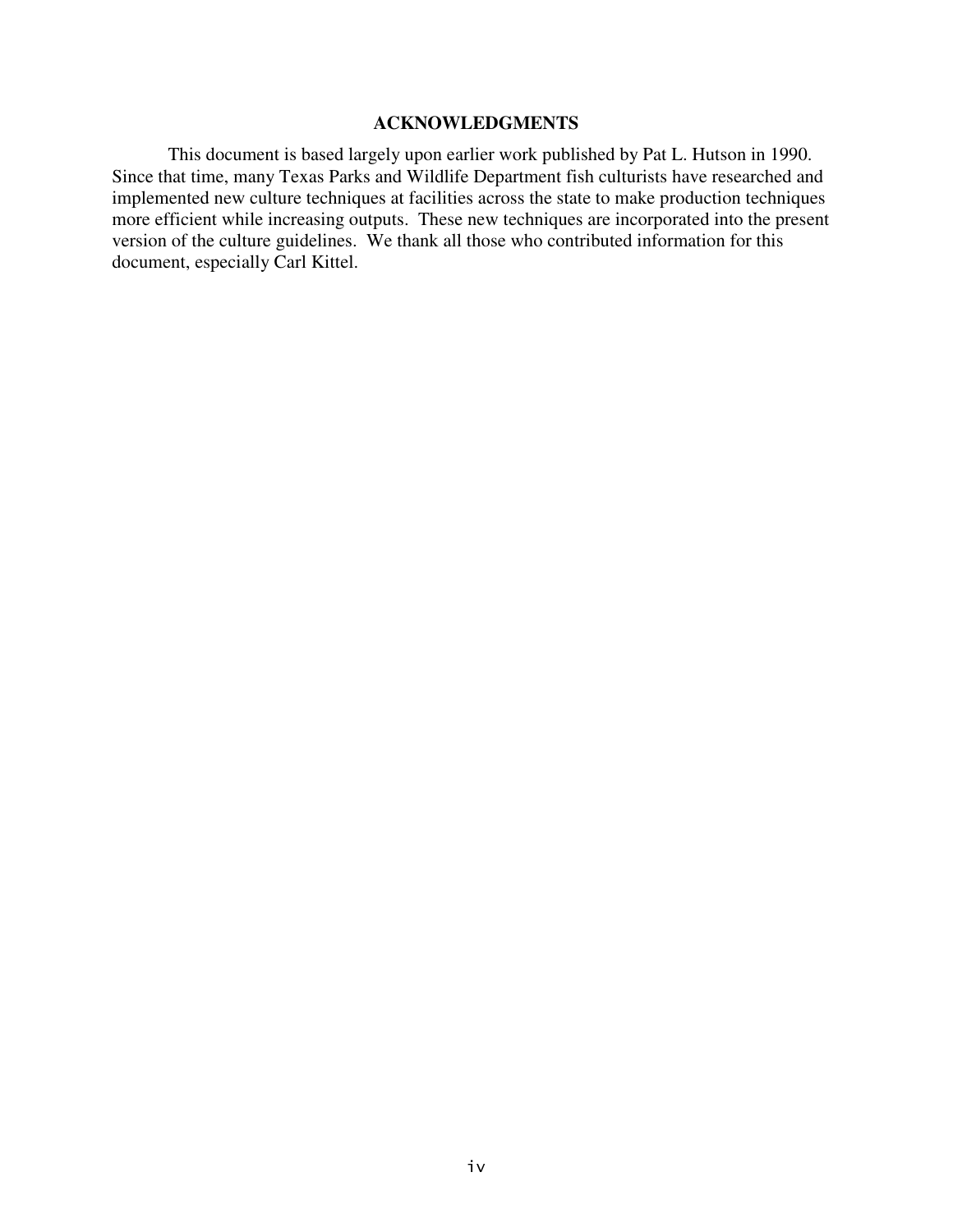## ACKNOWLEDGMENTS

This document is based largely upon earlier work published by Pat L. Hutson in 1990. Since that time, many Texas Parks and Wildlife Department fish culturists have researched and implemented new culture techniques at facilities across the state to make production techniques more efficient while increasing outputs. These new techniques are incorporated into the present version of the culture guidelines. We thank all those who contributed information for this document, especially Carl Kittel.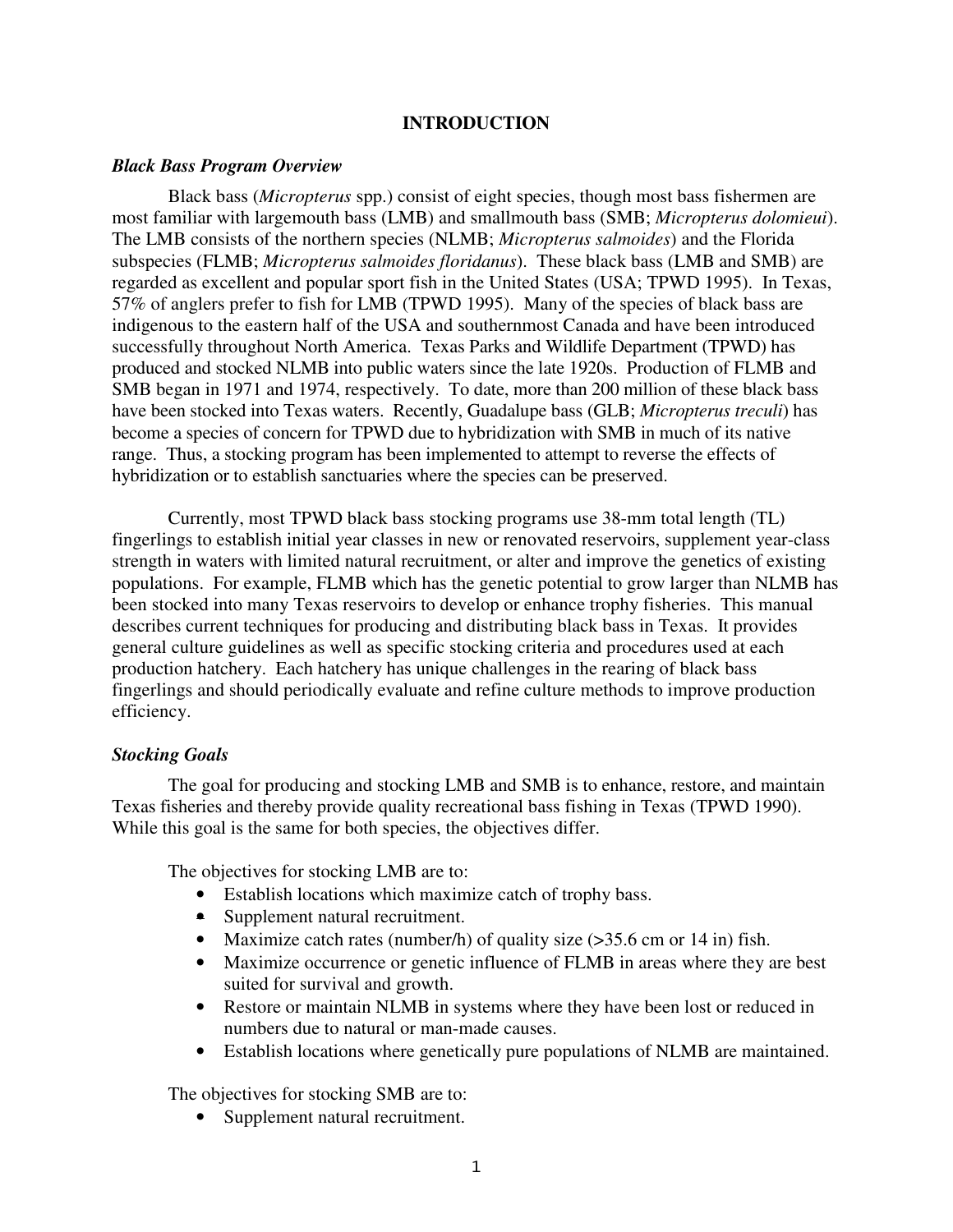# INTRODUCTION

### *Black Bass Program Overview*

Black bass (*Micropterus* spp.) consist of eight species, though most bass fishermen are most familiar with largemouth bass (LMB) and smallmouth bass (SMB; *Micropterus dolomieui*). The LMB consists of the northern species (NLMB; *Micropterus salmoides*) and the Florida subspecies (FLMB; *Micropterus salmoides floridanus*). These black bass (LMB and SMB) are regarded as excellent and popular sport fish in the United States (USA; TPWD 1995). In Texas, 57% of anglers prefer to fish for LMB (TPWD 1995). Many of the species of black bass are indigenous to the eastern half of the USA and southernmost Canada and have been introduced successfully throughout North America. Texas Parks and Wildlife Department (TPWD) has produced and stocked NLMB into public waters since the late 1920s. Production of FLMB and SMB began in 1971 and 1974, respectively. To date, more than 200 million of these black bass have been stocked into Texas waters. Recently, Guadalupe bass (GLB; *Micropterus treculi*) has become a species of concern for TPWD due to hybridization with SMB in much of its native range. Thus, a stocking program has been implemented to attempt to reverse the effects of hybridization or to establish sanctuaries where the species can be preserved.

Currently, most TPWD black bass stocking programs use 38-mm total length (TL) fingerlings to establish initial year classes in new or renovated reservoirs, supplement year-class strength in waters with limited natural recruitment, or alter and improve the genetics of existing populations. For example, FLMB which has the genetic potential to grow larger than NLMB has been stocked into many Texas reservoirs to develop or enhance trophy fisheries. This manual describes current techniques for producing and distributing black bass in Texas. It provides general culture guidelines as well as specific stocking criteria and procedures used at each production hatchery. Each hatchery has unique challenges in the rearing of black bass fingerlings and should periodically evaluate and refine culture methods to improve production efficiency.

### *Stocking Goals*

The goal for producing and stocking LMB and SMB is to enhance, restore, and maintain Texas fisheries and thereby provide quality recreational bass fishing in Texas (TPWD 1990). While this goal is the same for both species, the objectives differ.

The objectives for stocking LMB are to:

- Establish locations which maximize catch of trophy bass.
- Supplement natural recruitment.
- Maximize catch rates (number/h) of quality size (>35.6 cm or 14 in) fish.
- Maximize occurrence or genetic influence of FLMB in areas where they are best suited for survival and growth.
- Restore or maintain NLMB in systems where they have been lost or reduced in numbers due to natural or man-made causes.
- Establish locations where genetically pure populations of NLMB are maintained.

The objectives for stocking SMB are to:

- Supplement natural recruitment.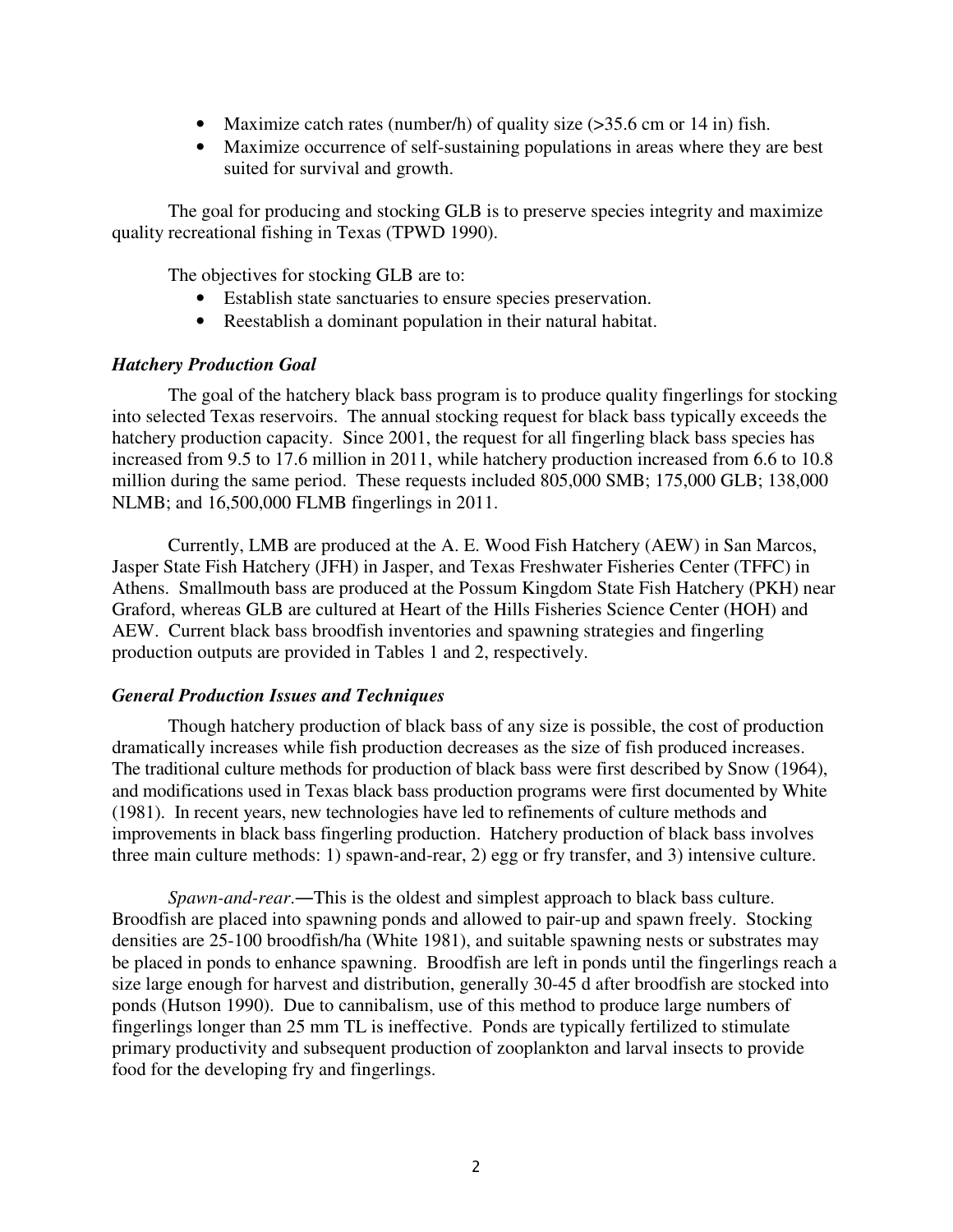- Maximize catch rates (number/h) of quality size (>35.6 cm or 14 in) fish.
- Maximize occurrence of self-sustaining populations in areas where they are best suited for survival and growth.

The goal for producing and stocking GLB is to preserve species integrity and maximize quality recreational fishing in Texas (TPWD 1990).

The objectives for stocking GLB are to:

- Establish state sanctuaries to ensure species preservation.
- Reestablish a dominant population in their natural habitat.

### *Hatchery Production Goal*

The goal of the hatchery black bass program is to produce quality fingerlings for stocking into selected Texas reservoirs. The annual stocking request for black bass typically exceeds the hatchery production capacity. Since 2001, the request for all fingerling black bass species has increased from 9.5 to 17.6 million in 2011, while hatchery production increased from 6.6 to 10.8 million during the same period. These requests included 805,000 SMB; 175,000 GLB; 138,000 NLMB; and 16,500,000 FLMB fingerlings in 2011.

Currently, LMB are produced at the A. E. Wood Fish Hatchery (AEW) in San Marcos, Jasper State Fish Hatchery (JFH) in Jasper, and Texas Freshwater Fisheries Center (TFFC) in Athens. Smallmouth bass are produced at the Possum Kingdom State Fish Hatchery (PKH) near Graford, whereas GLB are cultured at Heart of the Hills Fisheries Science Center (HOH) and AEW. Current black bass broodfish inventories and spawning strategies and fingerling production outputs are provided in Tables 1 and 2, respectively.

### *General Production Issues and Techniques*

Though hatchery production of black bass of any size is possible, the cost of production dramatically increases while fish production decreases as the size of fish produced increases. The traditional culture methods for production of black bass were first described by Snow (1964), and modifications used in Texas black bass production programs were first documented by White (1981). In recent years, new technologies have led to refinements of culture methods and improvements in black bass fingerling production. Hatchery production of black bass involves three main culture methods: 1) spawn-and-rear, 2) egg or fry transfer, and 3) intensive culture.

*Spawn-and-rear.*—This is the oldest and simplest approach to black bass culture. Broodfish are placed into spawning ponds and allowed to pair-up and spawn freely. Stocking densities are 25-100 broodfish/ha (White 1981), and suitable spawning nests or substrates may be placed in ponds to enhance spawning. Broodfish are left in ponds until the fingerlings reach a size large enough for harvest and distribution, generally 30-45 d after broodfish are stocked into ponds (Hutson 1990). Due to cannibalism, use of this method to produce large numbers of fingerlings longer than 25 mm TL is ineffective. Ponds are typically fertilized to stimulate primary productivity and subsequent production of zooplankton and larval insects to provide food for the developing fry and fingerlings.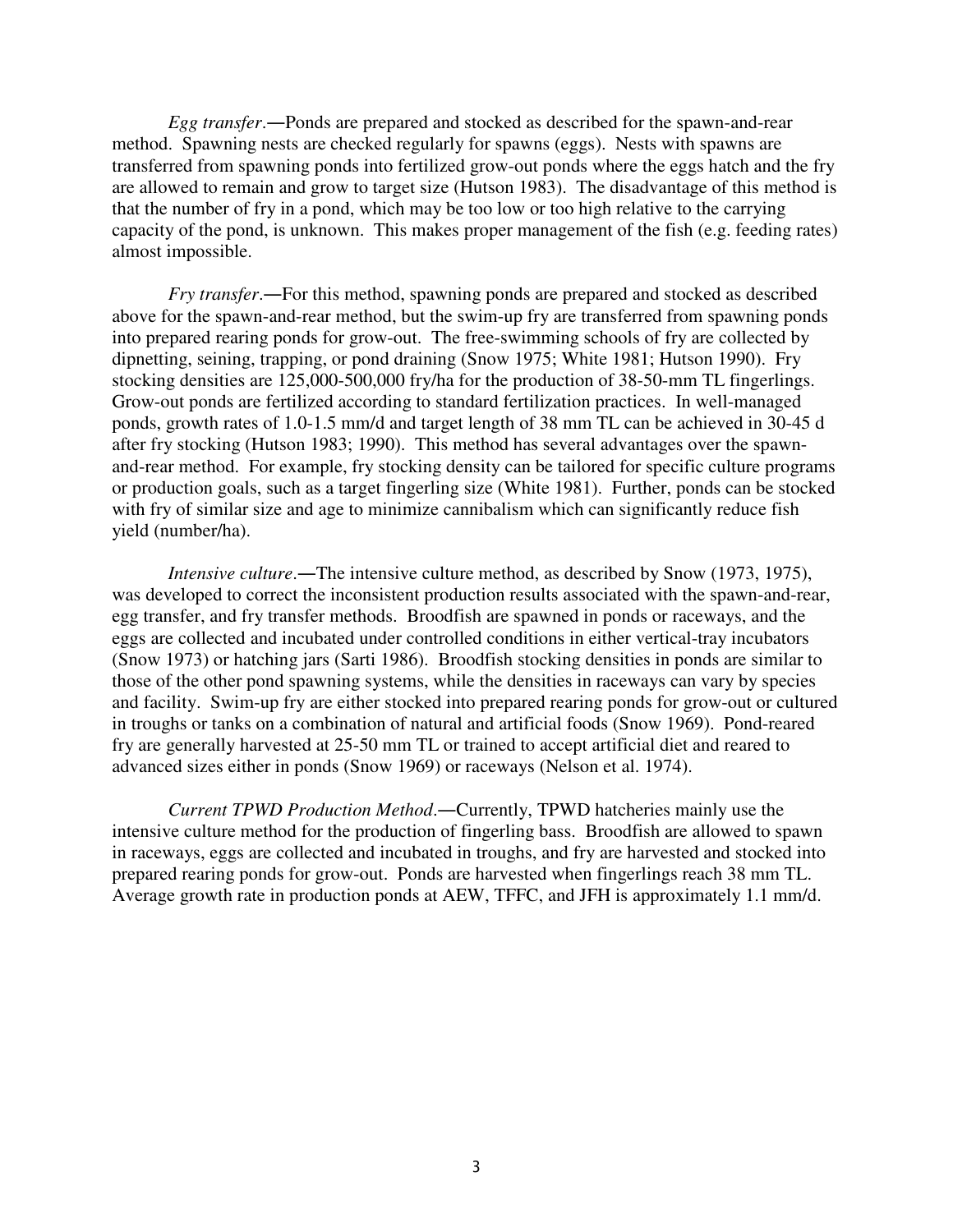*Egg transfer*.—Ponds are prepared and stocked as described for the spawn-and-rear method. Spawning nests are checked regularly for spawns (eggs). Nests with spawns are transferred from spawning ponds into fertilized grow-out ponds where the eggs hatch and the fry are allowed to remain and grow to target size (Hutson 1983). The disadvantage of this method is that the number of fry in a pond, which may be too low or too high relative to the carrying capacity of the pond, is unknown. This makes proper management of the fish (e.g. feeding rates) almost impossible.

*Fry transfer*.—For this method, spawning ponds are prepared and stocked as described above for the spawn-and-rear method, but the swim-up fry are transferred from spawning ponds into prepared rearing ponds for grow-out. The free-swimming schools of fry are collected by dipnetting, seining, trapping, or pond draining (Snow 1975; White 1981; Hutson 1990). Fry stocking densities are 125,000-500,000 fry/ha for the production of 38-50-mm TL fingerlings. Grow-out ponds are fertilized according to standard fertilization practices. In well-managed ponds, growth rates of 1.0-1.5 mm/d and target length of 38 mm TL can be achieved in 30-45 d after fry stocking (Hutson 1983; 1990). This method has several advantages over the spawn-and-rear method. For example, fry stocking density can be tailored for specific culture programs or production goals, such as a target fingerling size (White 1981). Further, ponds can be stocked with fry of similar size and age to minimize cannibalism which can significantly reduce fish yield (number/ha).

*Intensive culture*.—The intensive culture method, as described by Snow (1973, 1975), was developed to correct the inconsistent production results associated with the spawn-and-rear, egg transfer, and fry transfer methods. Broodfish are spawned in ponds or raceways, and the eggs are collected and incubated under controlled conditions in either vertical-tray incubators (Snow 1973) or hatching jars (Sarti 1986). Broodfish stocking densities in ponds are similar to those of the other pond spawning systems, while the densities in raceways can vary by species and facility. Swim-up fry are either stocked into prepared rearing ponds for grow-out or cultured in troughs or tanks on a combination of natural and artificial foods (Snow 1969). Pond-reared fry are generally harvested at 25-50 mm TL or trained to accept artificial diet and reared to advanced sizes either in ponds (Snow 1969) or raceways (Nelson et al. 1974).

*Current TPWD Production Method*.—Currently, TPWD hatcheries mainly use the intensive culture method for the production of fingerling bass. Broodfish are allowed to spawn in raceways, eggs are collected and incubated in troughs, and fry are harvested and stocked into prepared rearing ponds for grow-out. Ponds are harvested when fingerlings reach 38 mm TL. Average growth rate in production ponds at AEW, TFFC, and JFH is approximately 1.1 mm/d.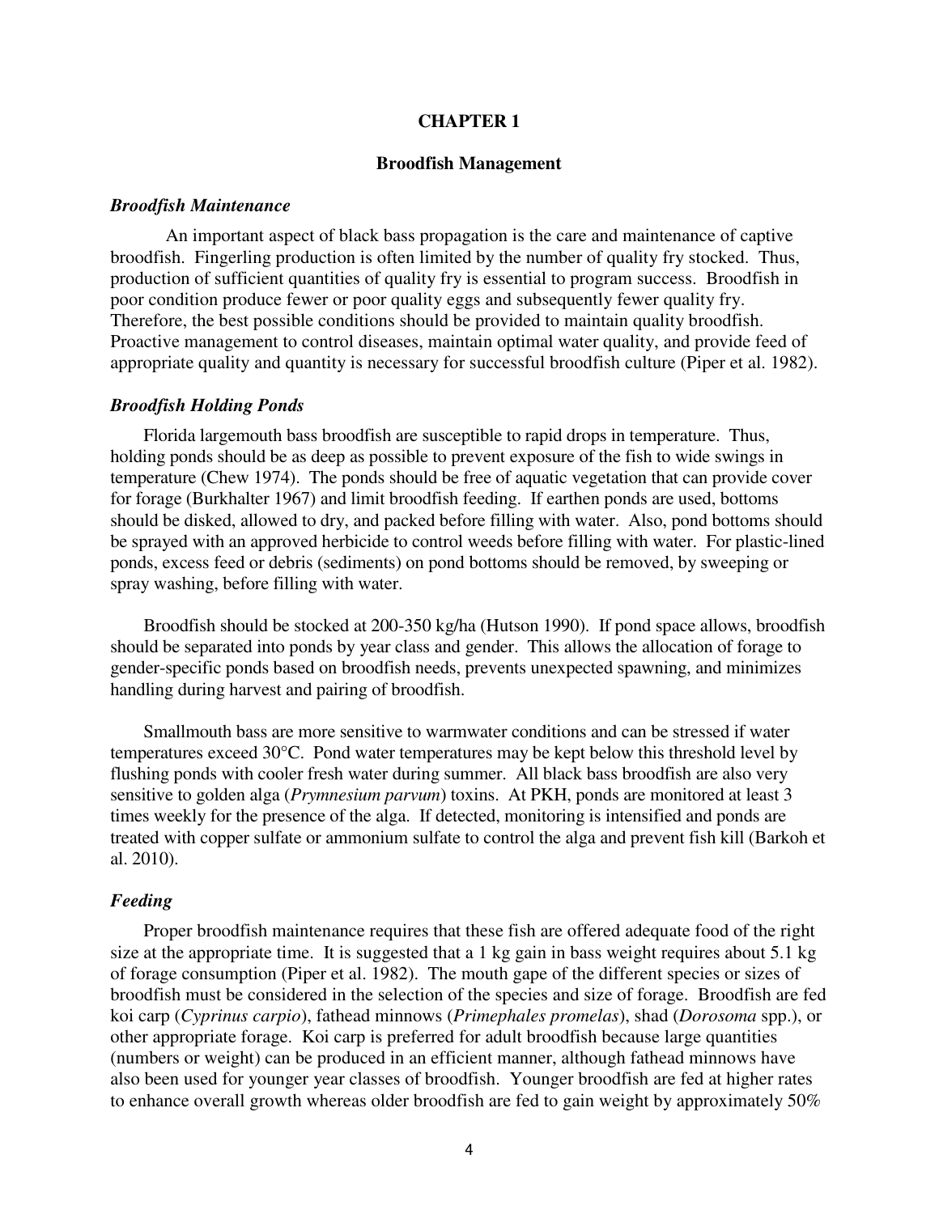# CHAPTER 1

## Broodfish Management

### *Broodfish Maintenance*

An important aspect of black bass propagation is the care and maintenance of captive broodfish. Fingerling production is often limited by the number of quality fry stocked. Thus, production of sufficient quantities of quality fry is essential to program success. Broodfish in poor condition produce fewer or poor quality eggs and subsequently fewer quality fry. Therefore, the best possible conditions should be provided to maintain quality broodfish. Proactive management to control diseases, maintain optimal water quality, and provide feed of appropriate quality and quantity is necessary for successful broodfish culture (Piper et al. 1982).

### *Broodfish Holding Ponds*

Florida largemouth bass broodfish are susceptible to rapid drops in temperature. Thus, holding ponds should be as deep as possible to prevent exposure of the fish to wide swings in temperature (Chew 1974). The ponds should be free of aquatic vegetation that can provide cover for forage (Burkhalter 1967) and limit broodfish feeding. If earthen ponds are used, bottoms should be disked, allowed to dry, and packed before filling with water. Also, pond bottoms should be sprayed with an approved herbicide to control weeds before filling with water. For plastic-lined ponds, excess feed or debris (sediments) on pond bottoms should be removed, by sweeping or spray washing, before filling with water.

Broodfish should be stocked at 200-350 kg/ha (Hutson 1990). If pond space allows, broodfish should be separated into ponds by year class and gender. This allows the allocation of forage to gender-specific ponds based on broodfish needs, prevents unexpected spawning, and minimizes handling during harvest and pairing of broodfish.

Smallmouth bass are more sensitive to warmwater conditions and can be stressed if water temperatures exceed 30°C. Pond water temperatures may be kept below this threshold level by flushing ponds with cooler fresh water during summer. All black bass broodfish are also very sensitive to golden alga (*Prymnesium parvum*) toxins. At PKH, ponds are monitored at least 3 times weekly for the presence of the alga. If detected, monitoring is intensified and ponds are treated with copper sulfate or ammonium sulfate to control the alga and prevent fish kill (Barkoh et al. 2010).

### *Feeding*

Proper broodfish maintenance requires that these fish are offered adequate food of the right size at the appropriate time. It is suggested that a 1 kg gain in bass weight requires about 5.1 kg of forage consumption (Piper et al. 1982). The mouth gape of the different species or sizes of broodfish must be considered in the selection of the species and size of forage. Broodfish are fed koi carp (*Cyprinus carpio*), fathead minnows (*Primephales promelas*), shad (*Dorosoma* spp.), or other appropriate forage. Koi carp is preferred for adult broodfish because large quantities (numbers or weight) can be produced in an efficient manner, although fathead minnows have also been used for younger year classes of broodfish. Younger broodfish are fed at higher rates to enhance overall growth whereas older broodfish are fed to gain weight by approximately 50%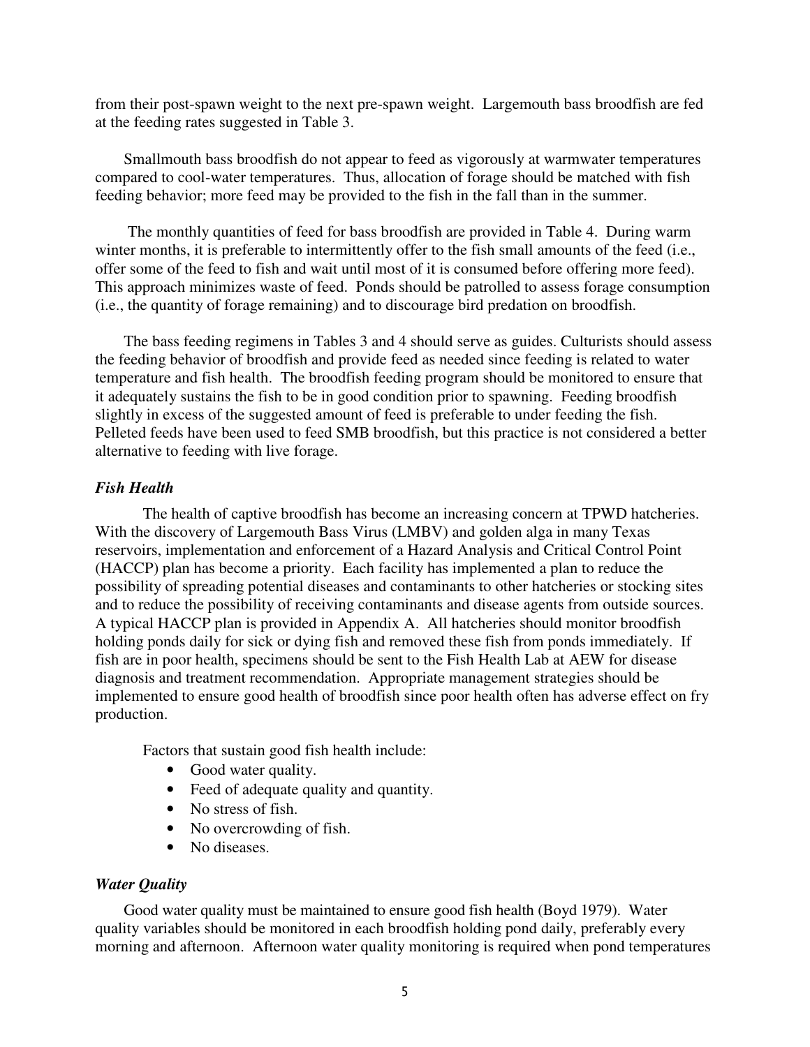from their post-spawn weight to the next pre-spawn weight. Largemouth bass broodfish are fed at the feeding rates suggested in Table 3.

Smallmouth bass broodfish do not appear to feed as vigorously at warmwater temperatures compared to cool-water temperatures. Thus, allocation of forage should be matched with fish feeding behavior; more feed may be provided to the fish in the fall than in the summer.

The monthly quantities of feed for bass broodfish are provided in Table 4. During warm winter months, it is preferable to intermittently offer to the fish small amounts of the feed (i.e., offer some of the feed to fish and wait until most of it is consumed before offering more feed). This approach minimizes waste of feed. Ponds should be patrolled to assess forage consumption (i.e., the quantity of forage remaining) and to discourage bird predation on broodfish.

The bass feeding regimens in Tables 3 and 4 should serve as guides. Culturists should assess the feeding behavior of broodfish and provide feed as needed since feeding is related to water temperature and fish health. The broodfish feeding program should be monitored to ensure that it adequately sustains the fish to be in good condition prior to spawning. Feeding broodfish slightly in excess of the suggested amount of feed is preferable to under feeding the fish. Pelleted feeds have been used to feed SMB broodfish, but this practice is not considered a better alternative to feeding with live forage.

### *Fish Health*

The health of captive broodfish has become an increasing concern at TPWD hatcheries. With the discovery of Largemouth Bass Virus (LMBV) and golden alga in many Texas reservoirs, implementation and enforcement of a Hazard Analysis and Critical Control Point (HACCP) plan has become a priority. Each facility has implemented a plan to reduce the possibility of spreading potential diseases and contaminants to other hatcheries or stocking sites and to reduce the possibility of receiving contaminants and disease agents from outside sources. A typical HACCP plan is provided in Appendix A. All hatcheries should monitor broodfish holding ponds daily for sick or dying fish and removed these fish from ponds immediately. If fish are in poor health, specimens should be sent to the Fish Health Lab at AEW for disease diagnosis and treatment recommendation. Appropriate management strategies should be implemented to ensure good health of broodfish since poor health often has adverse effect on fry production.

Factors that sustain good fish health include:

- Good water quality.
- Feed of adequate quality and quantity.
- No stress of fish.
- No overcrowding of fish.
- No diseases.

### *Water Quality*

Good water quality must be maintained to ensure good fish health (Boyd 1979). Water quality variables should be monitored in each broodfish holding pond daily, preferably every morning and afternoon. Afternoon water quality monitoring is required when pond temperatures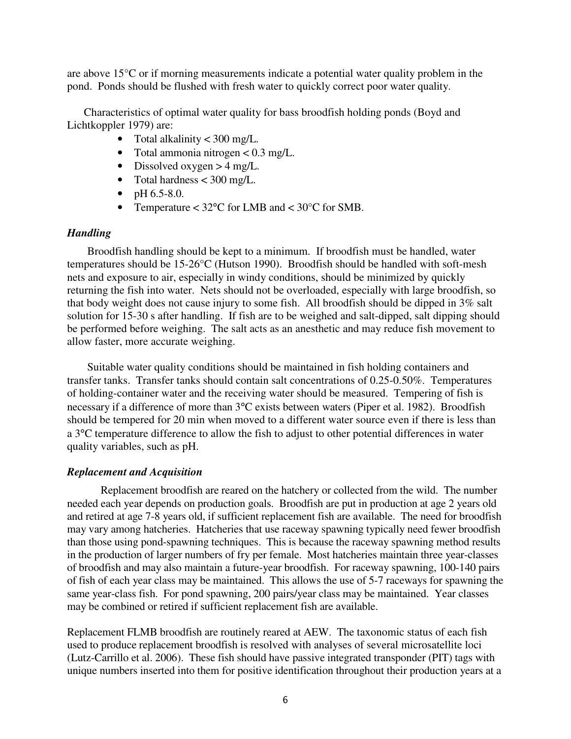are above 15°C or if morning measurements indicate a potential water quality problem in the pond. Ponds should be flushed with fresh water to quickly correct poor water quality.

Characteristics of optimal water quality for bass broodfish holding ponds (Boyd and Lichtkoppler 1979) are:

- Total alkalinity < 300 mg/L.
- Total ammonia nitrogen < 0.3 mg/L.
- Dissolved oxygen > 4 mg/L.
- Total hardness < 300 mg/L.
- pH 6.5-8.0.
- Temperature < 32°C for LMB and < 30°C for SMB.

### *Handling*

Broodfish handling should be kept to a minimum. If broodfish must be handled, water temperatures should be 15-26°C (Hutson 1990). Broodfish should be handled with soft-mesh nets and exposure to air, especially in windy conditions, should be minimized by quickly returning the fish into water. Nets should not be overloaded, especially with large broodfish, so that body weight does not cause injury to some fish. All broodfish should be dipped in 3% salt solution for 15-30 s after handling. If fish are to be weighed and salt-dipped, salt dipping should be performed before weighing. The salt acts as an anesthetic and may reduce fish movement to allow faster, more accurate weighing.

Suitable water quality conditions should be maintained in fish holding containers and transfer tanks. Transfer tanks should contain salt concentrations of 0.25-0.50%. Temperatures of holding-container water and the receiving water should be measured. Tempering of fish is necessary if a difference of more than 3°C exists between waters (Piper et al. 1982). Broodfish should be tempered for 20 min when moved to a different water source even if there is less than a 3°C temperature difference to allow the fish to adjust to other potential differences in water quality variables, such as pH.

### *Replacement and Acquisition*

Replacement broodfish are reared on the hatchery or collected from the wild. The number needed each year depends on production goals. Broodfish are put in production at age 2 years old and retired at age 7-8 years old, if sufficient replacement fish are available. The need for broodfish may vary among hatcheries. Hatcheries that use raceway spawning typically need fewer broodfish than those using pond-spawning techniques. This is because the raceway spawning method results in the production of larger numbers of fry per female. Most hatcheries maintain three year-classes of broodfish and may also maintain a future-year broodfish. For raceway spawning, 100-140 pairs of fish of each year class may be maintained. This allows the use of 5-7 raceways for spawning the same year-class fish. For pond spawning, 200 pairs/year class may be maintained. Year classes may be combined or retired if sufficient replacement fish are available.

Replacement FLMB broodfish are routinely reared at AEW. The taxonomic status of each fish used to produce replacement broodfish is resolved with analyses of several microsatellite loci (Lutz-Carrillo et al. 2006). These fish should have passive integrated transponder (PIT) tags with unique numbers inserted into them for positive identification throughout their production years at a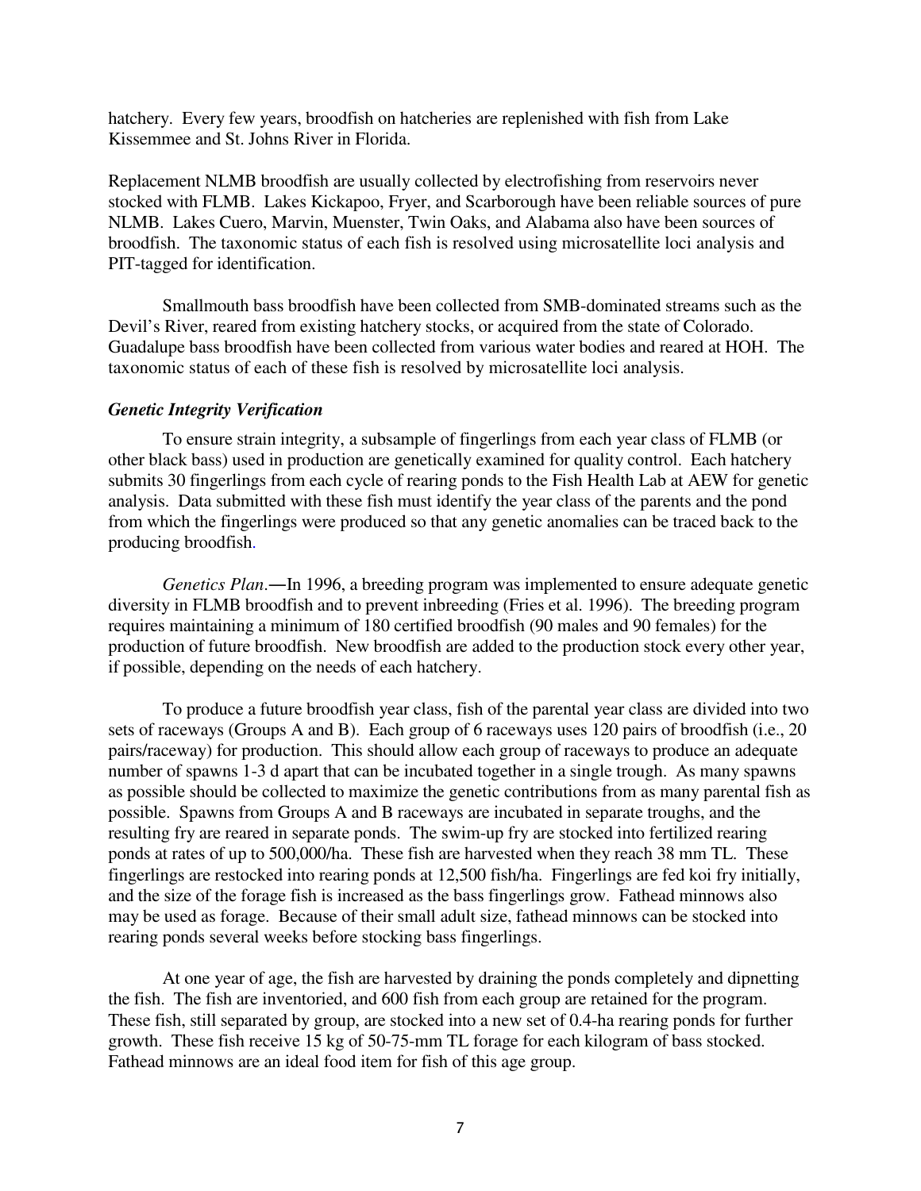hatchery. Every few years, broodfish on hatcheries are replenished with fish from Lake Kissemmee and St. Johns River in Florida.

Replacement NLMB broodfish are usually collected by electrofishing from reservoirs never stocked with FLMB. Lakes Kickapoo, Fryer, and Scarborough have been reliable sources of pure NLMB. Lakes Cuero, Marvin, Muenster, Twin Oaks, and Alabama also have been sources of broodfish. The taxonomic status of each fish is resolved using microsatellite loci analysis and PIT-tagged for identification.

Smallmouth bass broodfish have been collected from SMB-dominated streams such as the Devil's River, reared from existing hatchery stocks, or acquired from the state of Colorado. Guadalupe bass broodfish have been collected from various water bodies and reared at HOH. The taxonomic status of each of these fish is resolved by microsatellite loci analysis.

### *Genetic Integrity Verification*

To ensure strain integrity, a subsample of fingerlings from each year class of FLMB (or other black bass) used in production are genetically examined for quality control. Each hatchery submits 30 fingerlings from each cycle of rearing ponds to the Fish Health Lab at AEW for genetic analysis. Data submitted with these fish must identify the year class of the parents and the pond from which the fingerlings were produced so that any genetic anomalies can be traced back to the producing broodfish.

*Genetics Plan*.—In 1996, a breeding program was implemented to ensure adequate genetic diversity in FLMB broodfish and to prevent inbreeding (Fries et al. 1996). The breeding program requires maintaining a minimum of 180 certified broodfish (90 males and 90 females) for the production of future broodfish. New broodfish are added to the production stock every other year, if possible, depending on the needs of each hatchery.

To produce a future broodfish year class, fish of the parental year class are divided into two sets of raceways (Groups A and B). Each group of 6 raceways uses 120 pairs of broodfish (i.e., 20 pairs/raceway) for production. This should allow each group of raceways to produce an adequate number of spawns 1-3 d apart that can be incubated together in a single trough. As many spawns as possible should be collected to maximize the genetic contributions from as many parental fish as possible. Spawns from Groups A and B raceways are incubated in separate troughs, and the resulting fry are reared in separate ponds. The swim-up fry are stocked into fertilized rearing ponds at rates of up to 500,000/ha. These fish are harvested when they reach 38 mm TL. These fingerlings are restocked into rearing ponds at 12,500 fish/ha. Fingerlings are fed koi fry initially, and the size of the forage fish is increased as the bass fingerlings grow. Fathead minnows also may be used as forage. Because of their small adult size, fathead minnows can be stocked into rearing ponds several weeks before stocking bass fingerlings.

At one year of age, the fish are harvested by draining the ponds completely and dipnetting the fish. The fish are inventoried, and 600 fish from each group are retained for the program. These fish, still separated by group, are stocked into a new set of 0.4-ha rearing ponds for further growth. These fish receive 15 kg of 50-75-mm TL forage for each kilogram of bass stocked. Fathead minnows are an ideal food item for fish of this age group.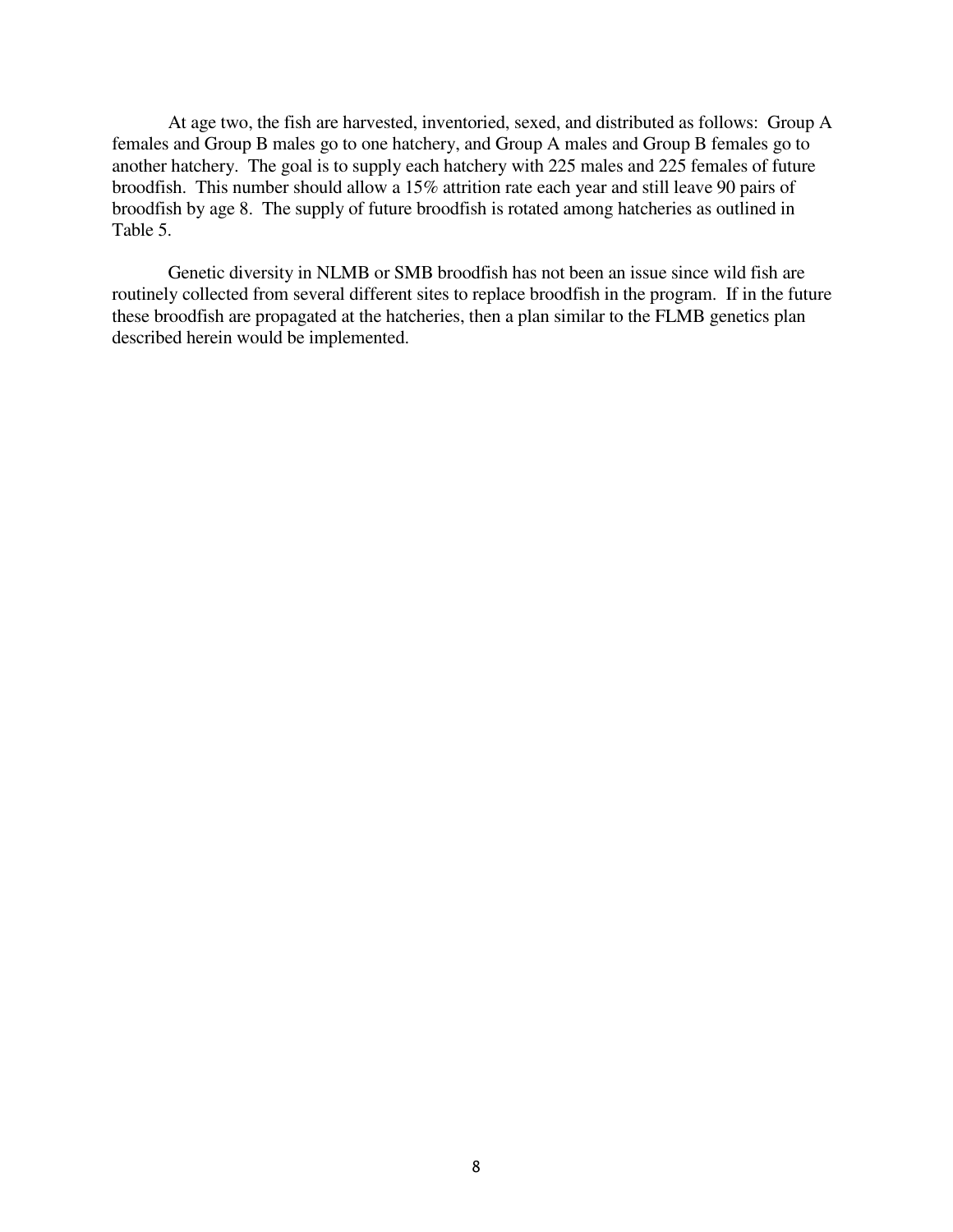At age two, the fish are harvested, inventoried, sexed, and distributed as follows: Group A females and Group B males go to one hatchery, and Group A males and Group B females go to another hatchery. The goal is to supply each hatchery with 225 males and 225 females of future broodfish. This number should allow a 15% attrition rate each year and still leave 90 pairs of broodfish by age 8. The supply of future broodfish is rotated among hatcheries as outlined in Table 5.

Genetic diversity in NLMB or SMB broodfish has not been an issue since wild fish are routinely collected from several different sites to replace broodfish in the program. If in the future these broodfish are propagated at the hatcheries, then a plan similar to the FLMB genetics plan described herein would be implemented.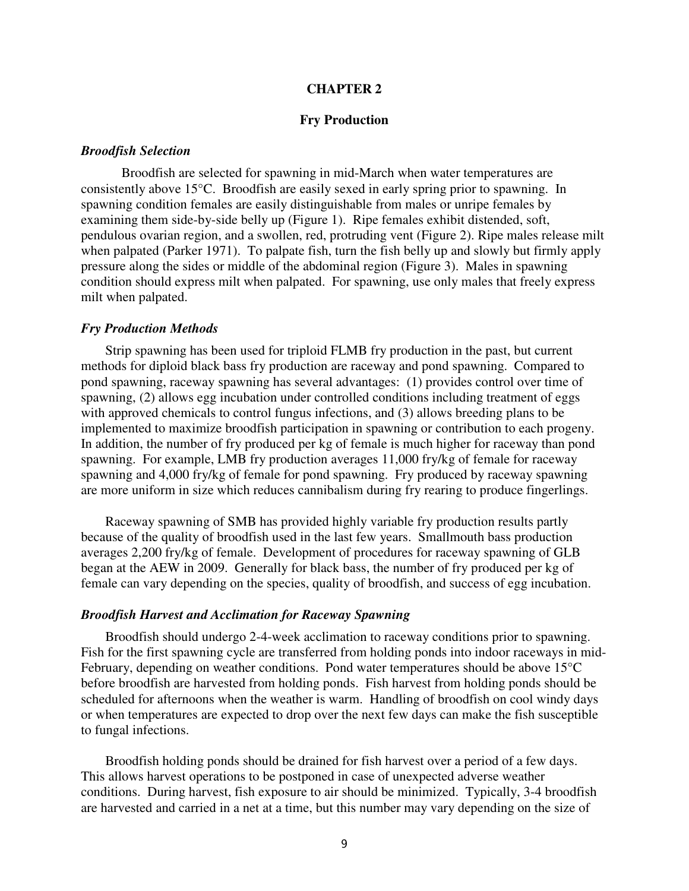# CHAPTER 2

## Fry Production

### *Broodfish Selection*

Broodfish are selected for spawning in mid-March when water temperatures are consistently above 15°C. Broodfish are easily sexed in early spring prior to spawning. In spawning condition females are easily distinguishable from males or unripe females by examining them side-by-side belly up (Figure 1). Ripe females exhibit distended, soft, pendulous ovarian region, and a swollen, red, protruding vent (Figure 2). Ripe males release milt when palpated (Parker 1971). To palpate fish, turn the fish belly up and slowly but firmly apply pressure along the sides or middle of the abdominal region (Figure 3). Males in spawning condition should express milt when palpated. For spawning, use only males that freely express milt when palpated.

### *Fry Production Methods*

Strip spawning has been used for triploid FLMB fry production in the past, but current methods for diploid black bass fry production are raceway and pond spawning. Compared to pond spawning, raceway spawning has several advantages: (1) provides control over time of spawning, (2) allows egg incubation under controlled conditions including treatment of eggs with approved chemicals to control fungus infections, and (3) allows breeding plans to be implemented to maximize broodfish participation in spawning or contribution to each progeny. In addition, the number of fry produced per kg of female is much higher for raceway than pond spawning. For example, LMB fry production averages 11,000 fry/kg of female for raceway spawning and 4,000 fry/kg of female for pond spawning. Fry produced by raceway spawning are more uniform in size which reduces cannibalism during fry rearing to produce fingerlings.

Raceway spawning of SMB has provided highly variable fry production results partly because of the quality of broodfish used in the last few years. Smallmouth bass production averages 2,200 fry/kg of female. Development of procedures for raceway spawning of GLB began at the AEW in 2009. Generally for black bass, the number of fry produced per kg of female can vary depending on the species, quality of broodfish, and success of egg incubation.

### *Broodfish Harvest and Acclimation for Raceway Spawning*

Broodfish should undergo 2-4-week acclimation to raceway conditions prior to spawning. Fish for the first spawning cycle are transferred from holding ponds into indoor raceways in mid-February, depending on weather conditions. Pond water temperatures should be above 15°C before broodfish are harvested from holding ponds. Fish harvest from holding ponds should be scheduled for afternoons when the weather is warm. Handling of broodfish on cool windy days or when temperatures are expected to drop over the next few days can make the fish susceptible to fungal infections.

Broodfish holding ponds should be drained for fish harvest over a period of a few days. This allows harvest operations to be postponed in case of unexpected adverse weather conditions. During harvest, fish exposure to air should be minimized. Typically, 3-4 broodfish are harvested and carried in a net at a time, but this number may vary depending on the size of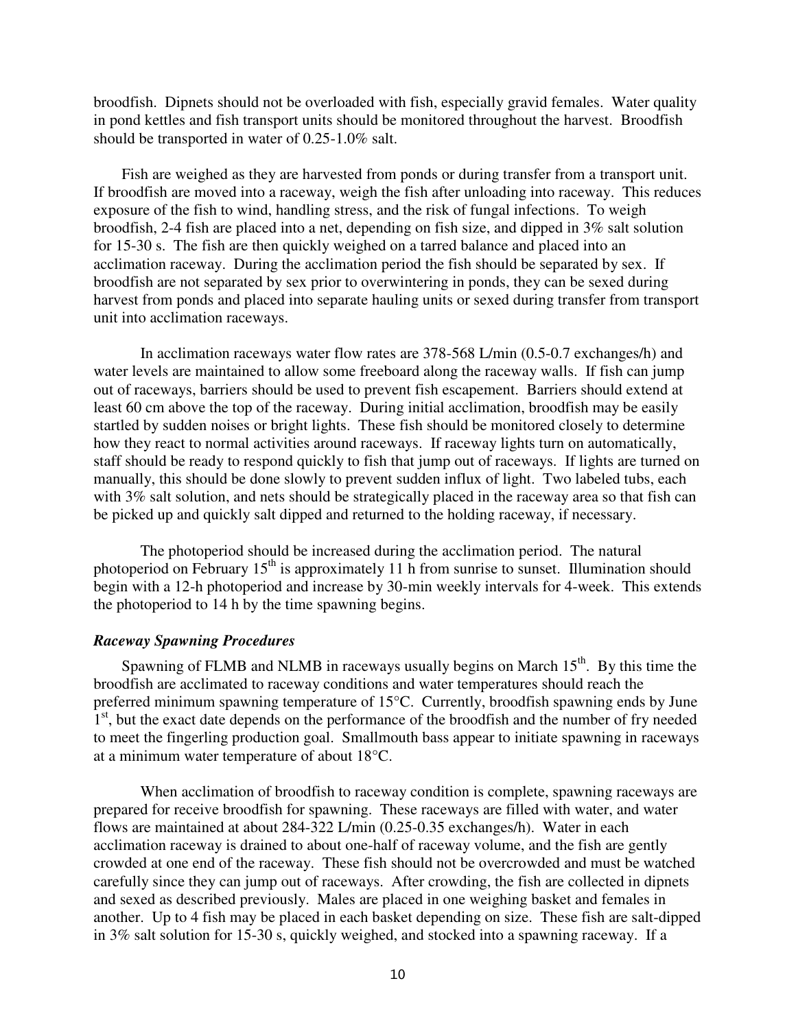broodfish. Dipnets should not be overloaded with fish, especially gravid females. Water quality in pond kettles and fish transport units should be monitored throughout the harvest. Broodfish should be transported in water of 0.25-1.0% salt.

Fish are weighed as they are harvested from ponds or during transfer from a transport unit. If broodfish are moved into a raceway, weigh the fish after unloading into raceway. This reduces exposure of the fish to wind, handling stress, and the risk of fungal infections. To weigh broodfish, 2-4 fish are placed into a net, depending on fish size, and dipped in 3% salt solution for 15-30 s. The fish are then quickly weighed on a tarred balance and placed into an acclimation raceway. During the acclimation period the fish should be separated by sex. If broodfish are not separated by sex prior to overwintering in ponds, they can be sexed during harvest from ponds and placed into separate hauling units or sexed during transfer from transport unit into acclimation raceways.

In acclimation raceways water flow rates are 378-568 L/min (0.5-0.7 exchanges/h) and water levels are maintained to allow some freeboard along the raceway walls. If fish can jump out of raceways, barriers should be used to prevent fish escapement. Barriers should extend at least 60 cm above the top of the raceway. During initial acclimation, broodfish may be easily startled by sudden noises or bright lights. These fish should be monitored closely to determine how they react to normal activities around raceways. If raceway lights turn on automatically, staff should be ready to respond quickly to fish that jump out of raceways. If lights are turned on manually, this should be done slowly to prevent sudden influx of light. Two labeled tubs, each with 3% salt solution, and nets should be strategically placed in the raceway area so that fish can be picked up and quickly salt dipped and returned to the holding raceway, if necessary.

The photoperiod should be increased during the acclimation period. The natural photoperiod on February 15th is approximately 11 h from sunrise to sunset. Illumination should begin with a 12-h photoperiod and increase by 30-min weekly intervals for 4-week. This extends the photoperiod to 14 h by the time spawning begins.

### *Raceway Spawning Procedures*

Spawning of FLMB and NLMB in raceways usually begins on March 15th. By this time the broodfish are acclimated to raceway conditions and water temperatures should reach the preferred minimum spawning temperature of 15°C. Currently, broodfish spawning ends by June 1st, but the exact date depends on the performance of the broodfish and the number of fry needed to meet the fingerling production goal. Smallmouth bass appear to initiate spawning in raceways at a minimum water temperature of about 18°C.

When acclimation of broodfish to raceway condition is complete, spawning raceways are prepared for receive broodfish for spawning. These raceways are filled with water, and water flows are maintained at about 284-322 L/min (0.25-0.35 exchanges/h). Water in each acclimation raceway is drained to about one-half of raceway volume, and the fish are gently crowded at one end of the raceway. These fish should not be overcrowded and must be watched carefully since they can jump out of raceways. After crowding, the fish are collected in dipnets and sexed as described previously. Males are placed in one weighing basket and females in another. Up to 4 fish may be placed in each basket depending on size. These fish are salt-dipped in 3% salt solution for 15-30 s, quickly weighed, and stocked into a spawning raceway. If a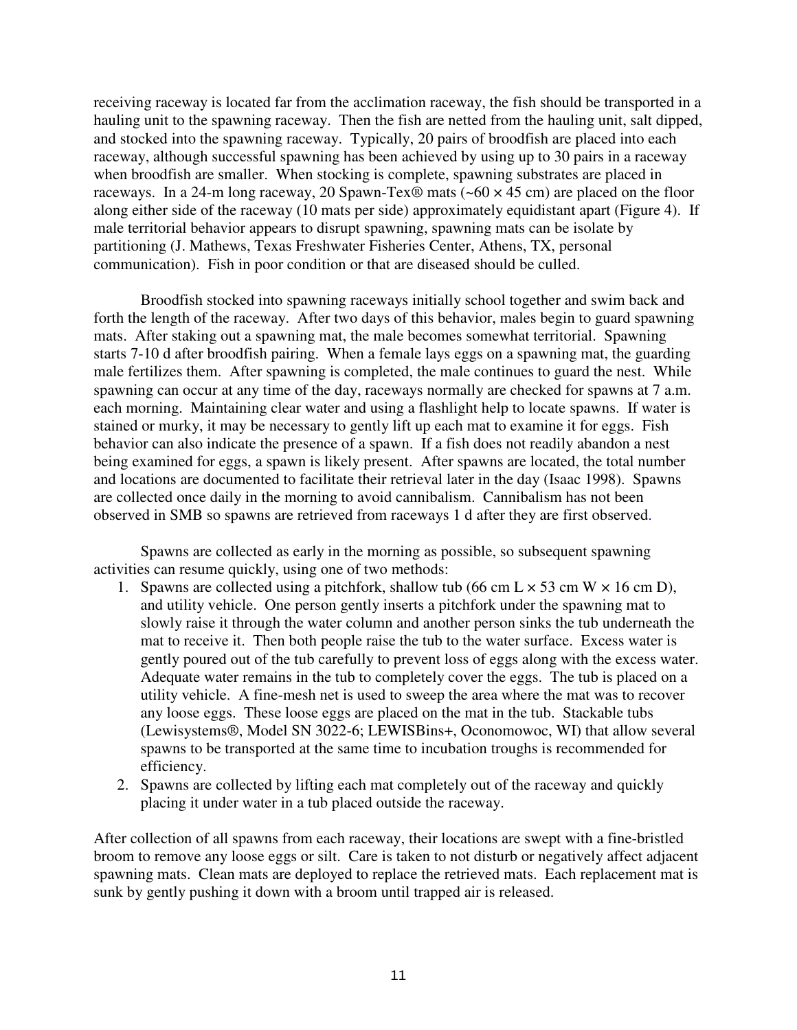receiving raceway is located far from the acclimation raceway, the fish should be transported in a hauling unit to the spawning raceway. Then the fish are netted from the hauling unit, salt dipped, and stocked into the spawning raceway. Typically, 20 pairs of broodfish are placed into each raceway, although successful spawning has been achieved by using up to 30 pairs in a raceway when broodfish are smaller. When stocking is complete, spawning substrates are placed in raceways. In a 24-m long raceway, 20 Spawn-Tex® mats (~60 × 45 cm) are placed on the floor along either side of the raceway (10 mats per side) approximately equidistant apart (Figure 4). If male territorial behavior appears to disrupt spawning, spawning mats can be isolate by partitioning (J. Mathews, Texas Freshwater Fisheries Center, Athens, TX, personal communication). Fish in poor condition or that are diseased should be culled.

Broodfish stocked into spawning raceways initially school together and swim back and forth the length of the raceway. After two days of this behavior, males begin to guard spawning mats. After staking out a spawning mat, the male becomes somewhat territorial. Spawning starts 7-10 d after broodfish pairing. When a female lays eggs on a spawning mat, the guarding male fertilizes them. After spawning is completed, the male continues to guard the nest. While spawning can occur at any time of the day, raceways normally are checked for spawns at 7 a.m. each morning. Maintaining clear water and using a flashlight help to locate spawns. If water is stained or murky, it may be necessary to gently lift up each mat to examine it for eggs. Fish behavior can also indicate the presence of a spawn. If a fish does not readily abandon a nest being examined for eggs, a spawn is likely present. After spawns are located, the total number and locations are documented to facilitate their retrieval later in the day (Isaac 1998). Spawns are collected once daily in the morning to avoid cannibalism. Cannibalism has not been observed in SMB so spawns are retrieved from raceways 1 d after they are first observed.

Spawns are collected as early in the morning as possible, so subsequent spawning activities can resume quickly, using one of two methods:

1. Spawns are collected using a pitchfork, shallow tub (66 cm L × 53 cm W × 16 cm D), and utility vehicle. One person gently inserts a pitchfork under the spawning mat to slowly raise it through the water column and another person sinks the tub underneath the mat to receive it. Then both people raise the tub to the water surface. Excess water is gently poured out of the tub carefully to prevent loss of eggs along with the excess water. Adequate water remains in the tub to completely cover the eggs. The tub is placed on a utility vehicle. A fine-mesh net is used to sweep the area where the mat was to recover any loose eggs. These loose eggs are placed on the mat in the tub. Stackable tubs (Lewisystems®, Model SN 3022-6; LEWISBins+, Oconomowoc, WI) that allow several spawns to be transported at the same time to incubation troughs is recommended for efficiency.
2. Spawns are collected by lifting each mat completely out of the raceway and quickly placing it under water in a tub placed outside the raceway.

After collection of all spawns from each raceway, their locations are swept with a fine-bristled broom to remove any loose eggs or silt. Care is taken to not disturb or negatively affect adjacent spawning mats. Clean mats are deployed to replace the retrieved mats. Each replacement mat is sunk by gently pushing it down with a broom until trapped air is released.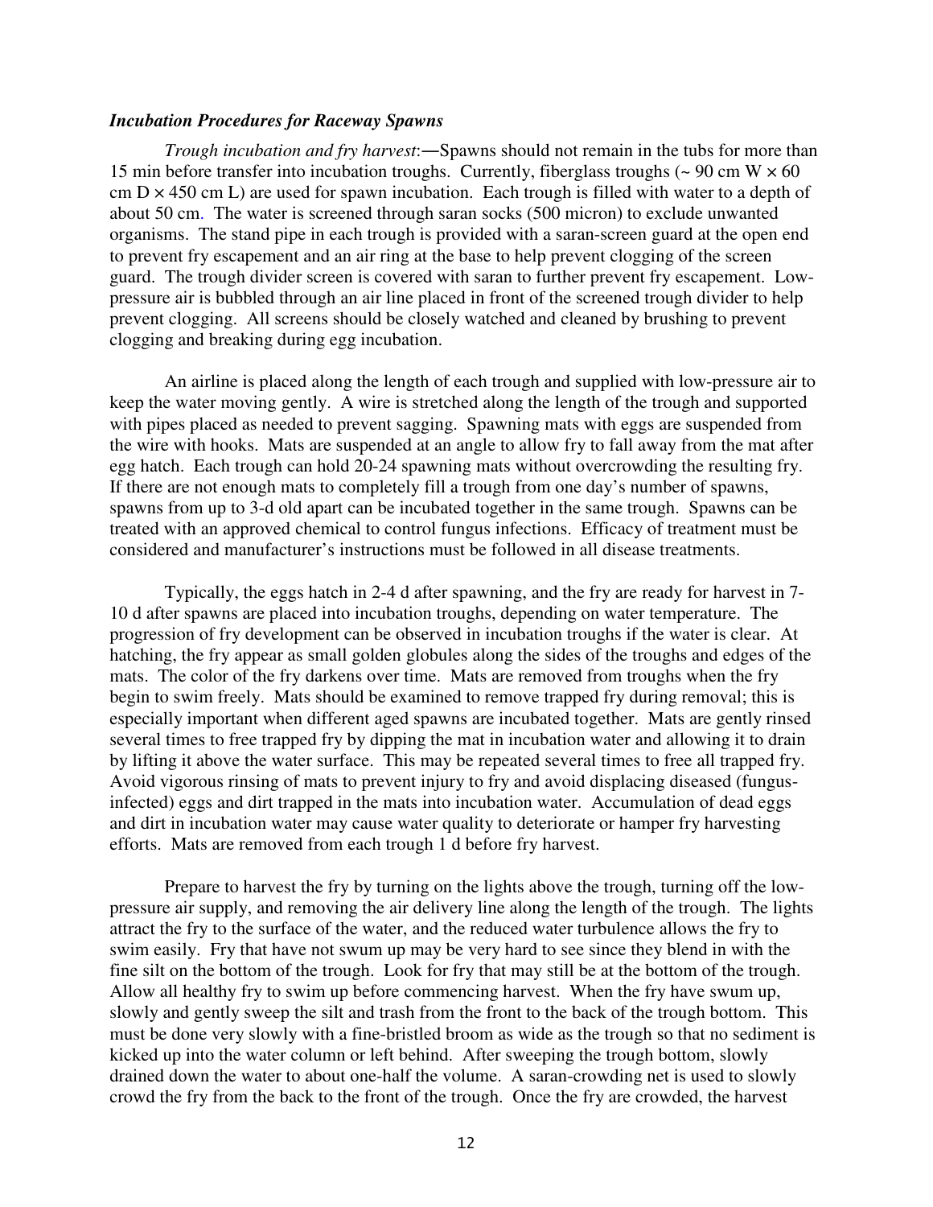### *Incubation Procedures for Raceway Spawns*

*Trough incubation and fry harvest*:—Spawns should not remain in the tubs for more than 15 min before transfer into incubation troughs. Currently, fiberglass troughs (~ 90 cm W × 60 cm D × 450 cm L) are used for spawn incubation. Each trough is filled with water to a depth of about 50 cm. The water is screened through saran socks (500 micron) to exclude unwanted organisms. The stand pipe in each trough is provided with a saran-screen guard at the open end to prevent fry escapement and an air ring at the base to help prevent clogging of the screen guard. The trough divider screen is covered with saran to further prevent fry escapement. Low-pressure air is bubbled through an air line placed in front of the screened trough divider to help prevent clogging. All screens should be closely watched and cleaned by brushing to prevent clogging and breaking during egg incubation.

An airline is placed along the length of each trough and supplied with low-pressure air to keep the water moving gently. A wire is stretched along the length of the trough and supported with pipes placed as needed to prevent sagging. Spawning mats with eggs are suspended from the wire with hooks. Mats are suspended at an angle to allow fry to fall away from the mat after egg hatch. Each trough can hold 20-24 spawning mats without overcrowding the resulting fry. If there are not enough mats to completely fill a trough from one day's number of spawns, spawns from up to 3-d old apart can be incubated together in the same trough. Spawns can be treated with an approved chemical to control fungus infections. Efficacy of treatment must be considered and manufacturer's instructions must be followed in all disease treatments.

Typically, the eggs hatch in 2-4 d after spawning, and the fry are ready for harvest in 7-10 d after spawns are placed into incubation troughs, depending on water temperature. The progression of fry development can be observed in incubation troughs if the water is clear. At hatching, the fry appear as small golden globules along the sides of the troughs and edges of the mats. The color of the fry darkens over time. Mats are removed from troughs when the fry begin to swim freely. Mats should be examined to remove trapped fry during removal; this is especially important when different aged spawns are incubated together. Mats are gently rinsed several times to free trapped fry by dipping the mat in incubation water and allowing it to drain by lifting it above the water surface. This may be repeated several times to free all trapped fry. Avoid vigorous rinsing of mats to prevent injury to fry and avoid displacing diseased (fungus-infected) eggs and dirt trapped in the mats into incubation water. Accumulation of dead eggs and dirt in incubation water may cause water quality to deteriorate or hamper fry harvesting efforts. Mats are removed from each trough 1 d before fry harvest.

Prepare to harvest the fry by turning on the lights above the trough, turning off the low-pressure air supply, and removing the air delivery line along the length of the trough. The lights attract the fry to the surface of the water, and the reduced water turbulence allows the fry to swim easily. Fry that have not swum up may be very hard to see since they blend in with the fine silt on the bottom of the trough. Look for fry that may still be at the bottom of the trough. Allow all healthy fry to swim up before commencing harvest. When the fry have swum up, slowly and gently sweep the silt and trash from the front to the back of the trough bottom. This must be done very slowly with a fine-bristled broom as wide as the trough so that no sediment is kicked up into the water column or left behind. After sweeping the trough bottom, slowly drained down the water to about one-half the volume. A saran-crowding net is used to slowly crowd the fry from the back to the front of the trough. Once the fry are crowded, the harvest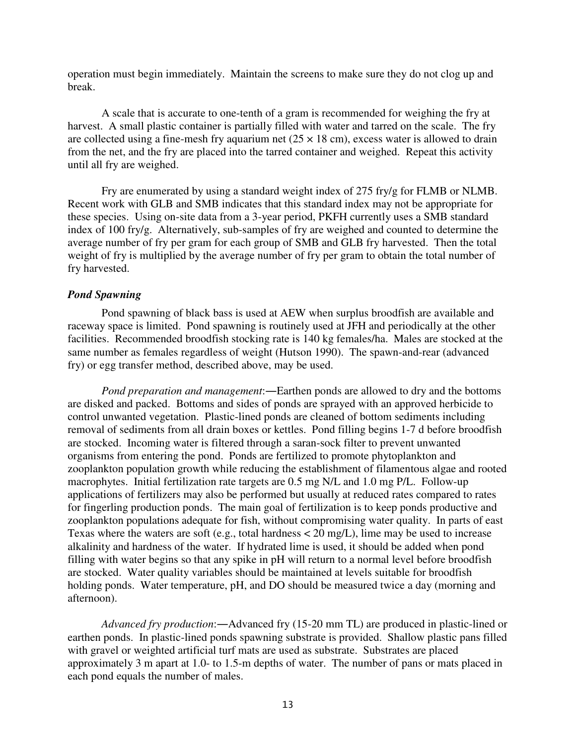operation must begin immediately. Maintain the screens to make sure they do not clog up and break.

A scale that is accurate to one-tenth of a gram is recommended for weighing the fry at harvest. A small plastic container is partially filled with water and tarred on the scale. The fry are collected using a fine-mesh fry aquarium net ($25 \times 18$ cm), excess water is allowed to drain from the net, and the fry are placed into the tarred container and weighed. Repeat this activity until all fry are weighed.

Fry are enumerated by using a standard weight index of 275 fry/g for FLMB or NLMB. Recent work with GLB and SMB indicates that this standard index may not be appropriate for these species. Using on-site data from a 3-year period, PKFH currently uses a SMB standard index of 100 fry/g. Alternatively, sub-samples of fry are weighed and counted to determine the average number of fry per gram for each group of SMB and GLB fry harvested. Then the total weight of fry is multiplied by the average number of fry per gram to obtain the total number of fry harvested.

***Pond Spawning***

Pond spawning of black bass is used at AEW when surplus broodfish are available and raceway space is limited. Pond spawning is routinely used at JFH and periodically at the other facilities. Recommended broodfish stocking rate is 140 kg females/ha. Males are stocked at the same number as females regardless of weight (Hutson 1990). The spawn-and-rear (advanced fry) or egg transfer method, described above, may be used.

*Pond preparation and management*:—Earthen ponds are allowed to dry and the bottoms are disked and packed. Bottoms and sides of ponds are sprayed with an approved herbicide to control unwanted vegetation. Plastic-lined ponds are cleaned of bottom sediments including removal of sediments from all drain boxes or kettles. Pond filling begins 1-7 d before broodfish are stocked. Incoming water is filtered through a saran-sock filter to prevent unwanted organisms from entering the pond. Ponds are fertilized to promote phytoplankton and zooplankton population growth while reducing the establishment of filamentous algae and rooted macrophytes. Initial fertilization rate targets are 0.5 mg N/L and 1.0 mg P/L. Follow-up applications of fertilizers may also be performed but usually at reduced rates compared to rates for fingerling production ponds. The main goal of fertilization is to keep ponds productive and zooplankton populations adequate for fish, without compromising water quality. In parts of east Texas where the waters are soft (e.g., total hardness < 20 mg/L), lime may be used to increase alkalinity and hardness of the water. If hydrated lime is used, it should be added when pond filling with water begins so that any spike in pH will return to a normal level before broodfish are stocked. Water quality variables should be maintained at levels suitable for broodfish holding ponds. Water temperature, pH, and DO should be measured twice a day (morning and afternoon).

*Advanced fry production*:—Advanced fry (15-20 mm TL) are produced in plastic-lined or earthen ponds. In plastic-lined ponds spawning substrate is provided. Shallow plastic pans filled with gravel or weighted artificial turf mats are used as substrate. Substrates are placed approximately 3 m apart at 1.0- to 1.5-m depths of water. The number of pans or mats placed in each pond equals the number of males.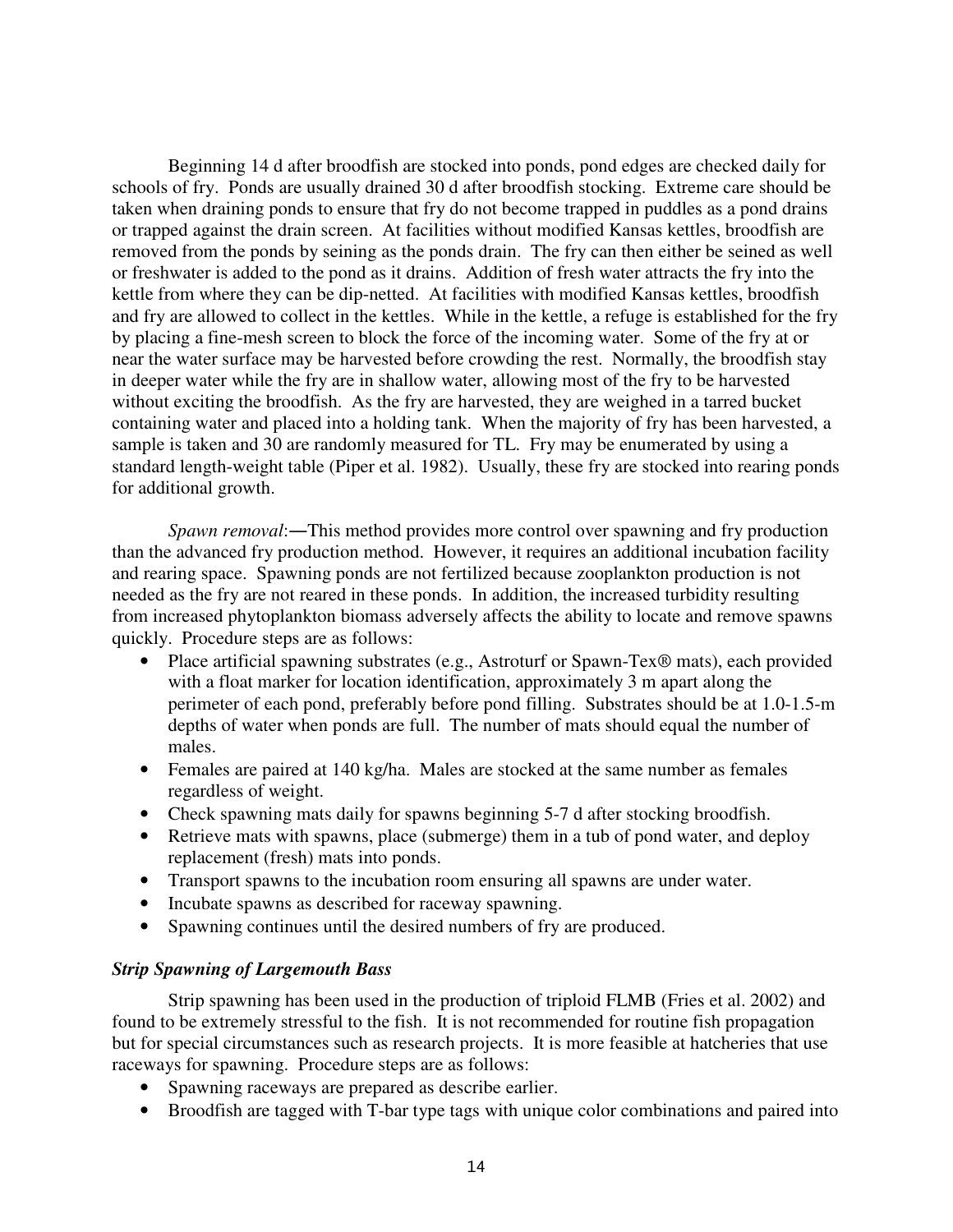Beginning 14 d after broodfish are stocked into ponds, pond edges are checked daily for schools of fry. Ponds are usually drained 30 d after broodfish stocking. Extreme care should be taken when draining ponds to ensure that fry do not become trapped in puddles as a pond drains or trapped against the drain screen. At facilities without modified Kansas kettles, broodfish are removed from the ponds by seining as the ponds drain. The fry can then either be seined as well or freshwater is added to the pond as it drains. Addition of fresh water attracts the fry into the kettle from where they can be dip-netted. At facilities with modified Kansas kettles, broodfish and fry are allowed to collect in the kettles. While in the kettle, a refuge is established for the fry by placing a fine-mesh screen to block the force of the incoming water. Some of the fry at or near the water surface may be harvested before crowding the rest. Normally, the broodfish stay in deeper water while the fry are in shallow water, allowing most of the fry to be harvested without exciting the broodfish. As the fry are harvested, they are weighed in a tarred bucket containing water and placed into a holding tank. When the majority of fry has been harvested, a sample is taken and 30 are randomly measured for TL. Fry may be enumerated by using a standard length-weight table (Piper et al. 1982). Usually, these fry are stocked into rearing ponds for additional growth.

*Spawn removal*:—This method provides more control over spawning and fry production than the advanced fry production method. However, it requires an additional incubation facility and rearing space. Spawning ponds are not fertilized because zooplankton production is not needed as the fry are not reared in these ponds. In addition, the increased turbidity resulting from increased phytoplankton biomass adversely affects the ability to locate and remove spawns quickly. Procedure steps are as follows:

- Place artificial spawning substrates (e.g., Astroturf or Spawn-Tex® mats), each provided with a float marker for location identification, approximately 3 m apart along the perimeter of each pond, preferably before pond filling. Substrates should be at 1.0-1.5-m depths of water when ponds are full. The number of mats should equal the number of males.
- Females are paired at 140 kg/ha. Males are stocked at the same number as females regardless of weight.
- Check spawning mats daily for spawns beginning 5-7 d after stocking broodfish.
- Retrieve mats with spawns, place (submerge) them in a tub of pond water, and deploy replacement (fresh) mats into ponds.
- Transport spawns to the incubation room ensuring all spawns are under water.
- Incubate spawns as described for raceway spawning.
- Spawning continues until the desired numbers of fry are produced.

### *Strip Spawning of Largemouth Bass*

Strip spawning has been used in the production of triploid FLMB (Fries et al. 2002) and found to be extremely stressful to the fish. It is not recommended for routine fish propagation but for special circumstances such as research projects. It is more feasible at hatcheries that use raceways for spawning. Procedure steps are as follows:

- Spawning raceways are prepared as describe earlier.
- Broodfish are tagged with T-bar type tags with unique color combinations and paired into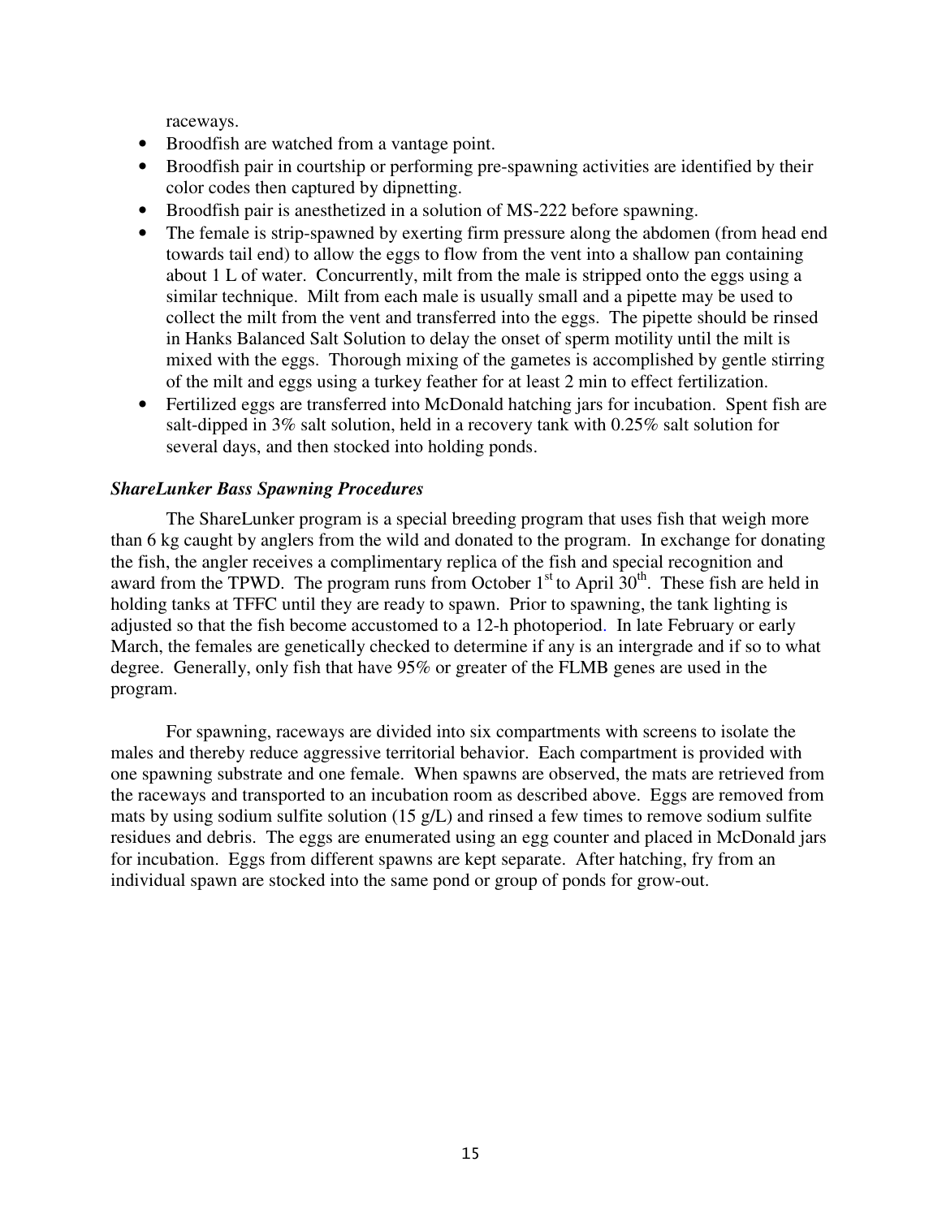raceways.

- Broodfish are watched from a vantage point.
- Broodfish pair in courtship or performing pre-spawning activities are identified by their color codes then captured by dipnetting.
- Broodfish pair is anesthetized in a solution of MS-222 before spawning.
- The female is strip-spawned by exerting firm pressure along the abdomen (from head end towards tail end) to allow the eggs to flow from the vent into a shallow pan containing about 1 L of water. Concurrently, milt from the male is stripped onto the eggs using a similar technique. Milt from each male is usually small and a pipette may be used to collect the milt from the vent and transferred into the eggs. The pipette should be rinsed in Hanks Balanced Salt Solution to delay the onset of sperm motility until the milt is mixed with the eggs. Thorough mixing of the gametes is accomplished by gentle stirring of the milt and eggs using a turkey feather for at least 2 min to effect fertilization.
- Fertilized eggs are transferred into McDonald hatching jars for incubation. Spent fish are salt-dipped in 3% salt solution, held in a recovery tank with 0.25% salt solution for several days, and then stocked into holding ponds.

***ShareLunker Bass Spawning Procedures***

The ShareLunker program is a special breeding program that uses fish that weigh more than 6 kg caught by anglers from the wild and donated to the program. In exchange for donating the fish, the angler receives a complimentary replica of the fish and special recognition and award from the TPWD. The program runs from October 1st to April 30th. These fish are held in holding tanks at TFFC until they are ready to spawn. Prior to spawning, the tank lighting is adjusted so that the fish become accustomed to a 12-h photoperiod. In late February or early March, the females are genetically checked to determine if any is an intergrade and if so to what degree. Generally, only fish that have 95% or greater of the FLMB genes are used in the program.

For spawning, raceways are divided into six compartments with screens to isolate the males and thereby reduce aggressive territorial behavior. Each compartment is provided with one spawning substrate and one female. When spawns are observed, the mats are retrieved from the raceways and transported to an incubation room as described above. Eggs are removed from mats by using sodium sulfite solution (15 g/L) and rinsed a few times to remove sodium sulfite residues and debris. The eggs are enumerated using an egg counter and placed in McDonald jars for incubation. Eggs from different spawns are kept separate. After hatching, fry from an individual spawn are stocked into the same pond or group of ponds for grow-out.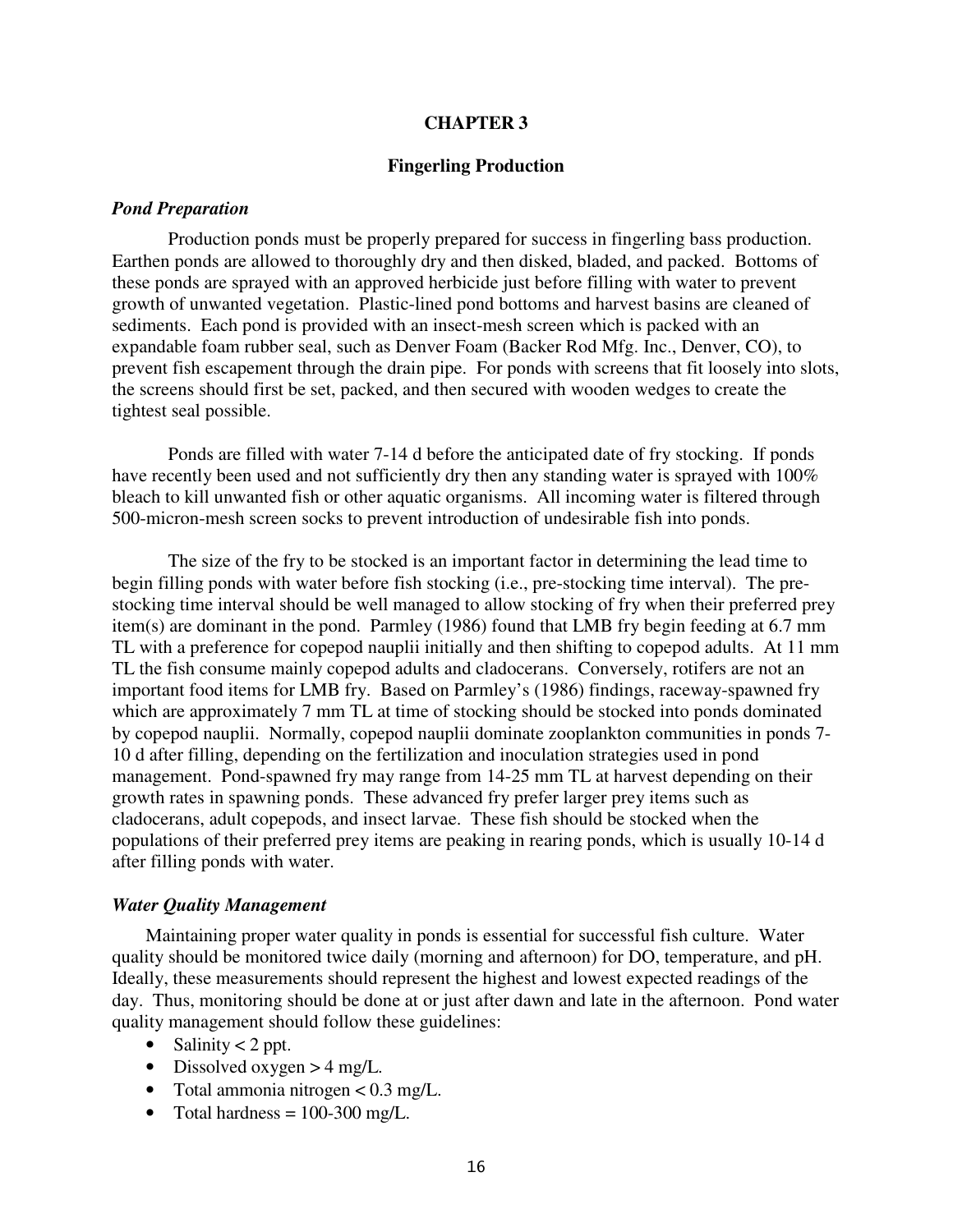# CHAPTER 3

## Fingerling Production

### *Pond Preparation*

Production ponds must be properly prepared for success in fingerling bass production. Earthen ponds are allowed to thoroughly dry and then disked, bladed, and packed. Bottoms of these ponds are sprayed with an approved herbicide just before filling with water to prevent growth of unwanted vegetation. Plastic-lined pond bottoms and harvest basins are cleaned of sediments. Each pond is provided with an insect-mesh screen which is packed with an expandable foam rubber seal, such as Denver Foam (Backer Rod Mfg. Inc., Denver, CO), to prevent fish escapement through the drain pipe. For ponds with screens that fit loosely into slots, the screens should first be set, packed, and then secured with wooden wedges to create the tightest seal possible.

Ponds are filled with water 7-14 d before the anticipated date of fry stocking. If ponds have recently been used and not sufficiently dry then any standing water is sprayed with 100% bleach to kill unwanted fish or other aquatic organisms. All incoming water is filtered through 500-micron-mesh screen socks to prevent introduction of undesirable fish into ponds.

The size of the fry to be stocked is an important factor in determining the lead time to begin filling ponds with water before fish stocking (i.e., pre-stocking time interval). The pre-stocking time interval should be well managed to allow stocking of fry when their preferred prey item(s) are dominant in the pond. Parmley (1986) found that LMB fry begin feeding at 6.7 mm TL with a preference for copepod nauplii initially and then shifting to copepod adults. At 11 mm TL the fish consume mainly copepod adults and cladocerans. Conversely, rotifers are not an important food items for LMB fry. Based on Parmley's (1986) findings, raceway-spawned fry which are approximately 7 mm TL at time of stocking should be stocked into ponds dominated by copepod nauplii. Normally, copepod nauplii dominate zooplankton communities in ponds 7-10 d after filling, depending on the fertilization and inoculation strategies used in pond management. Pond-spawned fry may range from 14-25 mm TL at harvest depending on their growth rates in spawning ponds. These advanced fry prefer larger prey items such as cladocerans, adult copepods, and insect larvae. These fish should be stocked when the populations of their preferred prey items are peaking in rearing ponds, which is usually 10-14 d after filling ponds with water.

### *Water Quality Management*

Maintaining proper water quality in ponds is essential for successful fish culture. Water quality should be monitored twice daily (morning and afternoon) for DO, temperature, and pH. Ideally, these measurements should represent the highest and lowest expected readings of the day. Thus, monitoring should be done at or just after dawn and late in the afternoon. Pond water quality management should follow these guidelines:

- Salinity < 2 ppt.
- Dissolved oxygen > 4 mg/L.
- Total ammonia nitrogen < 0.3 mg/L.
- Total hardness = 100-300 mg/L.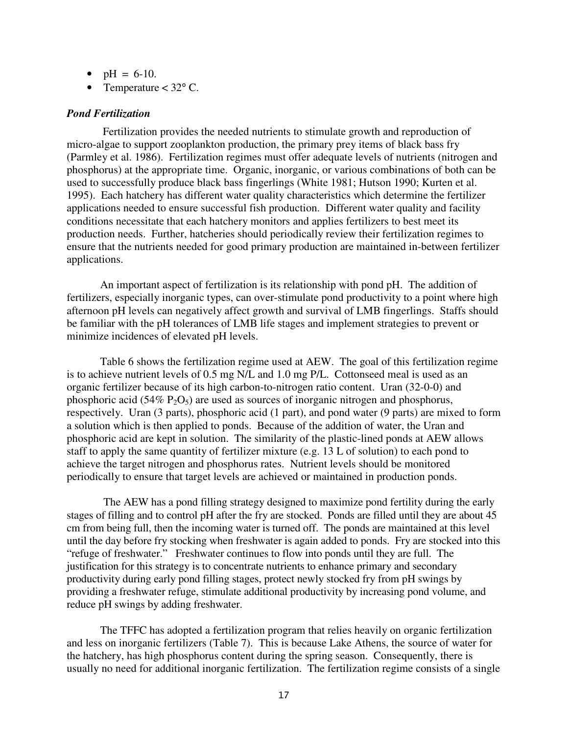- pH = 6-10.
- Temperature < 32° C.

### *Pond Fertilization*

Fertilization provides the needed nutrients to stimulate growth and reproduction of micro-algae to support zooplankton production, the primary prey items of black bass fry (Parmley et al. 1986). Fertilization regimes must offer adequate levels of nutrients (nitrogen and phosphorus) at the appropriate time. Organic, inorganic, or various combinations of both can be used to successfully produce black bass fingerlings (White 1981; Hutson 1990; Kurten et al. 1995). Each hatchery has different water quality characteristics which determine the fertilizer applications needed to ensure successful fish production. Different water quality and facility conditions necessitate that each hatchery monitors and applies fertilizers to best meet its production needs. Further, hatcheries should periodically review their fertilization regimes to ensure that the nutrients needed for good primary production are maintained in-between fertilizer applications.

An important aspect of fertilization is its relationship with pond pH. The addition of fertilizers, especially inorganic types, can over-stimulate pond productivity to a point where high afternoon pH levels can negatively affect growth and survival of LMB fingerlings. Staffs should be familiar with the pH tolerances of LMB life stages and implement strategies to prevent or minimize incidences of elevated pH levels.

Table 6 shows the fertilization regime used at AEW. The goal of this fertilization regime is to achieve nutrient levels of 0.5 mg N/L and 1.0 mg P/L. Cottonseed meal is used as an organic fertilizer because of its high carbon-to-nitrogen ratio content. Uran (32-0-0) and phosphoric acid (54% $P_2O_5$) are used as sources of inorganic nitrogen and phosphorus, respectively. Uran (3 parts), phosphoric acid (1 part), and pond water (9 parts) are mixed to form a solution which is then applied to ponds. Because of the addition of water, the Uran and phosphoric acid are kept in solution. The similarity of the plastic-lined ponds at AEW allows staff to apply the same quantity of fertilizer mixture (e.g. 13 L of solution) to each pond to achieve the target nitrogen and phosphorus rates. Nutrient levels should be monitored periodically to ensure that target levels are achieved or maintained in production ponds.

The AEW has a pond filling strategy designed to maximize pond fertility during the early stages of filling and to control pH after the fry are stocked. Ponds are filled until they are about 45 cm from being full, then the incoming water is turned off. The ponds are maintained at this level until the day before fry stocking when freshwater is again added to ponds. Fry are stocked into this "refuge of freshwater." Freshwater continues to flow into ponds until they are full. The justification for this strategy is to concentrate nutrients to enhance primary and secondary productivity during early pond filling stages, protect newly stocked fry from pH swings by providing a freshwater refuge, stimulate additional productivity by increasing pond volume, and reduce pH swings by adding freshwater.

The TFFC has adopted a fertilization program that relies heavily on organic fertilization and less on inorganic fertilizers (Table 7). This is because Lake Athens, the source of water for the hatchery, has high phosphorus content during the spring season. Consequently, there is usually no need for additional inorganic fertilization. The fertilization regime consists of a single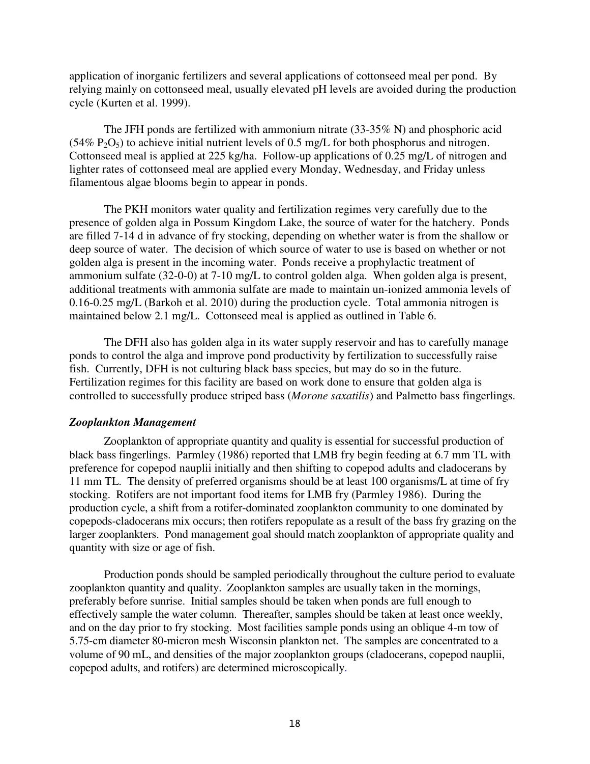application of inorganic fertilizers and several applications of cottonseed meal per pond. By relying mainly on cottonseed meal, usually elevated pH levels are avoided during the production cycle (Kurten et al. 1999).

The JFH ponds are fertilized with ammonium nitrate (33-35% N) and phosphoric acid (54% $P_2O_5$) to achieve initial nutrient levels of 0.5 mg/L for both phosphorus and nitrogen. Cottonseed meal is applied at 225 kg/ha. Follow-up applications of 0.25 mg/L of nitrogen and lighter rates of cottonseed meal are applied every Monday, Wednesday, and Friday unless filamentous algae blooms begin to appear in ponds.

The PKH monitors water quality and fertilization regimes very carefully due to the presence of golden alga in Possum Kingdom Lake, the source of water for the hatchery. Ponds are filled 7-14 d in advance of fry stocking, depending on whether water is from the shallow or deep source of water. The decision of which source of water to use is based on whether or not golden alga is present in the incoming water. Ponds receive a prophylactic treatment of ammonium sulfate (32-0-0) at 7-10 mg/L to control golden alga. When golden alga is present, additional treatments with ammonia sulfate are made to maintain un-ionized ammonia levels of 0.16-0.25 mg/L (Barkoh et al. 2010) during the production cycle. Total ammonia nitrogen is maintained below 2.1 mg/L. Cottonseed meal is applied as outlined in Table 6.

The DFH also has golden alga in its water supply reservoir and has to carefully manage ponds to control the alga and improve pond productivity by fertilization to successfully raise fish. Currently, DFH is not culturing black bass species, but may do so in the future. Fertilization regimes for this facility are based on work done to ensure that golden alga is controlled to successfully produce striped bass (*Morone saxatilis*) and Palmetto bass fingerlings.

### *Zooplankton Management*

Zooplankton of appropriate quantity and quality is essential for successful production of black bass fingerlings. Parmley (1986) reported that LMB fry begin feeding at 6.7 mm TL with preference for copepod nauplii initially and then shifting to copepod adults and cladocerans by 11 mm TL. The density of preferred organisms should be at least 100 organisms/L at time of fry stocking. Rotifers are not important food items for LMB fry (Parmley 1986). During the production cycle, a shift from a rotifer-dominated zooplankton community to one dominated by copepods-cladocerans mix occurs; then rotifers repopulate as a result of the bass fry grazing on the larger zooplankters. Pond management goal should match zooplankton of appropriate quality and quantity with size or age of fish.

Production ponds should be sampled periodically throughout the culture period to evaluate zooplankton quantity and quality. Zooplankton samples are usually taken in the mornings, preferably before sunrise. Initial samples should be taken when ponds are full enough to effectively sample the water column. Thereafter, samples should be taken at least once weekly, and on the day prior to fry stocking. Most facilities sample ponds using an oblique 4-m tow of 5.75-cm diameter 80-micron mesh Wisconsin plankton net. The samples are concentrated to a volume of 90 mL, and densities of the major zooplankton groups (cladocerans, copepod nauplii, copepod adults, and rotifers) are determined microscopically.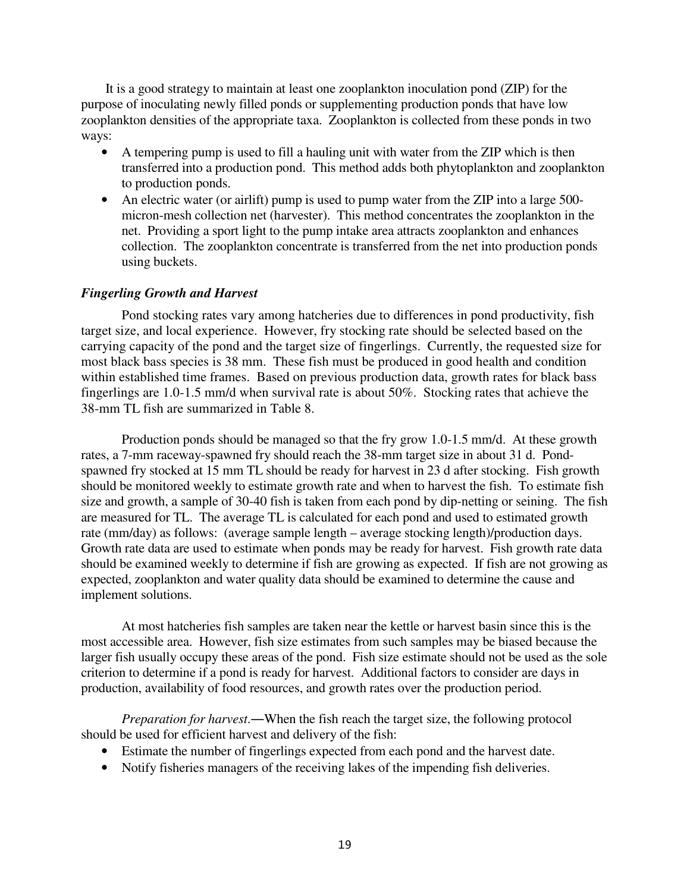It is a good strategy to maintain at least one zooplankton inoculation pond (ZIP) for the purpose of inoculating newly filled ponds or supplementing production ponds that have low zooplankton densities of the appropriate taxa. Zooplankton is collected from these ponds in two ways:

- A tempering pump is used to fill a hauling unit with water from the ZIP which is then transferred into a production pond. This method adds both phytoplankton and zooplankton to production ponds.
- An electric water (or airlift) pump is used to pump water from the ZIP into a large 500-micron-mesh collection net (harvester). This method concentrates the zooplankton in the net. Providing a sport light to the pump intake area attracts zooplankton and enhances collection. The zooplankton concentrate is transferred from the net into production ponds using buckets.

### *Fingerling Growth and Harvest*

Pond stocking rates vary among hatcheries due to differences in pond productivity, fish target size, and local experience. However, fry stocking rate should be selected based on the carrying capacity of the pond and the target size of fingerlings. Currently, the requested size for most black bass species is 38 mm. These fish must be produced in good health and condition within established time frames. Based on previous production data, growth rates for black bass fingerlings are 1.0-1.5 mm/d when survival rate is about 50%. Stocking rates that achieve the 38-mm TL fish are summarized in Table 8.

Production ponds should be managed so that the fry grow 1.0-1.5 mm/d. At these growth rates, a 7-mm raceway-spawned fry should reach the 38-mm target size in about 31 d. Pond-spawned fry stocked at 15 mm TL should be ready for harvest in 23 d after stocking. Fish growth should be monitored weekly to estimate growth rate and when to harvest the fish. To estimate fish size and growth, a sample of 30-40 fish is taken from each pond by dip-netting or seining. The fish are measured for TL. The average TL is calculated for each pond and used to estimated growth rate (mm/day) as follows: (average sample length – average stocking length)/production days. Growth rate data are used to estimate when ponds may be ready for harvest. Fish growth rate data should be examined weekly to determine if fish are growing as expected. If fish are not growing as expected, zooplankton and water quality data should be examined to determine the cause and implement solutions.

At most hatcheries fish samples are taken near the kettle or harvest basin since this is the most accessible area. However, fish size estimates from such samples may be biased because the larger fish usually occupy these areas of the pond. Fish size estimate should not be used as the sole criterion to determine if a pond is ready for harvest. Additional factors to consider are days in production, availability of food resources, and growth rates over the production period.

*Preparation for harvest*.—When the fish reach the target size, the following protocol should be used for efficient harvest and delivery of the fish:

- Estimate the number of fingerlings expected from each pond and the harvest date.
- Notify fisheries managers of the receiving lakes of the impending fish deliveries.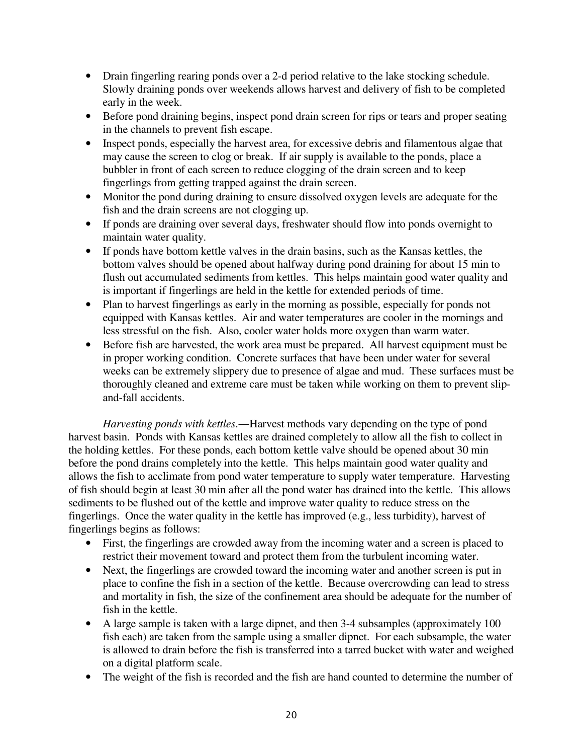- Drain fingerling rearing ponds over a 2-d period relative to the lake stocking schedule. Slowly draining ponds over weekends allows harvest and delivery of fish to be completed early in the week.
- Before pond draining begins, inspect pond drain screen for rips or tears and proper seating in the channels to prevent fish escape.
- Inspect ponds, especially the harvest area, for excessive debris and filamentous algae that may cause the screen to clog or break. If air supply is available to the ponds, place a bubbler in front of each screen to reduce clogging of the drain screen and to keep fingerlings from getting trapped against the drain screen.
- Monitor the pond during draining to ensure dissolved oxygen levels are adequate for the fish and the drain screens are not clogging up.
- If ponds are draining over several days, freshwater should flow into ponds overnight to maintain water quality.
- If ponds have bottom kettle valves in the drain basins, such as the Kansas kettles, the bottom valves should be opened about halfway during pond draining for about 15 min to flush out accumulated sediments from kettles. This helps maintain good water quality and is important if fingerlings are held in the kettle for extended periods of time.
- Plan to harvest fingerlings as early in the morning as possible, especially for ponds not equipped with Kansas kettles. Air and water temperatures are cooler in the mornings and less stressful on the fish. Also, cooler water holds more oxygen than warm water.
- Before fish are harvested, the work area must be prepared. All harvest equipment must be in proper working condition. Concrete surfaces that have been under water for several weeks can be extremely slippery due to presence of algae and mud. These surfaces must be thoroughly cleaned and extreme care must be taken while working on them to prevent slip-and-fall accidents.

*Harvesting ponds with kettles*.—Harvest methods vary depending on the type of pond harvest basin. Ponds with Kansas kettles are drained completely to allow all the fish to collect in the holding kettles. For these ponds, each bottom kettle valve should be opened about 30 min before the pond drains completely into the kettle. This helps maintain good water quality and allows the fish to acclimate from pond water temperature to supply water temperature. Harvesting of fish should begin at least 30 min after all the pond water has drained into the kettle. This allows sediments to be flushed out of the kettle and improve water quality to reduce stress on the fingerlings. Once the water quality in the kettle has improved (e.g., less turbidity), harvest of fingerlings begins as follows:

- First, the fingerlings are crowded away from the incoming water and a screen is placed to restrict their movement toward and protect them from the turbulent incoming water.
- Next, the fingerlings are crowded toward the incoming water and another screen is put in place to confine the fish in a section of the kettle. Because overcrowding can lead to stress and mortality in fish, the size of the confinement area should be adequate for the number of fish in the kettle.
- A large sample is taken with a large dipnet, and then 3-4 subsamples (approximately 100 fish each) are taken from the sample using a smaller dipnet. For each subsample, the water is allowed to drain before the fish is transferred into a tarred bucket with water and weighed on a digital platform scale.
- The weight of the fish is recorded and the fish are hand counted to determine the number of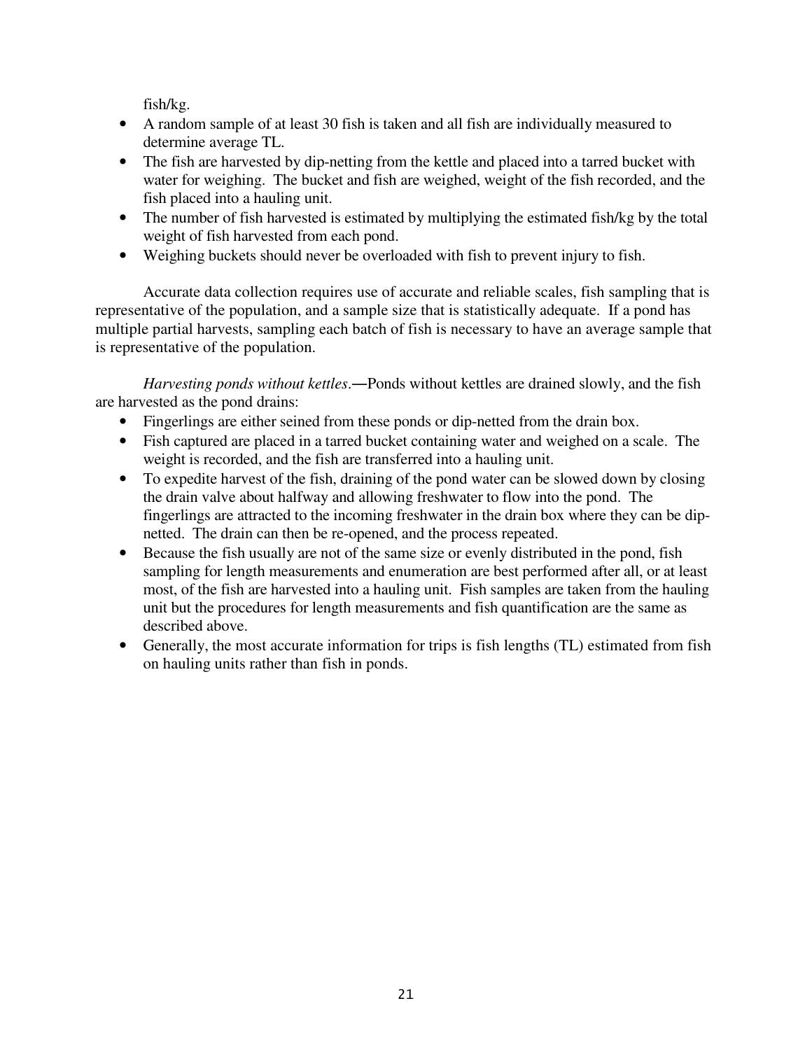fish/kg.

- A random sample of at least 30 fish is taken and all fish are individually measured to determine average TL.
- The fish are harvested by dip-netting from the kettle and placed into a tarred bucket with water for weighing. The bucket and fish are weighed, weight of the fish recorded, and the fish placed into a hauling unit.
- The number of fish harvested is estimated by multiplying the estimated fish/kg by the total weight of fish harvested from each pond.
- Weighing buckets should never be overloaded with fish to prevent injury to fish.

Accurate data collection requires use of accurate and reliable scales, fish sampling that is representative of the population, and a sample size that is statistically adequate. If a pond has multiple partial harvests, sampling each batch of fish is necessary to have an average sample that is representative of the population.

*Harvesting ponds without kettles*.—Ponds without kettles are drained slowly, and the fish are harvested as the pond drains:

- Fingerlings are either seined from these ponds or dip-netted from the drain box.
- Fish captured are placed in a tarred bucket containing water and weighed on a scale. The weight is recorded, and the fish are transferred into a hauling unit.
- To expedite harvest of the fish, draining of the pond water can be slowed down by closing the drain valve about halfway and allowing freshwater to flow into the pond. The fingerlings are attracted to the incoming freshwater in the drain box where they can be dip-netted. The drain can then be re-opened, and the process repeated.
- Because the fish usually are not of the same size or evenly distributed in the pond, fish sampling for length measurements and enumeration are best performed after all, or at least most, of the fish are harvested into a hauling unit. Fish samples are taken from the hauling unit but the procedures for length measurements and fish quantification are the same as described above.
- Generally, the most accurate information for trips is fish lengths (TL) estimated from fish on hauling units rather than fish in ponds.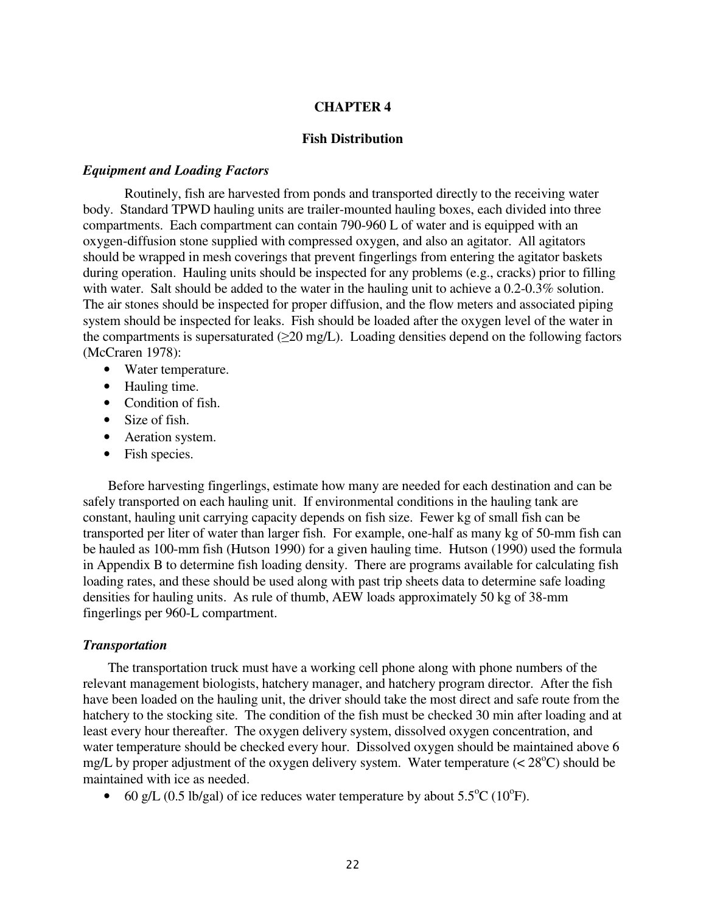# CHAPTER 4

## Fish Distribution

### *Equipment and Loading Factors*

Routinely, fish are harvested from ponds and transported directly to the receiving water body. Standard TPWD hauling units are trailer-mounted hauling boxes, each divided into three compartments. Each compartment can contain 790-960 L of water and is equipped with an oxygen-diffusion stone supplied with compressed oxygen, and also an agitator. All agitators should be wrapped in mesh coverings that prevent fingerlings from entering the agitator baskets during operation. Hauling units should be inspected for any problems (e.g., cracks) prior to filling with water. Salt should be added to the water in the hauling unit to achieve a 0.2-0.3% solution. The air stones should be inspected for proper diffusion, and the flow meters and associated piping system should be inspected for leaks. Fish should be loaded after the oxygen level of the water in the compartments is supersaturated (≥20 mg/L). Loading densities depend on the following factors (McCraren 1978):

- Water temperature.
- Hauling time.
- Condition of fish.
- Size of fish.
- Aeration system.
- Fish species.

Before harvesting fingerlings, estimate how many are needed for each destination and can be safely transported on each hauling unit. If environmental conditions in the hauling tank are constant, hauling unit carrying capacity depends on fish size. Fewer kg of small fish can be transported per liter of water than larger fish. For example, one-half as many kg of 50-mm fish can be hauled as 100-mm fish (Hutson 1990) for a given hauling time. Hutson (1990) used the formula in Appendix B to determine fish loading density. There are programs available for calculating fish loading rates, and these should be used along with past trip sheets data to determine safe loading densities for hauling units. As rule of thumb, AEW loads approximately 50 kg of 38-mm fingerlings per 960-L compartment.

### *Transportation*

The transportation truck must have a working cell phone along with phone numbers of the relevant management biologists, hatchery manager, and hatchery program director. After the fish have been loaded on the hauling unit, the driver should take the most direct and safe route from the hatchery to the stocking site. The condition of the fish must be checked 30 min after loading and at least every hour thereafter. The oxygen delivery system, dissolved oxygen concentration, and water temperature should be checked every hour. Dissolved oxygen should be maintained above 6 mg/L by proper adjustment of the oxygen delivery system. Water temperature (< 28°C) should be maintained with ice as needed.

- 60 g/L (0.5 lb/gal) of ice reduces water temperature by about 5.5°C (10°F).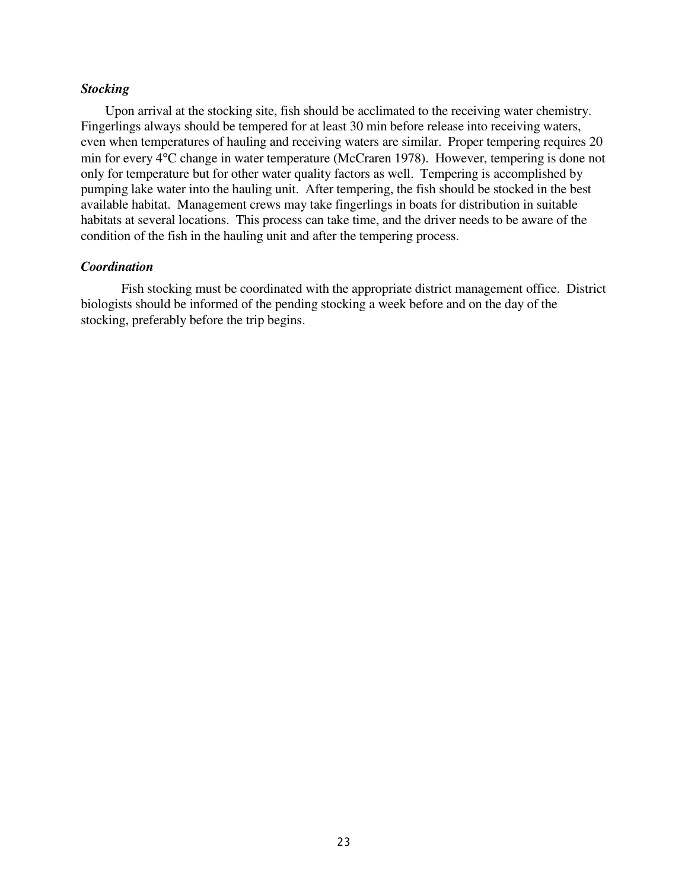### *Stocking*

Upon arrival at the stocking site, fish should be acclimated to the receiving water chemistry. Fingerlings always should be tempered for at least 30 min before release into receiving waters, even when temperatures of hauling and receiving waters are similar. Proper tempering requires 20 min for every 4°C change in water temperature (McCraren 1978). However, tempering is done not only for temperature but for other water quality factors as well. Tempering is accomplished by pumping lake water into the hauling unit. After tempering, the fish should be stocked in the best available habitat. Management crews may take fingerlings in boats for distribution in suitable habitats at several locations. This process can take time, and the driver needs to be aware of the condition of the fish in the hauling unit and after the tempering process.

### *Coordination*

Fish stocking must be coordinated with the appropriate district management office. District biologists should be informed of the pending stocking a week before and on the day of the stocking, preferably before the trip begins.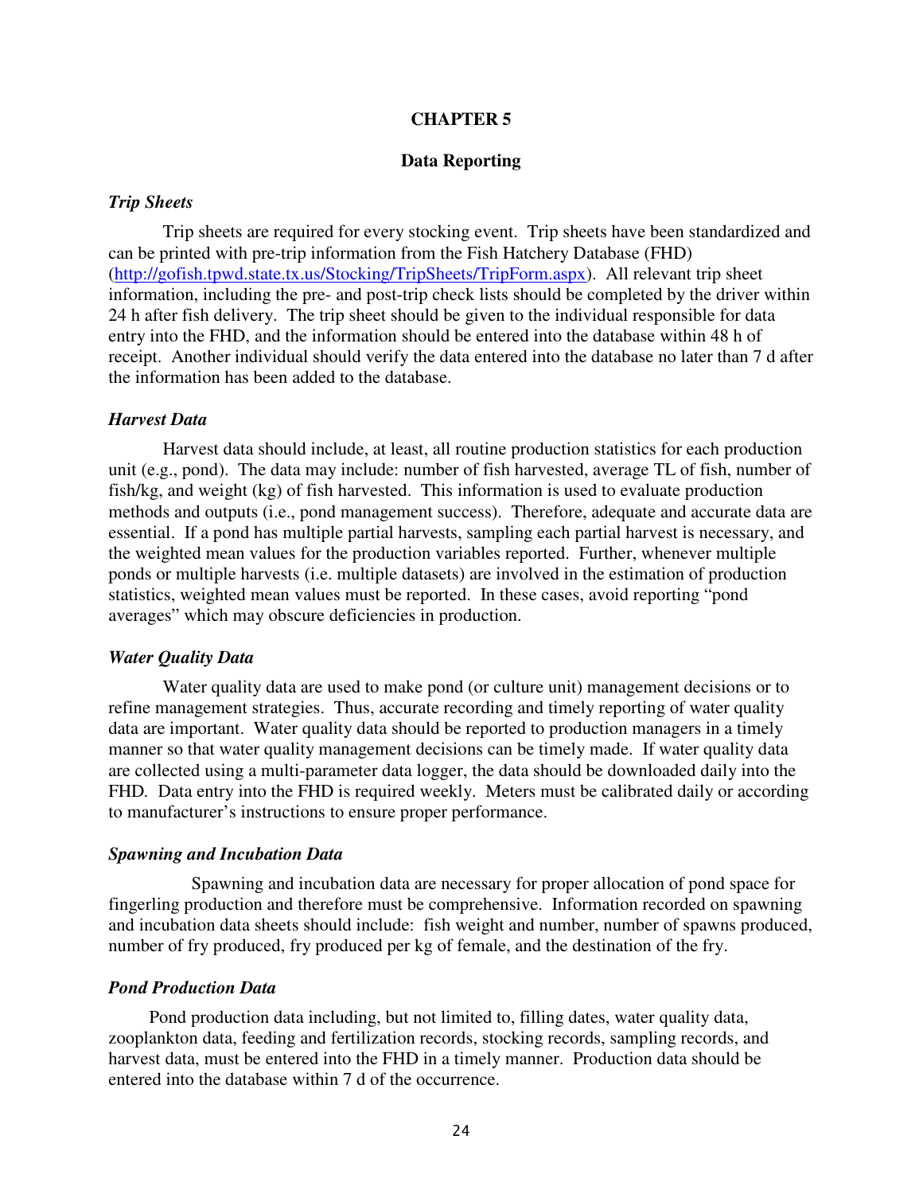# CHAPTER 5

## Data Reporting

### *Trip Sheets*

Trip sheets are required for every stocking event. Trip sheets have been standardized and can be printed with pre-trip information from the Fish Hatchery Database (FHD) (http://gofish.tpwd.state.tx.us/Stocking/TripSheets/TripForm.aspx). All relevant trip sheet information, including the pre- and post-trip check lists should be completed by the driver within 24 h after fish delivery. The trip sheet should be given to the individual responsible for data entry into the FHD, and the information should be entered into the database within 48 h of receipt. Another individual should verify the data entered into the database no later than 7 d after the information has been added to the database.

### *Harvest Data*

Harvest data should include, at least, all routine production statistics for each production unit (e.g., pond). The data may include: number of fish harvested, average TL of fish, number of fish/kg, and weight (kg) of fish harvested. This information is used to evaluate production methods and outputs (i.e., pond management success). Therefore, adequate and accurate data are essential. If a pond has multiple partial harvests, sampling each partial harvest is necessary, and the weighted mean values for the production variables reported. Further, whenever multiple ponds or multiple harvests (i.e. multiple datasets) are involved in the estimation of production statistics, weighted mean values must be reported. In these cases, avoid reporting "pond averages" which may obscure deficiencies in production.

### *Water Quality Data*

Water quality data are used to make pond (or culture unit) management decisions or to refine management strategies. Thus, accurate recording and timely reporting of water quality data are important. Water quality data should be reported to production managers in a timely manner so that water quality management decisions can be timely made. If water quality data are collected using a multi-parameter data logger, the data should be downloaded daily into the FHD. Data entry into the FHD is required weekly. Meters must be calibrated daily or according to manufacturer's instructions to ensure proper performance.

### *Spawning and Incubation Data*

Spawning and incubation data are necessary for proper allocation of pond space for fingerling production and therefore must be comprehensive. Information recorded on spawning and incubation data sheets should include: fish weight and number, number of spawns produced, number of fry produced, fry produced per kg of female, and the destination of the fry.

### *Pond Production Data*

Pond production data including, but not limited to, filling dates, water quality data, zooplankton data, feeding and fertilization records, stocking records, sampling records, and harvest data, must be entered into the FHD in a timely manner. Production data should be entered into the database within 7 d of the occurrence.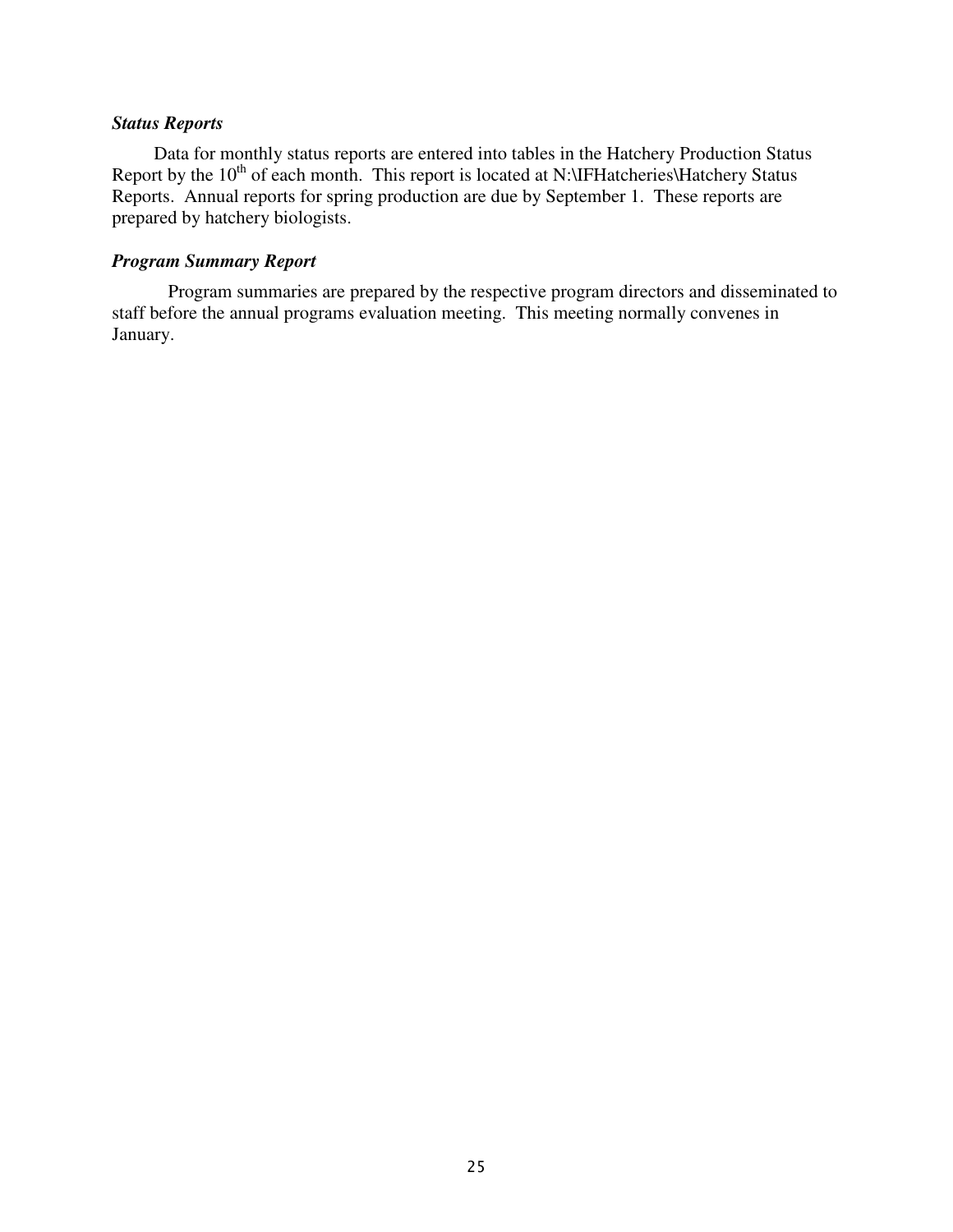### ***Status Reports***

Data for monthly status reports are entered into tables in the Hatchery Production Status Report by the $10^{th}$ of each month. This report is located at N:\IFHatcheries\Hatchery Status Reports. Annual reports for spring production are due by September 1. These reports are prepared by hatchery biologists.

### ***Program Summary Report***

Program summaries are prepared by the respective program directors and disseminated to staff before the annual programs evaluation meeting. This meeting normally convenes in January.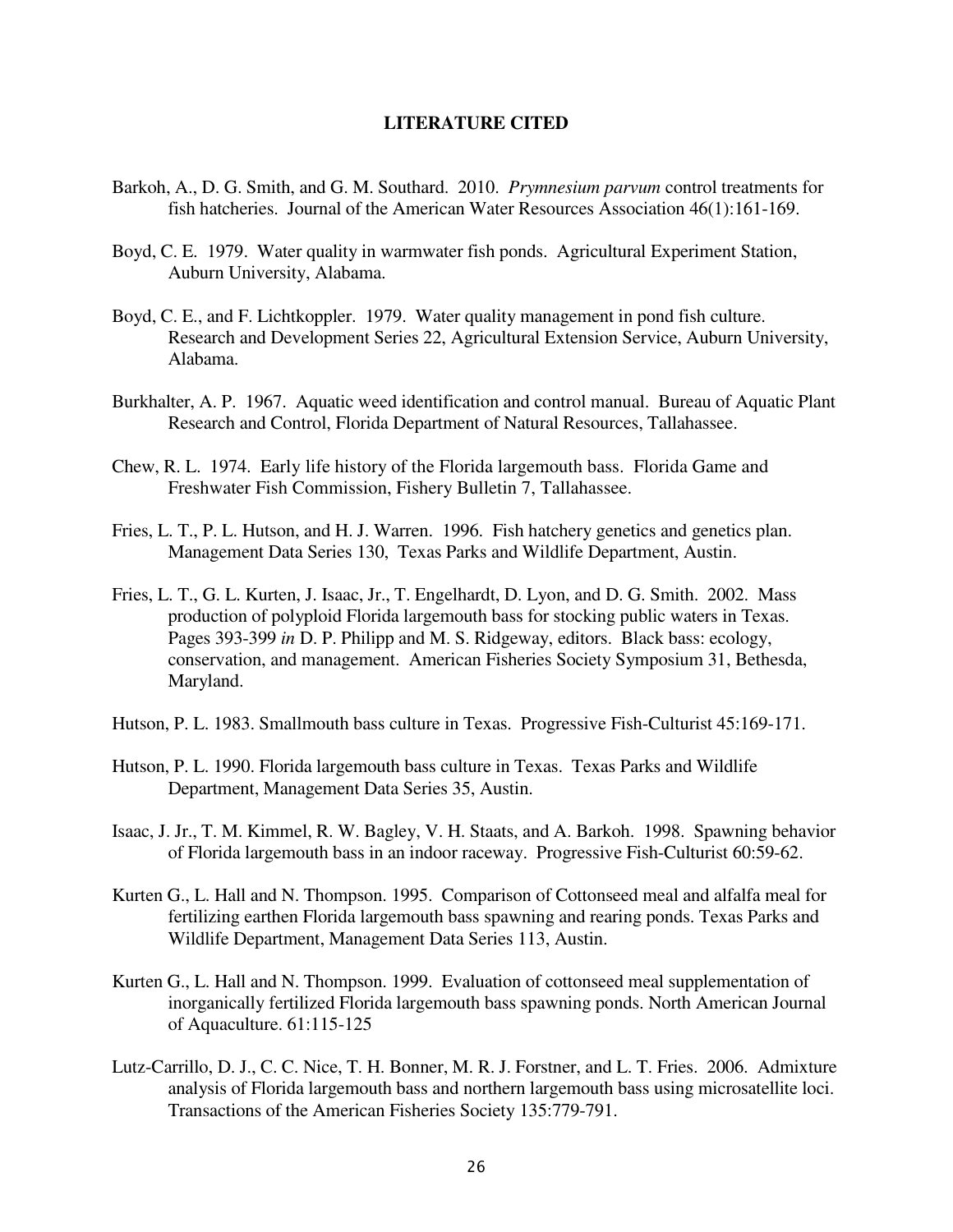## LITERATURE CITED

Barkoh, A., D. G. Smith, and G. M. Southard. 2010. *Prymnesium parvum* control treatments for fish hatcheries. Journal of the American Water Resources Association 46(1):161-169.

Boyd, C. E. 1979. Water quality in warmwater fish ponds. Agricultural Experiment Station, Auburn University, Alabama.

Boyd, C. E., and F. Lichtkoppler. 1979. Water quality management in pond fish culture. Research and Development Series 22, Agricultural Extension Service, Auburn University, Alabama.

Burkhalter, A. P. 1967. Aquatic weed identification and control manual. Bureau of Aquatic Plant Research and Control, Florida Department of Natural Resources, Tallahassee.

Chew, R. L. 1974. Early life history of the Florida largemouth bass. Florida Game and Freshwater Fish Commission, Fishery Bulletin 7, Tallahassee.

Fries, L. T., P. L. Hutson, and H. J. Warren. 1996. Fish hatchery genetics and genetics plan. Management Data Series 130, Texas Parks and Wildlife Department, Austin.

Fries, L. T., G. L. Kurten, J. Isaac, Jr., T. Engelhardt, D. Lyon, and D. G. Smith. 2002. Mass production of polyploid Florida largemouth bass for stocking public waters in Texas. Pages 393-399 *in* D. P. Philipp and M. S. Ridgeway, editors. Black bass: ecology, conservation, and management. American Fisheries Society Symposium 31, Bethesda, Maryland.

Hutson, P. L. 1983. Smallmouth bass culture in Texas. Progressive Fish-Culturist 45:169-171.

Hutson, P. L. 1990. Florida largemouth bass culture in Texas. Texas Parks and Wildlife Department, Management Data Series 35, Austin.

Isaac, J. Jr., T. M. Kimmel, R. W. Bagley, V. H. Staats, and A. Barkoh. 1998. Spawning behavior of Florida largemouth bass in an indoor raceway. Progressive Fish-Culturist 60:59-62.

Kurten G., L. Hall and N. Thompson. 1995. Comparison of Cottonseed meal and alfalfa meal for fertilizing earthen Florida largemouth bass spawning and rearing ponds. Texas Parks and Wildlife Department, Management Data Series 113, Austin.

Kurten G., L. Hall and N. Thompson. 1999. Evaluation of cottonseed meal supplementation of inorganically fertilized Florida largemouth bass spawning ponds. North American Journal of Aquaculture. 61:115-125

Lutz-Carrillo, D. J., C. C. Nice, T. H. Bonner, M. R. J. Forstner, and L. T. Fries. 2006. Admixture analysis of Florida largemouth bass and northern largemouth bass using microsatellite loci. Transactions of the American Fisheries Society 135:779-791.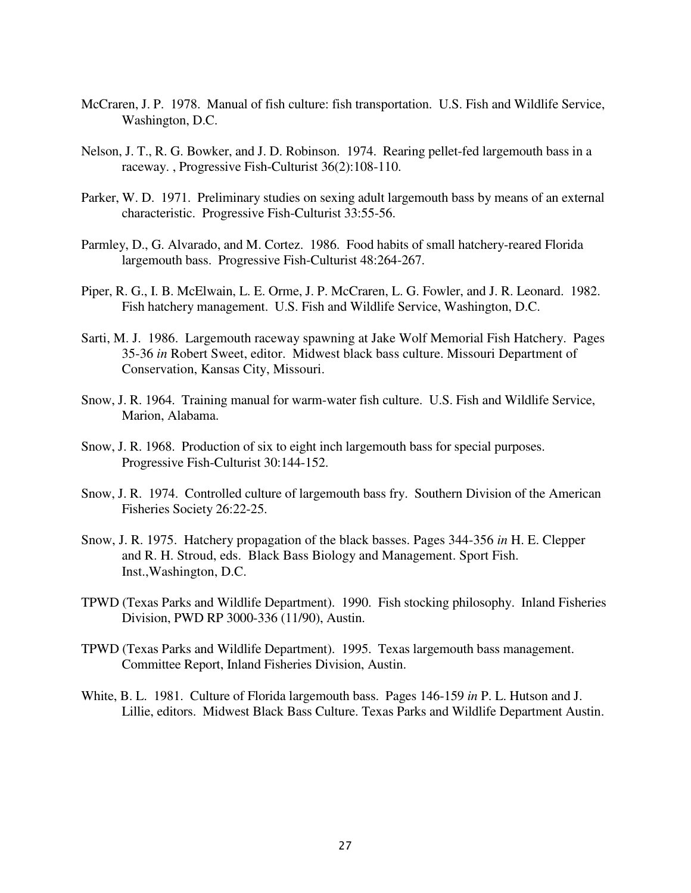McCraren, J. P. 1978. Manual of fish culture: fish transportation. U.S. Fish and Wildlife Service, Washington, D.C.

Nelson, J. T., R. G. Bowker, and J. D. Robinson. 1974. Rearing pellet-fed largemouth bass in a raceway. , Progressive Fish-Culturist 36(2):108-110.

Parker, W. D. 1971. Preliminary studies on sexing adult largemouth bass by means of an external characteristic. Progressive Fish-Culturist 33:55-56.

Parmley, D., G. Alvarado, and M. Cortez. 1986. Food habits of small hatchery-reared Florida largemouth bass. Progressive Fish-Culturist 48:264-267.

Piper, R. G., I. B. McElwain, L. E. Orme, J. P. McCraren, L. G. Fowler, and J. R. Leonard. 1982. Fish hatchery management. U.S. Fish and Wildlife Service, Washington, D.C.

Sarti, M. J. 1986. Largemouth raceway spawning at Jake Wolf Memorial Fish Hatchery. Pages 35-36 *in* Robert Sweet, editor. Midwest black bass culture. Missouri Department of Conservation, Kansas City, Missouri.

Snow, J. R. 1964. Training manual for warm-water fish culture. U.S. Fish and Wildlife Service, Marion, Alabama.

Snow, J. R. 1968. Production of six to eight inch largemouth bass for special purposes. Progressive Fish-Culturist 30:144-152.

Snow, J. R. 1974. Controlled culture of largemouth bass fry. Southern Division of the American Fisheries Society 26:22-25.

Snow, J. R. 1975. Hatchery propagation of the black basses. Pages 344-356 *in* H. E. Clepper and R. H. Stroud, eds. Black Bass Biology and Management. Sport Fish. Inst.,Washington, D.C.

TPWD (Texas Parks and Wildlife Department). 1990. Fish stocking philosophy. Inland Fisheries Division, PWD RP 3000-336 (11/90), Austin.

TPWD (Texas Parks and Wildlife Department). 1995. Texas largemouth bass management. Committee Report, Inland Fisheries Division, Austin.

White, B. L. 1981. Culture of Florida largemouth bass. Pages 146-159 *in* P. L. Hutson and J. Lillie, editors. Midwest Black Bass Culture. Texas Parks and Wildlife Department Austin.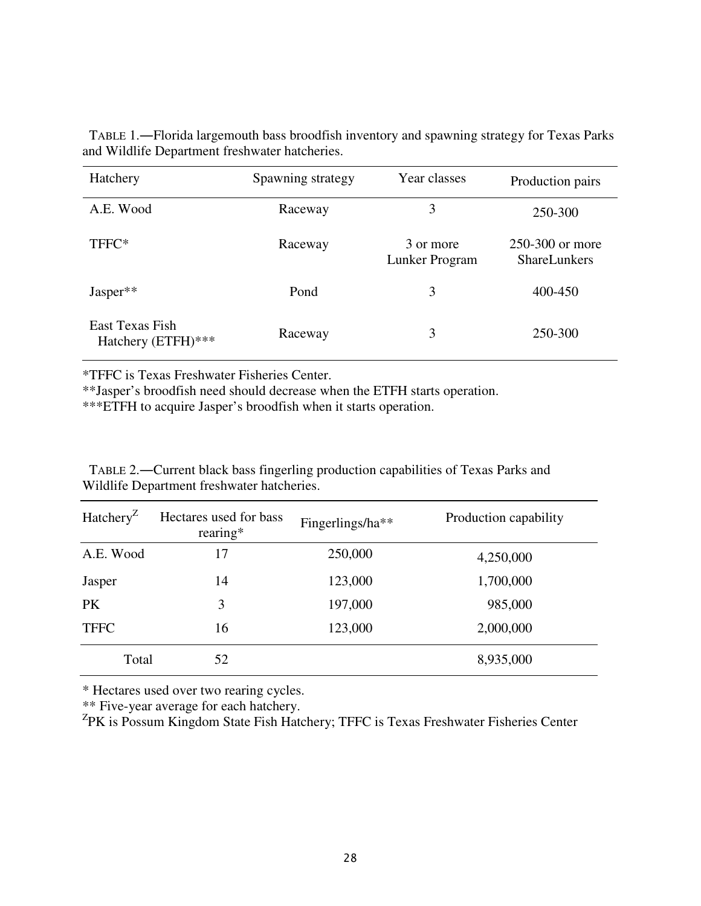TABLE 1.—Florida largemouth bass broodfish inventory and spawning strategy for Texas Parks and Wildlife Department freshwater hatcheries.

| Hatchery | Spawning strategy | Year classes | Production pairs |
|---|---|---|---|
| A.E. Wood | Raceway | 3 | 250-300 |
| TFFC* | Raceway | 3 or more Lunker Program | 250-300 or more ShareLunkers |
| Jasper** | Pond | 3 | 400-450 |
| East Texas Fish Hatchery (ETFH)*** | Raceway | 3 | 250-300 |

*TFFC is Texas Freshwater Fisheries Center.
**Jasper's broodfish need should decrease when the ETFH starts operation.
***ETFH to acquire Jasper's broodfish when it starts operation.

TABLE 2.—Current black bass fingerling production capabilities of Texas Parks and Wildlife Department freshwater hatcheries.

| Hatchery[Z] | Hectares used for bass rearing* | Fingerlings/ha** | Production capability |
|---|---|---|---|
| A.E. Wood | 17 | 250,000 | 4,250,000 |
| Jasper | 14 | 123,000 | 1,700,000 |
| PK | 3 | 197,000 | 985,000 |
| TFFC | 16 | 123,000 | 2,000,000 |
| Total | 52 | | 8,935,000 |

* Hectares used over two rearing cycles.
** Five-year average for each hatchery.
[Z]PK is Possum Kingdom State Fish Hatchery; TFFC is Texas Freshwater Fisheries Center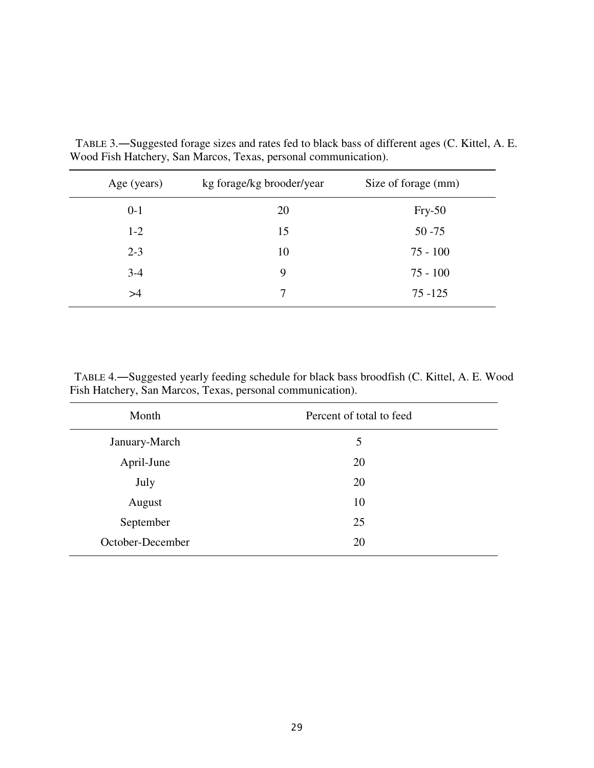TABLE 3.—Suggested forage sizes and rates fed to black bass of different ages (C. Kittel, A. E. Wood Fish Hatchery, San Marcos, Texas, personal communication).

| Age (years) | kg forage/kg brooder/year | Size of forage (mm) |
|---|---|---|
| 0-1 | 20 | Fry-50 |
| 1-2 | 15 | 50 -75 |
| 2-3 | 10 | 75 - 100 |
| 3-4 | 9 | 75 - 100 |
| >4 | 7 | 75 -125 |

TABLE 4.—Suggested yearly feeding schedule for black bass broodfish (C. Kittel, A. E. Wood Fish Hatchery, San Marcos, Texas, personal communication).

| Month | Percent of total to feed |
|---|---|
| January-March | 5 |
| April-June | 20 |
| July | 20 |
| August | 10 |
| September | 25 |
| October-December | 20 |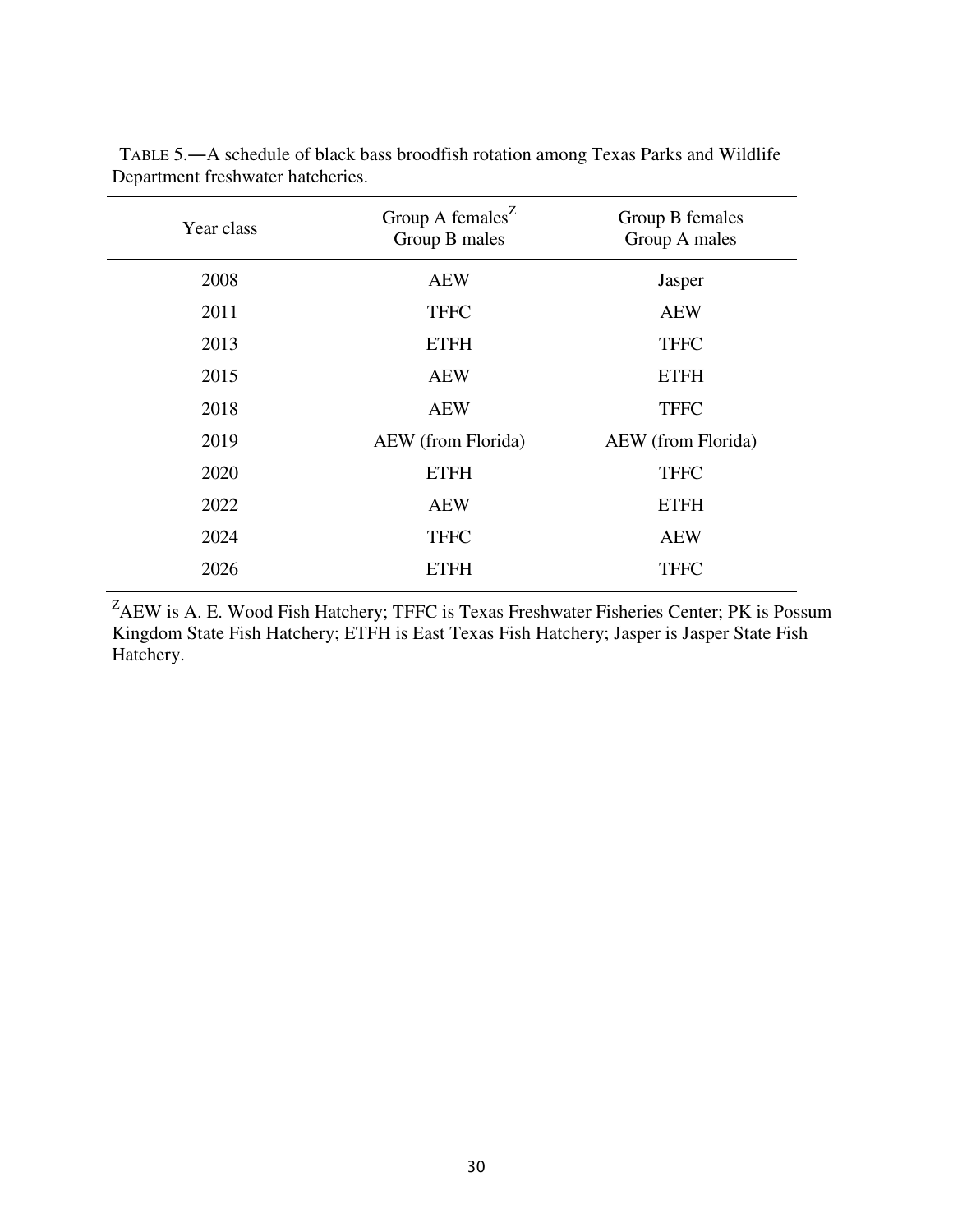TABLE 5.—A schedule of black bass broodfish rotation among Texas Parks and Wildlife Department freshwater hatcheries.

| Year class | Group A females[Z] Group B males | Group B females Group A males |
|---|---|---|
| 2008 | AEW | Jasper |
| 2011 | TFFC | AEW |
| 2013 | ETFH | TFFC |
| 2015 | AEW | ETFH |
| 2018 | AEW | TFFC |
| 2019 | AEW (from Florida) | AEW (from Florida) |
| 2020 | ETFH | TFFC |
| 2022 | AEW | ETFH |
| 2024 | TFFC | AEW |
| 2026 | ETFH | TFFC |

[Z]AEW is A. E. Wood Fish Hatchery; TFFC is Texas Freshwater Fisheries Center; PK is Possum Kingdom State Fish Hatchery; ETFH is East Texas Fish Hatchery; Jasper is Jasper State Fish Hatchery.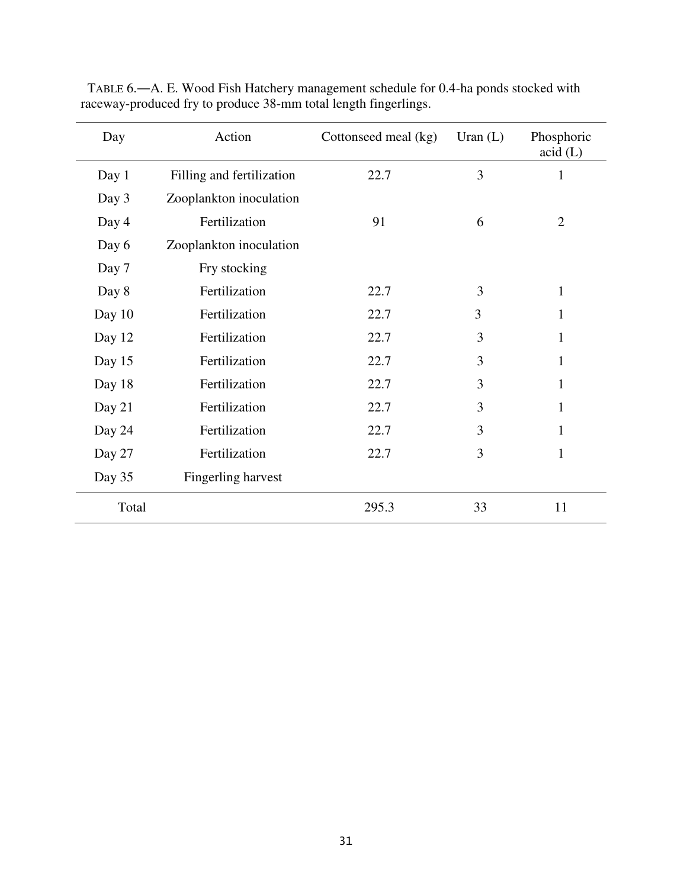TABLE 6.—A. E. Wood Fish Hatchery management schedule for 0.4-ha ponds stocked with raceway-produced fry to produce 38-mm total length fingerlings.

| Day | Action | Cottonseed meal (kg) | Uran (L) | Phosphoric acid (L) |
|---|---|---|---|---|
| Day 1 | Filling and fertilization | 22.7 | 3 | 1 |
| Day 3 | Zooplankton inoculation | | | |
| Day 4 | Fertilization | 91 | 6 | 2 |
| Day 6 | Zooplankton inoculation | | | |
| Day 7 | Fry stocking | | | |
| Day 8 | Fertilization | 22.7 | 3 | 1 |
| Day 10 | Fertilization | 22.7 | 3 | 1 |
| Day 12 | Fertilization | 22.7 | 3 | 1 |
| Day 15 | Fertilization | 22.7 | 3 | 1 |
| Day 18 | Fertilization | 22.7 | 3 | 1 |
| Day 21 | Fertilization | 22.7 | 3 | 1 |
| Day 24 | Fertilization | 22.7 | 3 | 1 |
| Day 27 | Fertilization | 22.7 | 3 | 1 |
| Day 35 | Fingerling harvest | | | |
| Total | | 295.3 | 33 | 11 |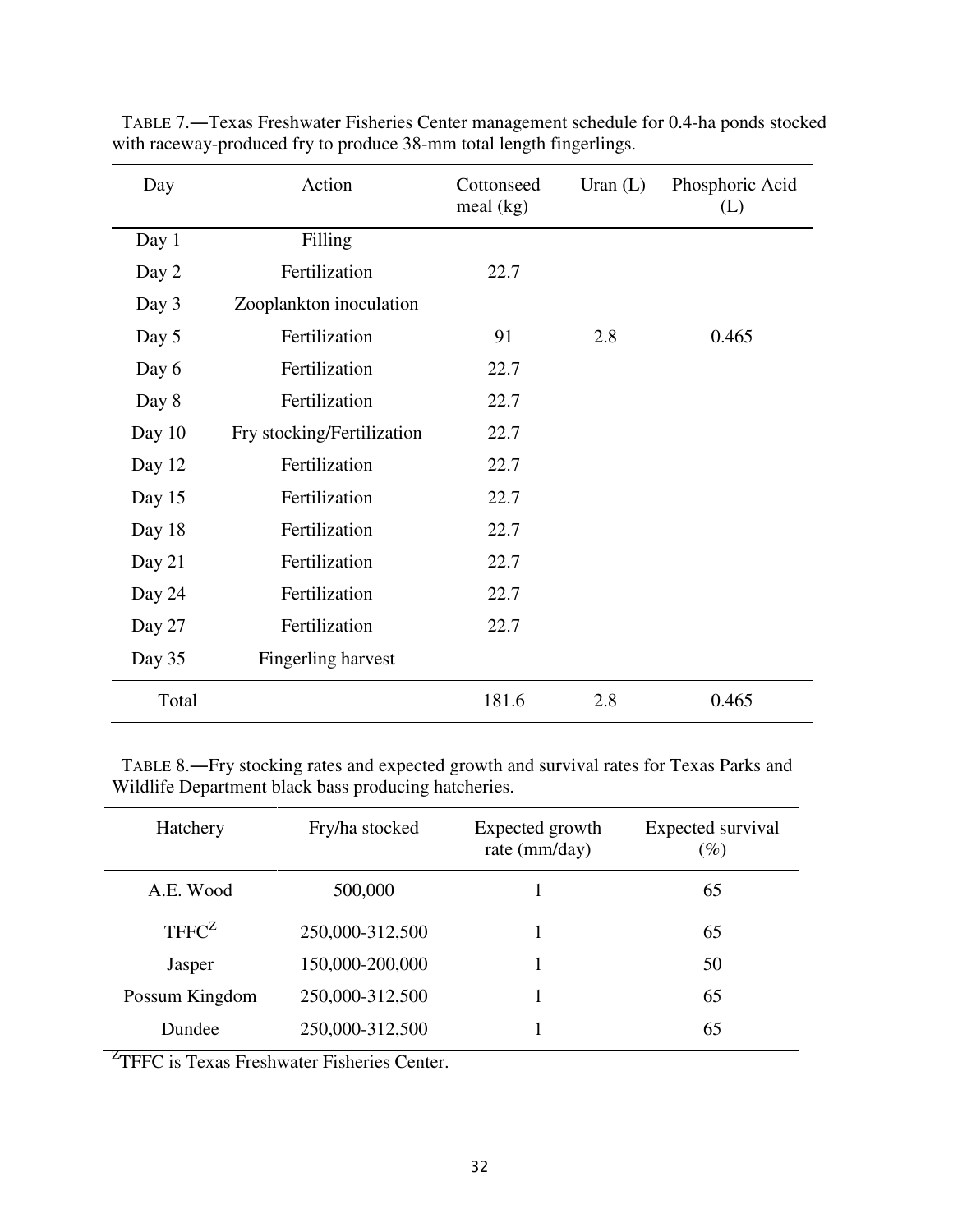TABLE 7.—Texas Freshwater Fisheries Center management schedule for 0.4-ha ponds stocked with raceway-produced fry to produce 38-mm total length fingerlings.

| Day | Action | Cottonseed meal (kg) | Uran (L) | Phosphoric Acid (L) |
|---|---|---|---|---|
| Day 1 | Filling | | | |
| Day 2 | Fertilization | 22.7 | | |
| Day 3 | Zooplankton inoculation | | | |
| Day 5 | Fertilization | 91 | 2.8 | 0.465 |
| Day 6 | Fertilization | 22.7 | | |
| Day 8 | Fertilization | 22.7 | | |
| Day 10 | Fry stocking/Fertilization | 22.7 | | |
| Day 12 | Fertilization | 22.7 | | |
| Day 15 | Fertilization | 22.7 | | |
| Day 18 | Fertilization | 22.7 | | |
| Day 21 | Fertilization | 22.7 | | |
| Day 24 | Fertilization | 22.7 | | |
| Day 27 | Fertilization | 22.7 | | |
| Day 35 | Fingerling harvest | | | |
| Total | | 181.6 | 2.8 | 0.465 |

TABLE 8.—Fry stocking rates and expected growth and survival rates for Texas Parks and Wildlife Department black bass producing hatcheries.

| Hatchery | Fry/ha stocked | Expected growth rate (mm/day) | Expected survival (%) |
|---|---|---|---|
| A.E. Wood | 500,000 | 1 | 65 |
| TFFC[Z] | 250,000-312,500 | 1 | 65 |
| Jasper | 150,000-200,000 | 1 | 50 |
| Possum Kingdom | 250,000-312,500 | 1 | 65 |
| Dundee | 250,000-312,500 | 1 | 65 |

[Z]TFFC is Texas Freshwater Fisheries Center.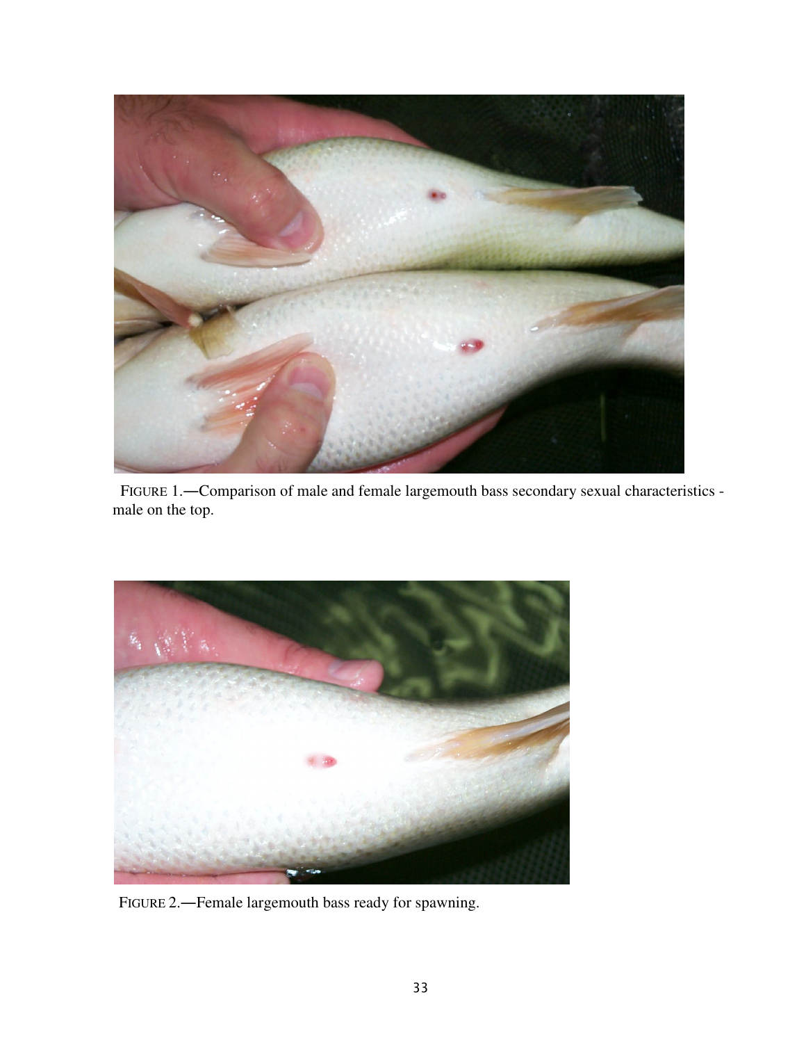FIGURE 1.—Comparison of male and female largemouth bass secondary sexual characteristics - male on the top.

FIGURE 2.—Female largemouth bass ready for spawning.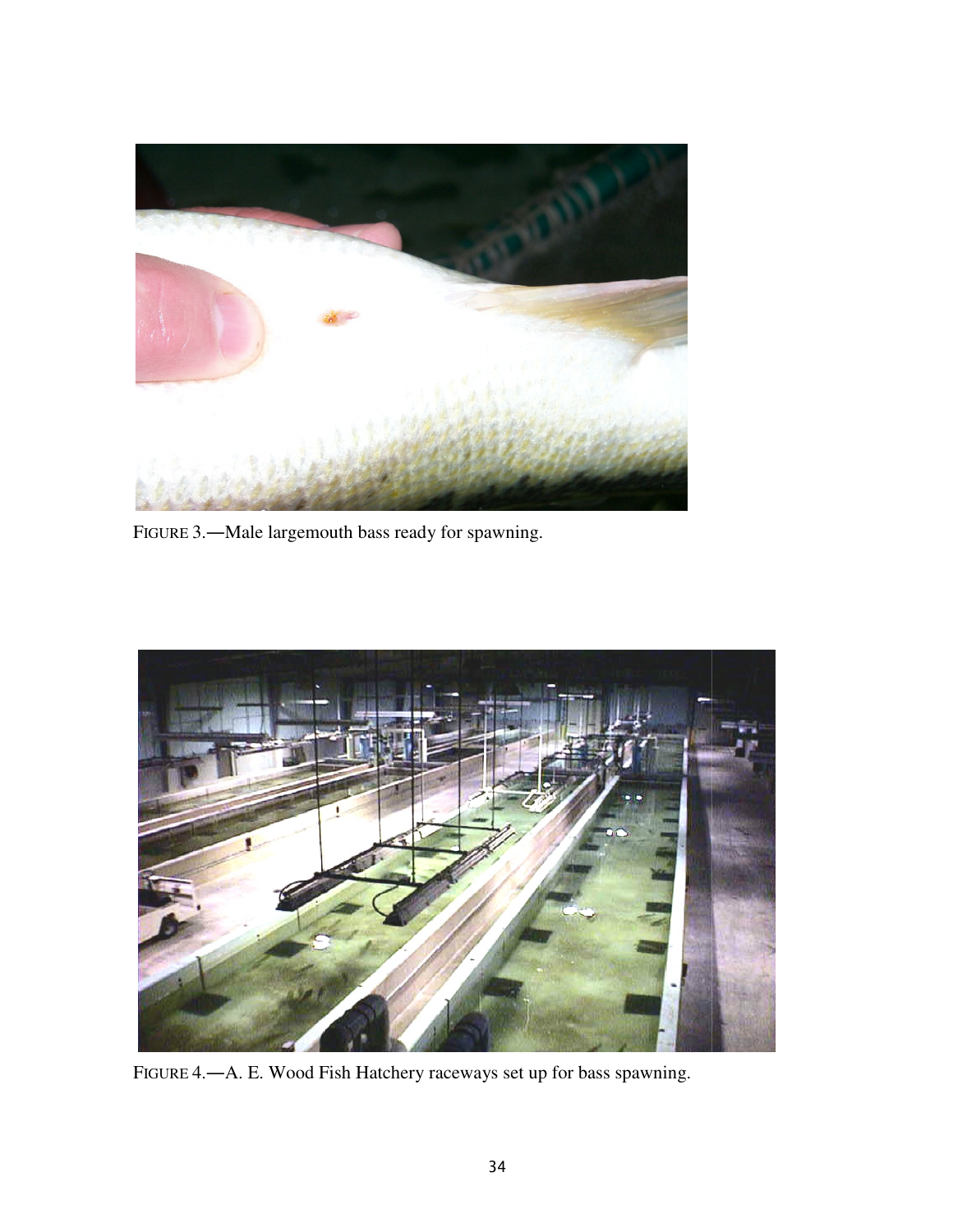FIGURE 3.—Male largemouth bass ready for spawning.

FIGURE 4.—A. E. Wood Fish Hatchery raceways set up for bass spawning.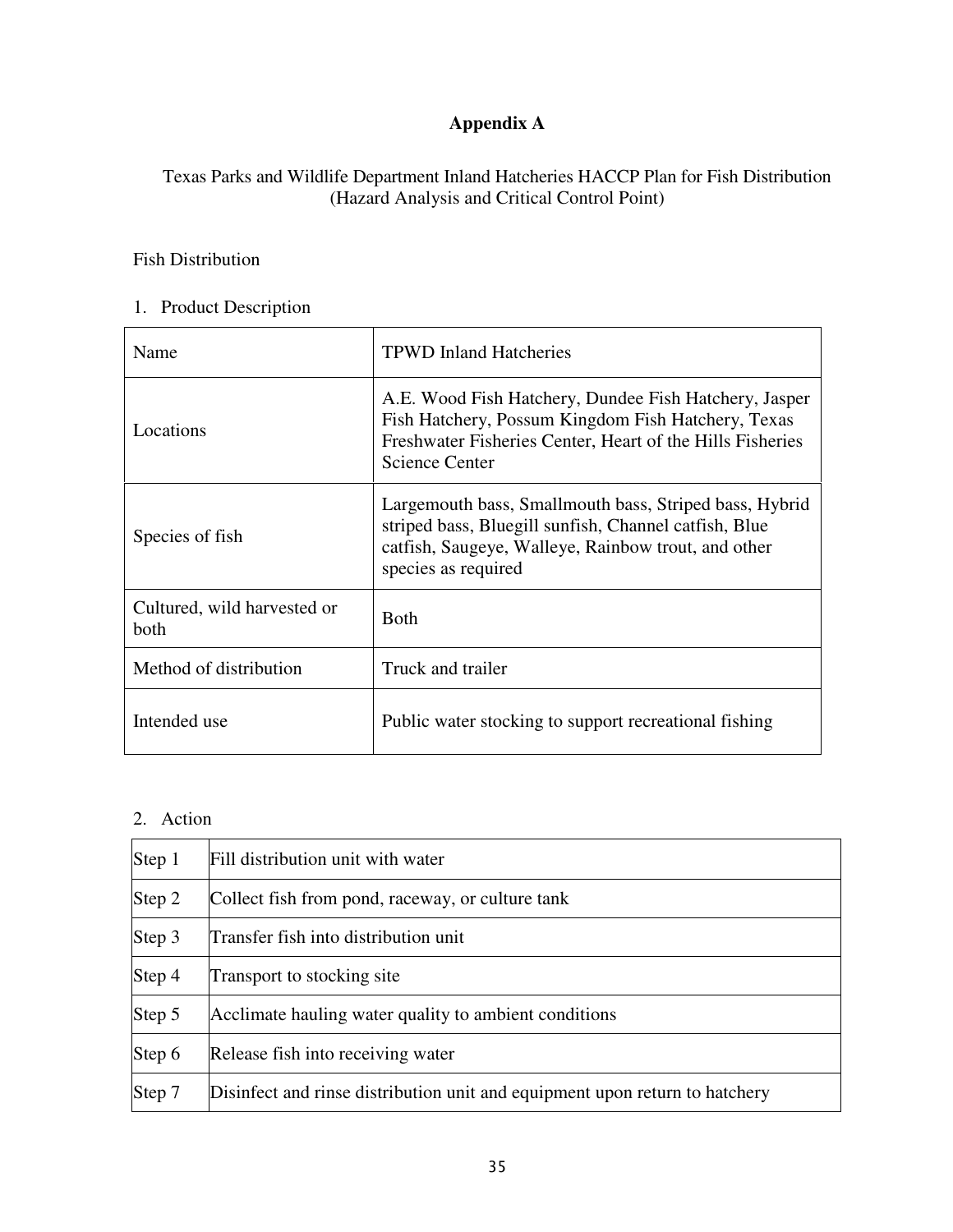# Appendix A

Texas Parks and Wildlife Department Inland Hatcheries HACCP Plan for Fish Distribution (Hazard Analysis and Critical Control Point)

Fish Distribution

1. Product Description

| Name | TPWD Inland Hatcheries |
|---|---|
| Locations | A.E. Wood Fish Hatchery, Dundee Fish Hatchery, Jasper Fish Hatchery, Possum Kingdom Fish Hatchery, Texas Freshwater Fisheries Center, Heart of the Hills Fisheries Science Center |
| Species of fish | Largemouth bass, Smallmouth bass, Striped bass, Hybrid striped bass, Bluegill sunfish, Channel catfish, Blue catfish, Saugeye, Walleye, Rainbow trout, and other species as required |
| Cultured, wild harvested or both | Both |
| Method of distribution | Truck and trailer |
| Intended use | Public water stocking to support recreational fishing |

2. Action

| Step | Action |
|---|---|
| Step 1 | Fill distribution unit with water |
| Step 2 | Collect fish from pond, raceway, or culture tank |
| Step 3 | Transfer fish into distribution unit |
| Step 4 | Transport to stocking site |
| Step 5 | Acclimate hauling water quality to ambient conditions |
| Step 6 | Release fish into receiving water |
| Step 7 | Disinfect and rinse distribution unit and equipment upon return to hatchery |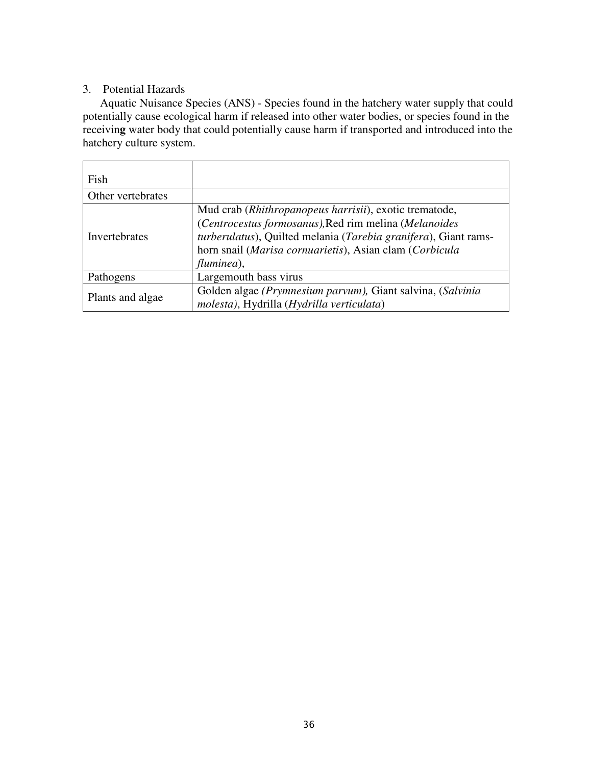3. Potential Hazards

Aquatic Nuisance Species (ANS) - Species found in the hatchery water supply that could potentially cause ecological harm if released into other water bodies, or species found in the receivin**g** water body that could potentially cause harm if transported and introduced into the hatchery culture system.

| | |
|---|---|
| Fish | |
| Other vertebrates | |
| Invertebrates | Mud crab (*Rhithropanopeus harrisii*), exotic trematode, (*Centrocestus formosanus*),Red rim melina (*Melanoides turberulatus*), Quilted melania (*Tarebia granifera*), Giant rams-horn snail (*Marisa cornuarietis*), Asian clam (*Corbicula fluminea*), |
| Pathogens | Largemouth bass virus |
| Plants and algae | Golden algae *(Prymnesium parvum),* Giant salvina, (*Salvinia molesta*), Hydrilla (*Hydrilla verticulata*) |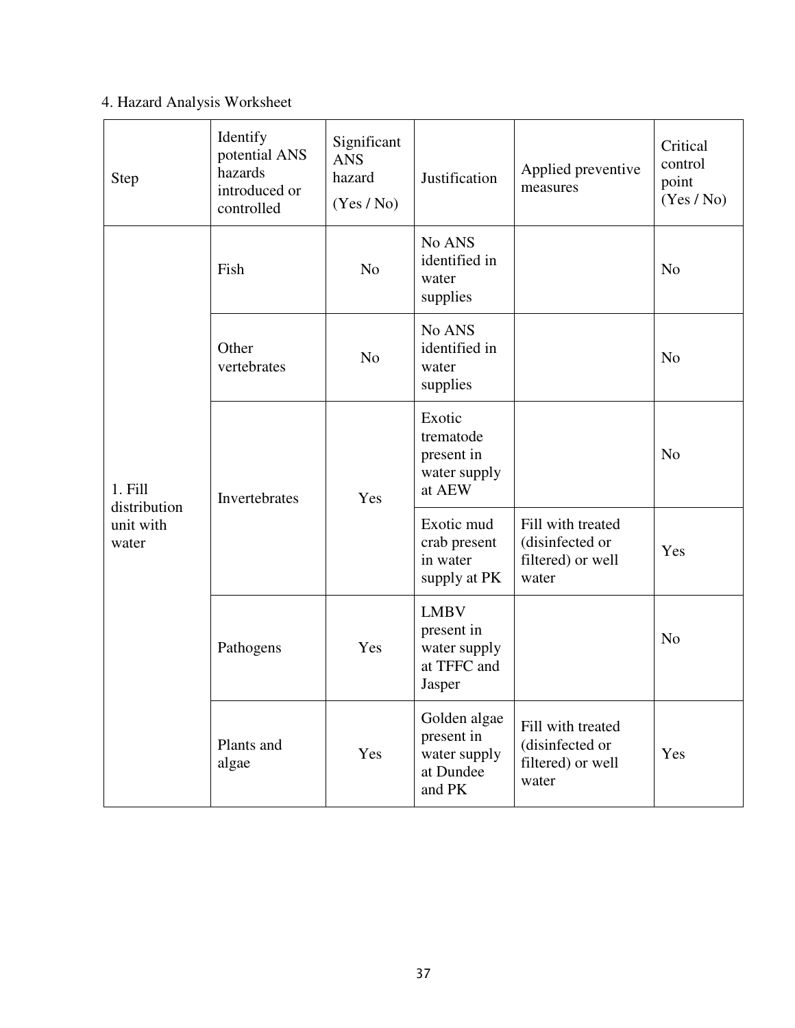4. Hazard Analysis Worksheet

| Step | Identify potential ANS hazards introduced or controlled | Significant ANS hazard (Yes / No) | Justification | Applied preventive measures | Critical control point (Yes / No) |
|---|---|---|---|---|---|
| 1. Fill distribution unit with water | Fish | No | No ANS identified in water supplies | | No |
| | Other vertebrates | No | No ANS identified in water supplies | | No |
| | Invertebrates | Yes | Exotic trematode present in water supply at AEW | | No |
| | | | Exotic mud crab present in water supply at PK | Fill with treated (disinfected or filtered) or well water | Yes |
| | Pathogens | Yes | LMBV present in water supply at TFFC and Jasper | | No |
| | Plants and algae | Yes | Golden algae present in water supply at Dundee and PK | Fill with treated (disinfected or filtered) or well water | Yes |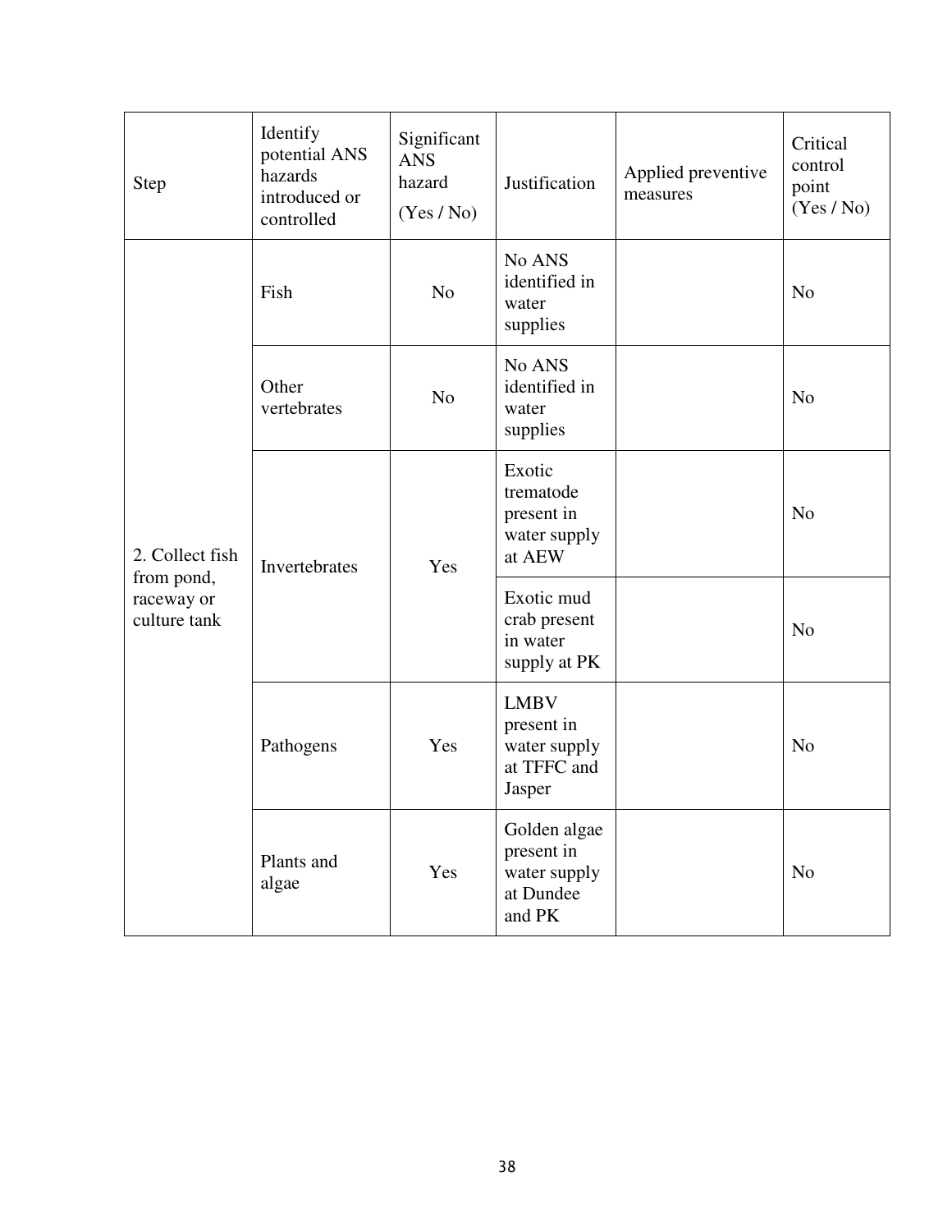| Step | Identify potential ANS hazards introduced or controlled | Significant ANS hazard (Yes / No) | Justification | Applied preventive measures | Critical control point (Yes / No) |
|---|---|---|---|---|---|
| 2. Collect fish from pond, raceway or culture tank | Fish | No | No ANS identified in water supplies | | No |
| | Other vertebrates | No | No ANS identified in water supplies | | No |
| | Invertebrates | Yes | Exotic trematode present in water supply at AEW | | No |
| | | | Exotic mud crab present in water supply at PK | | No |
| | Pathogens | Yes | LMBV present in water supply at TFFC and Jasper | | No |
| | Plants and algae | Yes | Golden algae present in water supply at Dundee and PK | | No |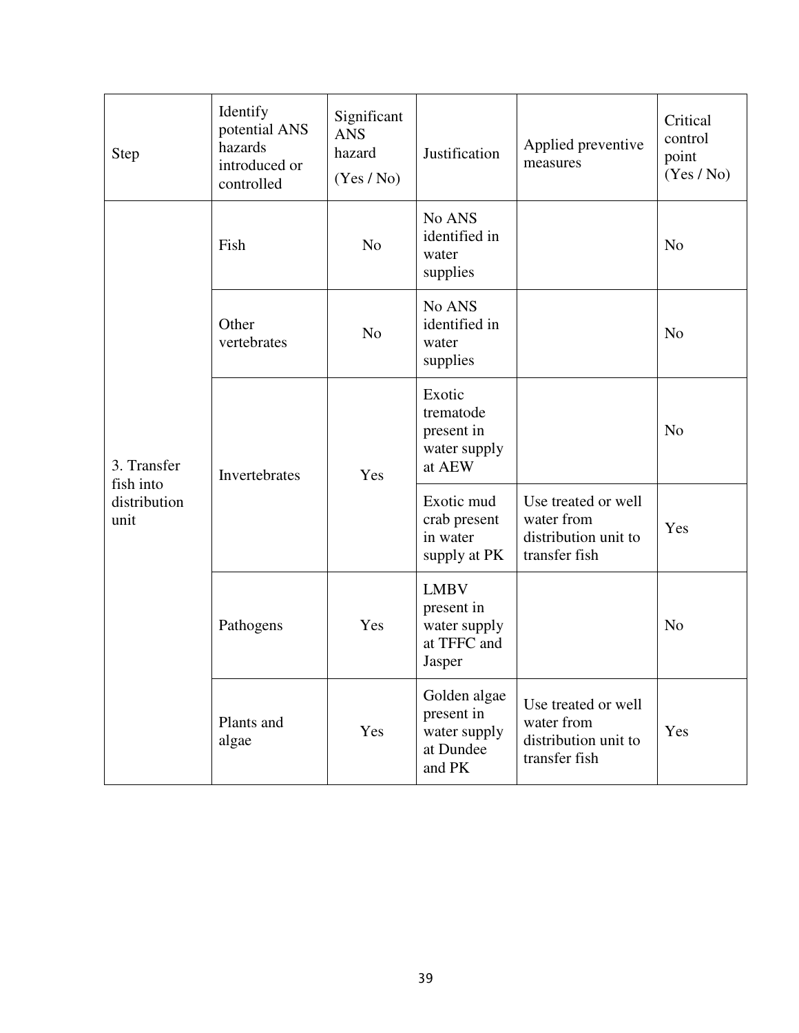| Step | Identify potential ANS hazards introduced or controlled | Significant ANS hazard (Yes / No) | Justification | Applied preventive measures | Critical control point (Yes / No) |
|---|---|---|---|---|---|
| 3. Transfer fish into distribution unit | Fish | No | No ANS identified in water supplies | | No |
| | Other vertebrates | No | No ANS identified in water supplies | | No |
| | Invertebrates | Yes | Exotic trematode present in water supply at AEW | | No |
| | | | Exotic mud crab present in water supply at PK | Use treated or well water from distribution unit to transfer fish | Yes |
| | Pathogens | Yes | LMBV present in water supply at TFFC and Jasper | | No |
| | Plants and algae | Yes | Golden algae present in water supply at Dundee and PK | Use treated or well water from distribution unit to transfer fish | Yes |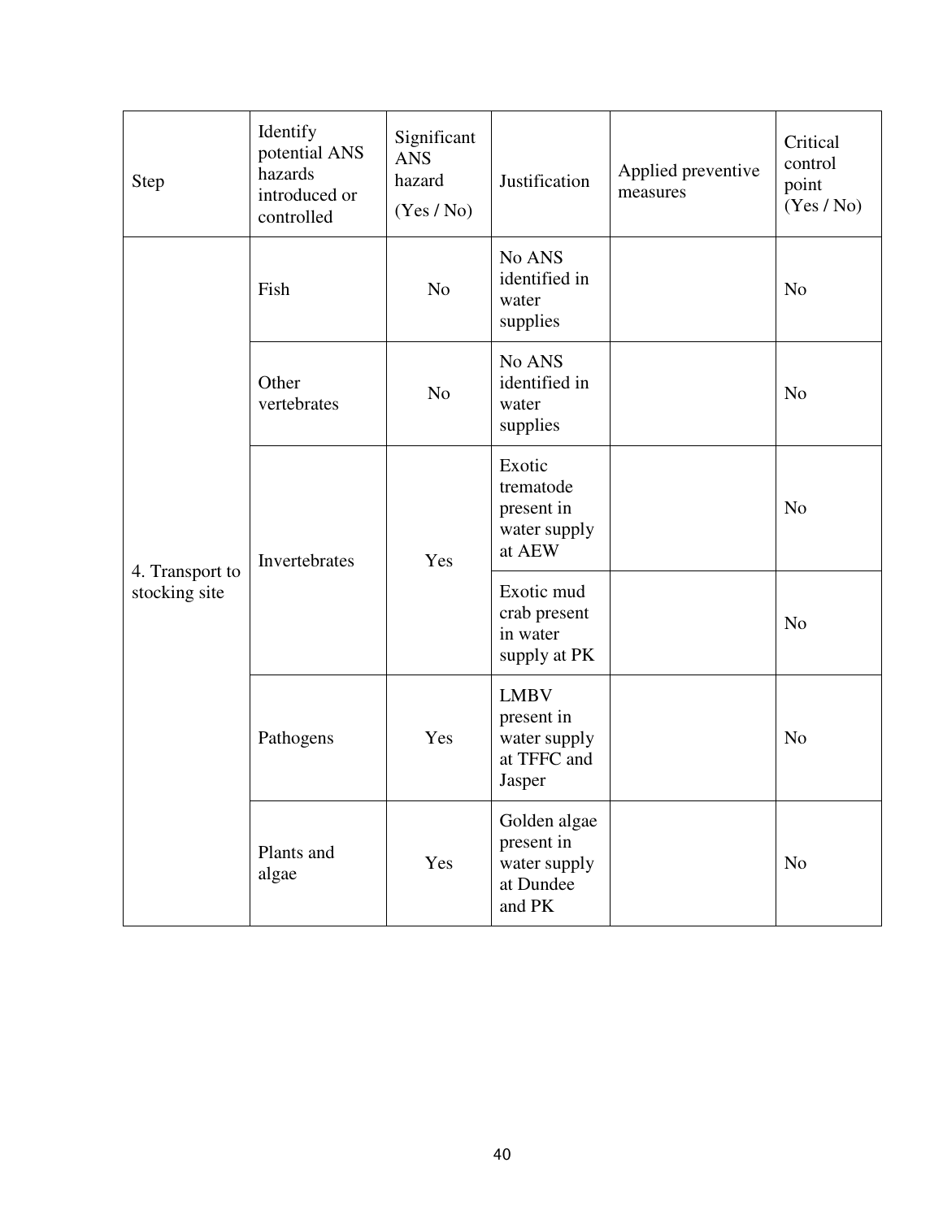| Step | Identify potential ANS hazards introduced or controlled | Significant ANS hazard (Yes / No) | Justification | Applied preventive measures | Critical control point (Yes / No) |
|---|---|---|---|---|---|
| 4. Transport to stocking site | Fish | No | No ANS identified in water supplies | | No |
| | Other vertebrates | No | No ANS identified in water supplies | | No |
| | Invertebrates | Yes | Exotic trematode present in water supply at AEW | | No |
| | | | Exotic mud crab present in water supply at PK | | No |
| | Pathogens | Yes | LMBV present in water supply at TFFC and Jasper | | No |
| | Plants and algae | Yes | Golden algae present in water supply at Dundee and PK | | No |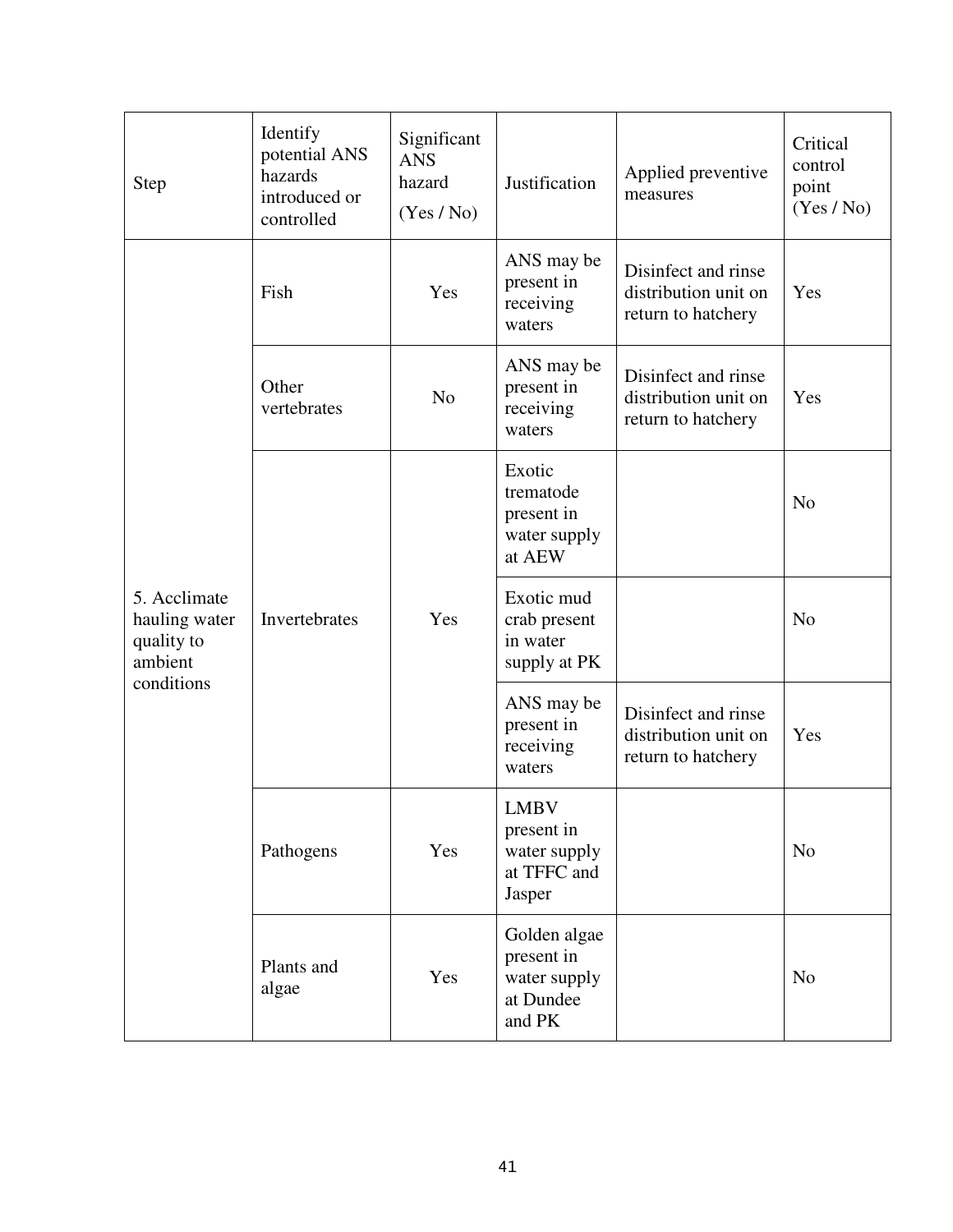| Step | Identify potential ANS hazards introduced or controlled | Significant ANS hazard (Yes / No) | Justification | Applied preventive measures | Critical control point (Yes / No) |
|---|---|---|---|---|---|
| 5. Acclimate hauling water quality to ambient conditions | Fish | Yes | ANS may be present in receiving waters | Disinfect and rinse distribution unit on return to hatchery | Yes |
| | Other vertebrates | No | ANS may be present in receiving waters | Disinfect and rinse distribution unit on return to hatchery | Yes |
| | Invertebrates | Yes | Exotic trematode present in water supply at AEW | | No |
| | | | Exotic mud crab present in water supply at PK | | No |
| | | | ANS may be present in receiving waters | Disinfect and rinse distribution unit on return to hatchery | Yes |
| | Pathogens | Yes | LMBV present in water supply at TFFC and Jasper | | No |
| | Plants and algae | Yes | Golden algae present in water supply at Dundee and PK | | No |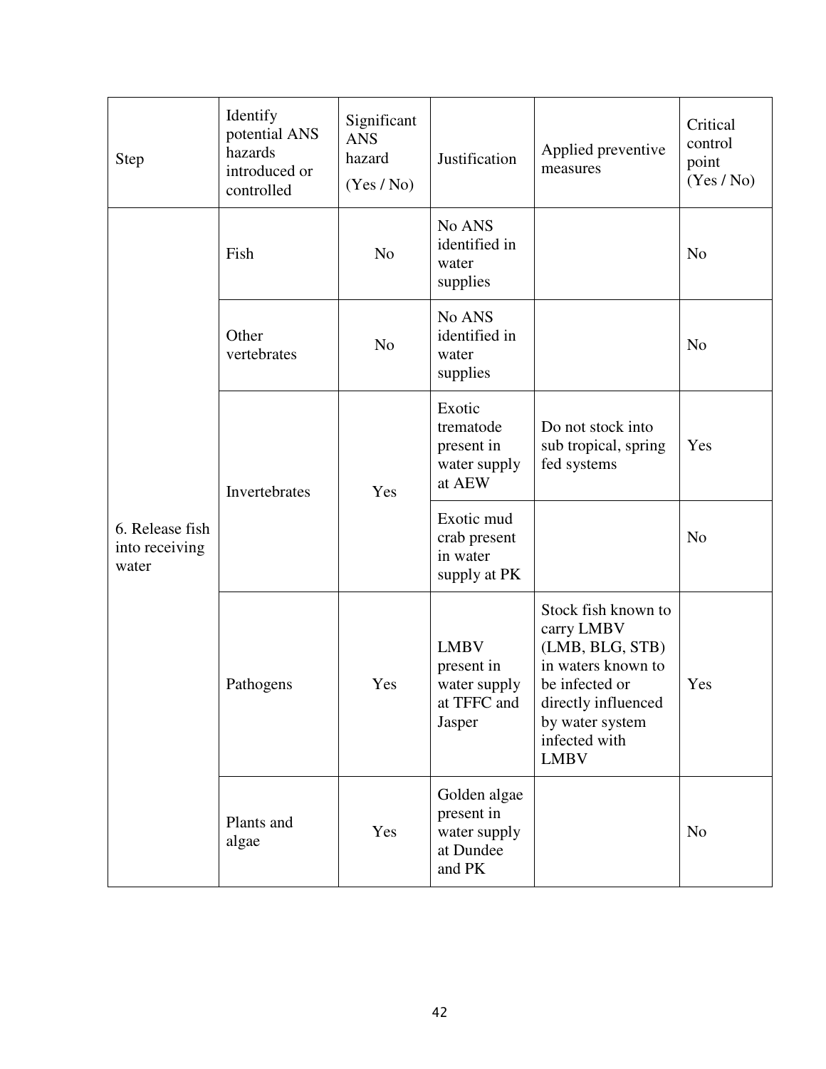| Step | Identify potential ANS hazards introduced or controlled | Significant ANS hazard (Yes / No) | Justification | Applied preventive measures | Critical control point (Yes / No) |
| --- | --- | --- | --- | --- | --- |
| 6. Release fish into receiving water | Fish | No | No ANS identified in water supplies | | No |
| | Other vertebrates | No | No ANS identified in water supplies | | No |
| | Invertebrates | Yes | Exotic trematode present in water supply at AEW | Do not stock into sub tropical, spring fed systems | Yes |
| | | | Exotic mud crab present in water supply at PK | | No |
| | Pathogens | Yes | LMBV present in water supply at TFFC and Jasper | Stock fish known to carry LMBV (LMB, BLG, STB) in waters known to be infected or directly influenced by water system infected with LMBV | Yes |
| | Plants and algae | Yes | Golden algae present in water supply at Dundee and PK | | No |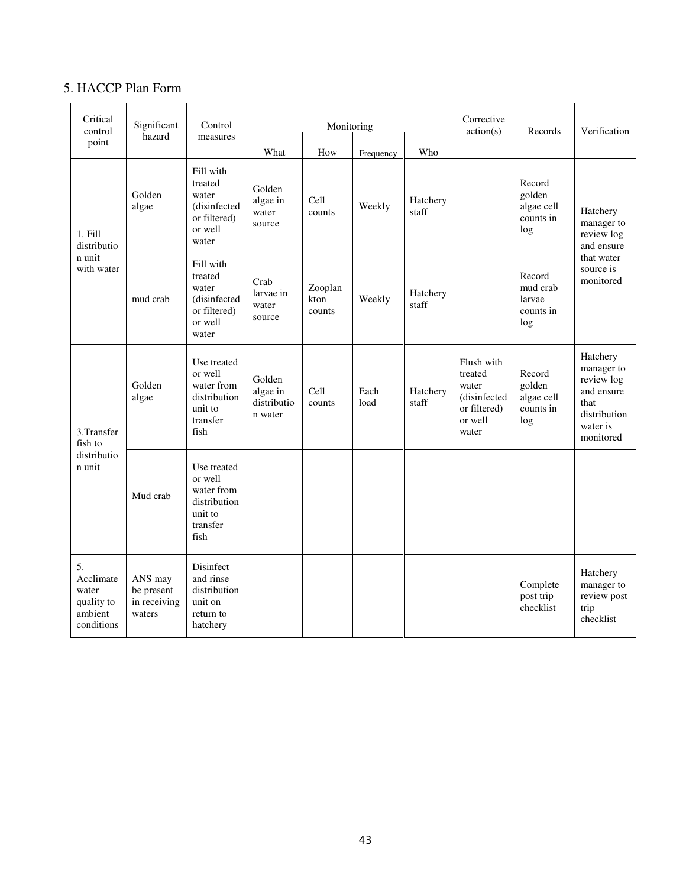## 5. HACCP Plan Form

| Critical control point | Significant hazard | Control measures | Monitoring | | | | Corrective action(s) | Records | Verification |
|---|---|---|---|---|---|---|---|---|---|
| | | | What | How | Frequency | Who | | | |
| 1. Fill distribution unit with water | Golden algae | Fill with treated water (disinfected or filtered) or well water | Golden algae in water source | Cell counts | Weekly | Hatchery staff | | Record golden algae cell counts in log | Hatchery manager to review log and ensure that water source is monitored |
| | mud crab | Fill with treated water (disinfected or filtered) or well water | Crab larvae in water source | Zooplankton counts | Weekly | Hatchery staff | | Record mud crab larvae counts in log | |
| 3.Transfer fish to distribution unit | Golden algae | Use treated or well water from distribution unit to transfer fish | Golden algae in distribution water | Cell counts | Each load | Hatchery staff | Flush with treated water (disinfected or filtered) or well water | Record golden algae cell counts in log | Hatchery manager to review log and ensure that distribution water is monitored |
| | Mud crab | Use treated or well water from distribution unit to transfer fish | | | | | | | |
| 5. Acclimate water quality to ambient conditions | ANS may be present in receiving waters | Disinfect and rinse distribution unit on return to hatchery | | | | | | Complete post trip checklist | Hatchery manager to review post trip checklist |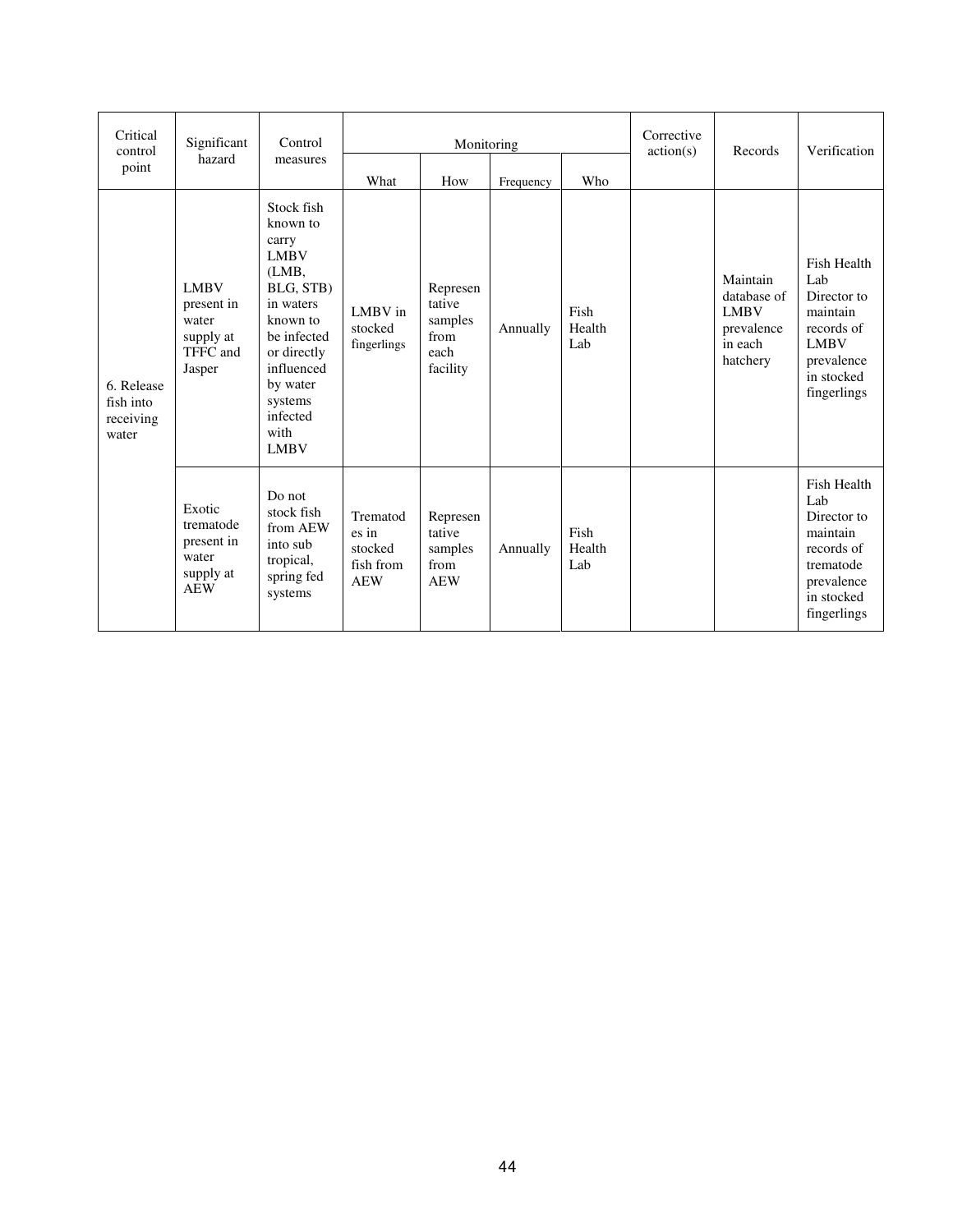| Critical control point | Significant hazard | Control measures | Monitoring | | | | Corrective action(s) | Records | Verification |
|---|---|---|---|---|---|---|---|---|---|
| | | | What | How | Frequency | Who | | | |
| 6. Release fish into receiving water | LMBV present in water supply at TFFC and Jasper | Stock fish known to carry LMBV (LMB, BLG, STB) in waters known to be infected or directly influenced by water systems infected with LMBV | LMBV in stocked fingerlings | Representative samples from each facility | Annually | Fish Health Lab | | Maintain database of LMBV prevalence in each hatchery | Fish Health Lab Director to maintain records of LMBV prevalence in stocked fingerlings |
| | Exotic trematode present in water supply at AEW | Do not stock fish from AEW into sub tropical, spring fed systems | Trematodes in stocked fish from AEW | Representative samples from AEW | Annually | Fish Health Lab | | | Fish Health Lab Director to maintain records of trematode prevalence in stocked fingerlings |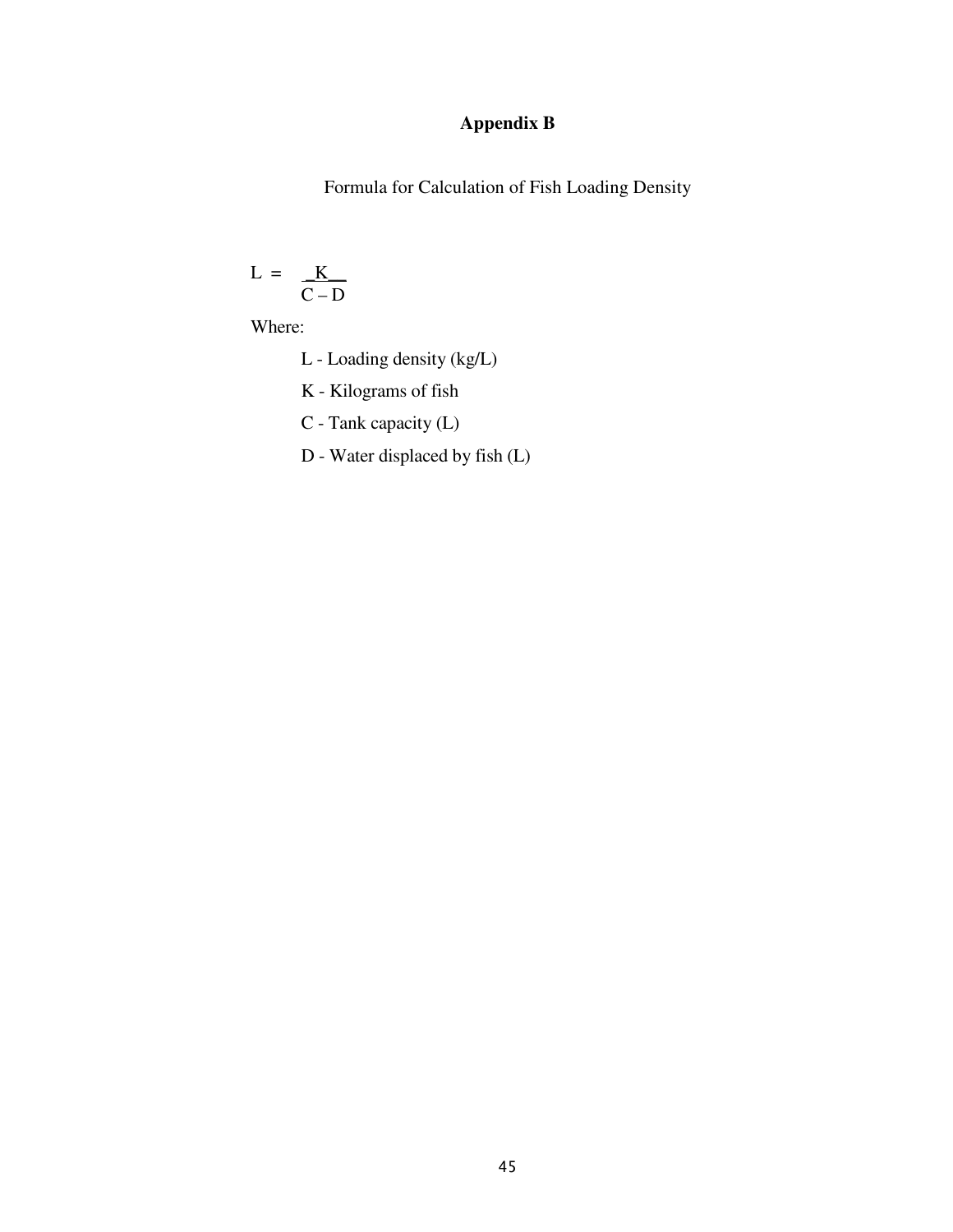## Appendix B

Formula for Calculation of Fish Loading Density

$$L = \frac{K}{C - D}$$

Where:

L - Loading density (kg/L)

K - Kilograms of fish

C - Tank capacity (L)

D - Water displaced by fish (L)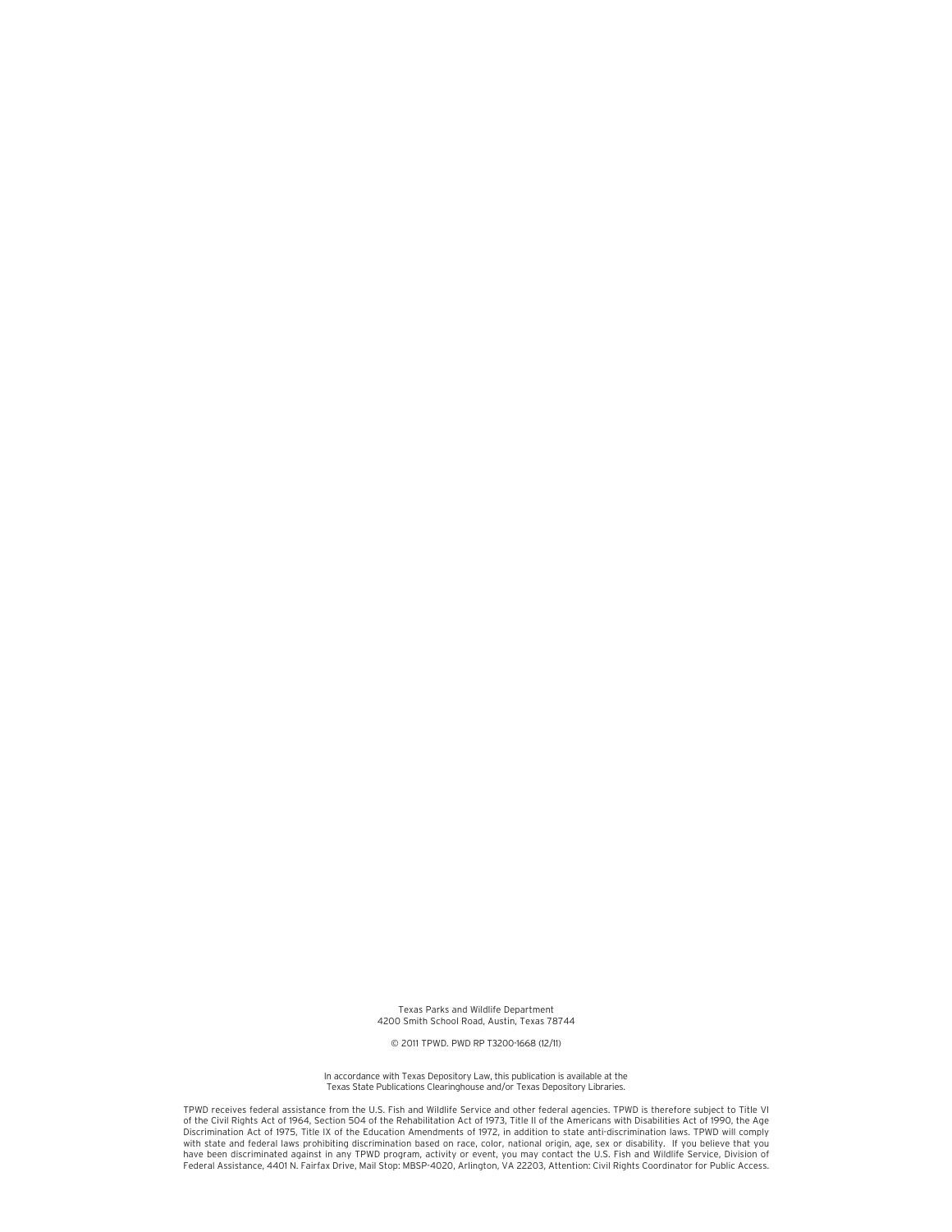Texas Parks and Wildlife Department
4200 Smith School Road, Austin, Texas 78744

© 2011 TPWD. PWD RP T3200-1668 (12/11)

In accordance with Texas Depository Law, this publication is available at the Texas State Publications Clearinghouse and/or Texas Depository Libraries.

TPWD receives federal assistance from the U.S. Fish and Wildlife Service and other federal agencies. TPWD is therefore subject to Title VI of the Civil Rights Act of 1964, Section 504 of the Rehabilitation Act of 1973, Title II of the Americans with Disabilities Act of 1990, the Age Discrimination Act of 1975, Title IX of the Education Amendments of 1972, in addition to state anti-discrimination laws. TPWD will comply with state and federal laws prohibiting discrimination based on race, color, national origin, age, sex or disability. If you believe that you have been discriminated against in any TPWD program, activity or event, you may contact the U.S. Fish and Wildlife Service, Division of Federal Assistance, 4401 N. Fairfax Drive, Mail Stop: MBSP-4020, Arlington, VA 22203, Attention: Civil Rights Coordinator for Public Access.